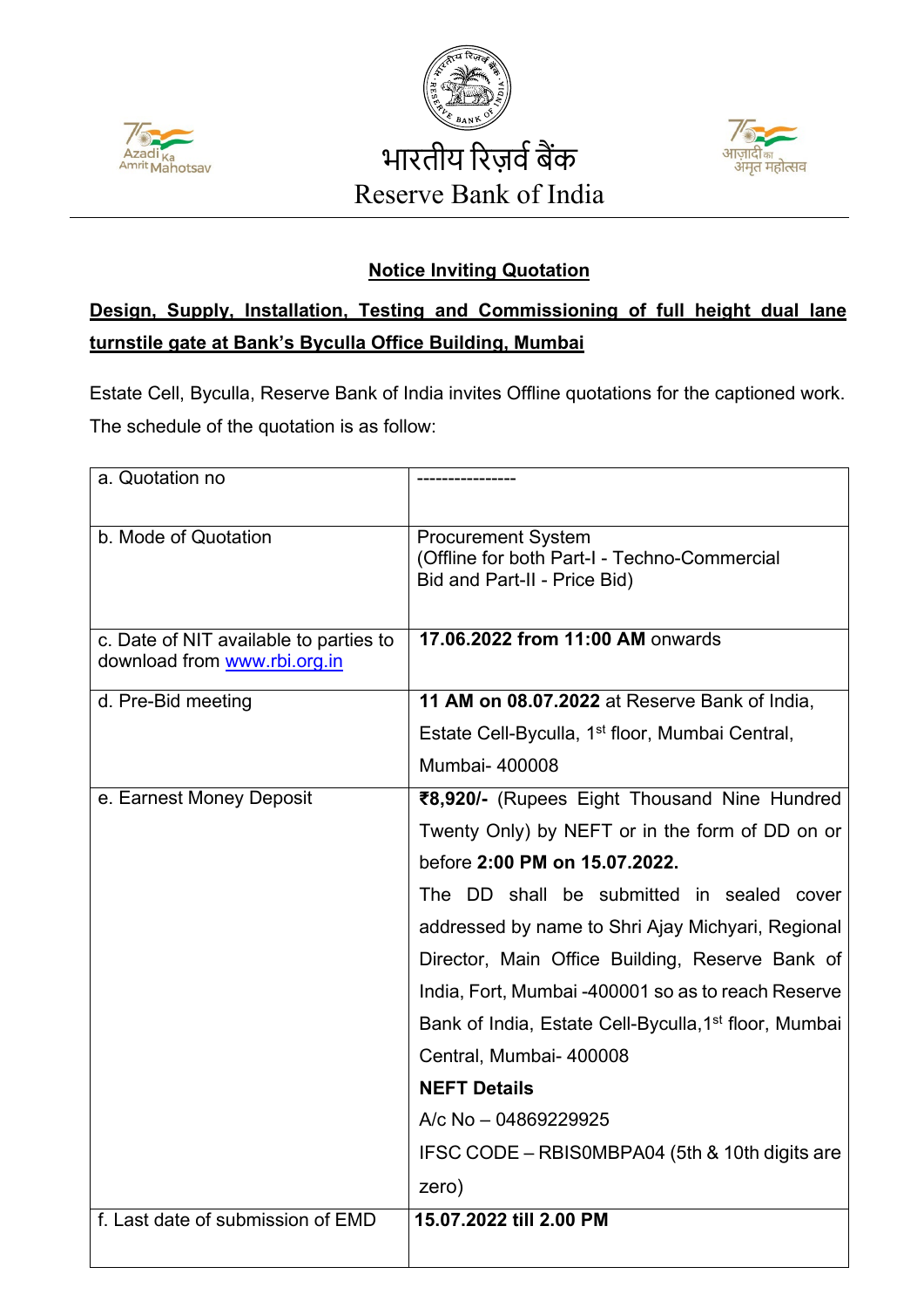भारतीय रिज़र्व बैंक

Reserve Bank of India

## Notice Inviting Quotation

## Design, Supply, Installation, Testing and Commissioning of full height dual lane turnstile gate at Bank's Byculla Office Building, Mumbai

Estate Cell, Byculla, Reserve Bank of India invites Offline quotations for the captioned work. The schedule of the quotation is as follow:

| | |
|---|---|
| a. Quotation no | ---------------- |
| b. Mode of Quotation | Procurement System (Offline for both Part-I - Techno-Commercial Bid and Part-II - Price Bid) |
| c. Date of NIT available to parties to download from www.rbi.org.in | **17.06.2022 from 11:00 AM** onwards |
| d. Pre-Bid meeting | **11 AM on 08.07.2022** at Reserve Bank of India, Estate Cell-Byculla, 1st floor, Mumbai Central, Mumbai- 400008 |
| e. Earnest Money Deposit | **₹8,920/-** (Rupees Eight Thousand Nine Hundred Twenty Only) by NEFT or in the form of DD on or before **2:00 PM on 15.07.2022.** The DD shall be submitted in sealed cover addressed by name to Shri Ajay Michyari, Regional Director, Main Office Building, Reserve Bank of India, Fort, Mumbai -400001 so as to reach Reserve Bank of India, Estate Cell-Byculla, 1st floor, Mumbai Central, Mumbai- 400008 **NEFT Details** A/c No – 04869229925 IFSC CODE – RBIS0MBPA04 (5th & 10th digits are zero) |
| f. Last date of submission of EMD | **15.07.2022 till 2.00 PM** |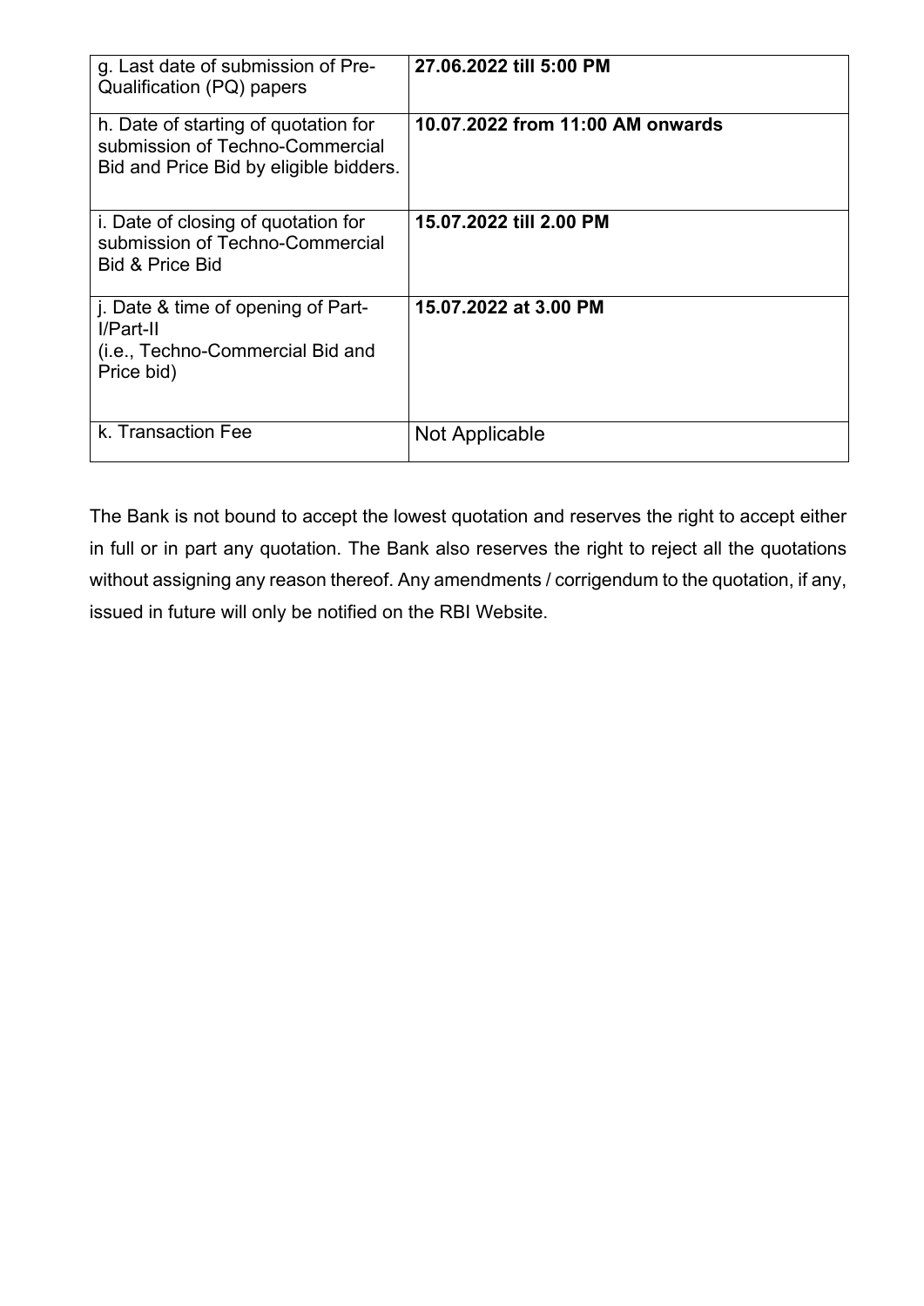| g. Last date of submission of Pre-Qualification (PQ) papers | **27.06.2022 till 5:00 PM** |
|---|---|
| h. Date of starting of quotation for submission of Techno-Commercial Bid and Price Bid by eligible bidders. | **10.07.2022 from 11:00 AM onwards** |
| i. Date of closing of quotation for submission of Techno-Commercial Bid & Price Bid | **15.07.2022 till 2.00 PM** |
| j. Date & time of opening of Part-I/Part-II (i.e., Techno-Commercial Bid and Price bid) | **15.07.2022 at 3.00 PM** |
| k. Transaction Fee | Not Applicable |

The Bank is not bound to accept the lowest quotation and reserves the right to accept either in full or in part any quotation. The Bank also reserves the right to reject all the quotations without assigning any reason thereof. Any amendments / corrigendum to the quotation, if any, issued in future will only be notified on the RBI Website.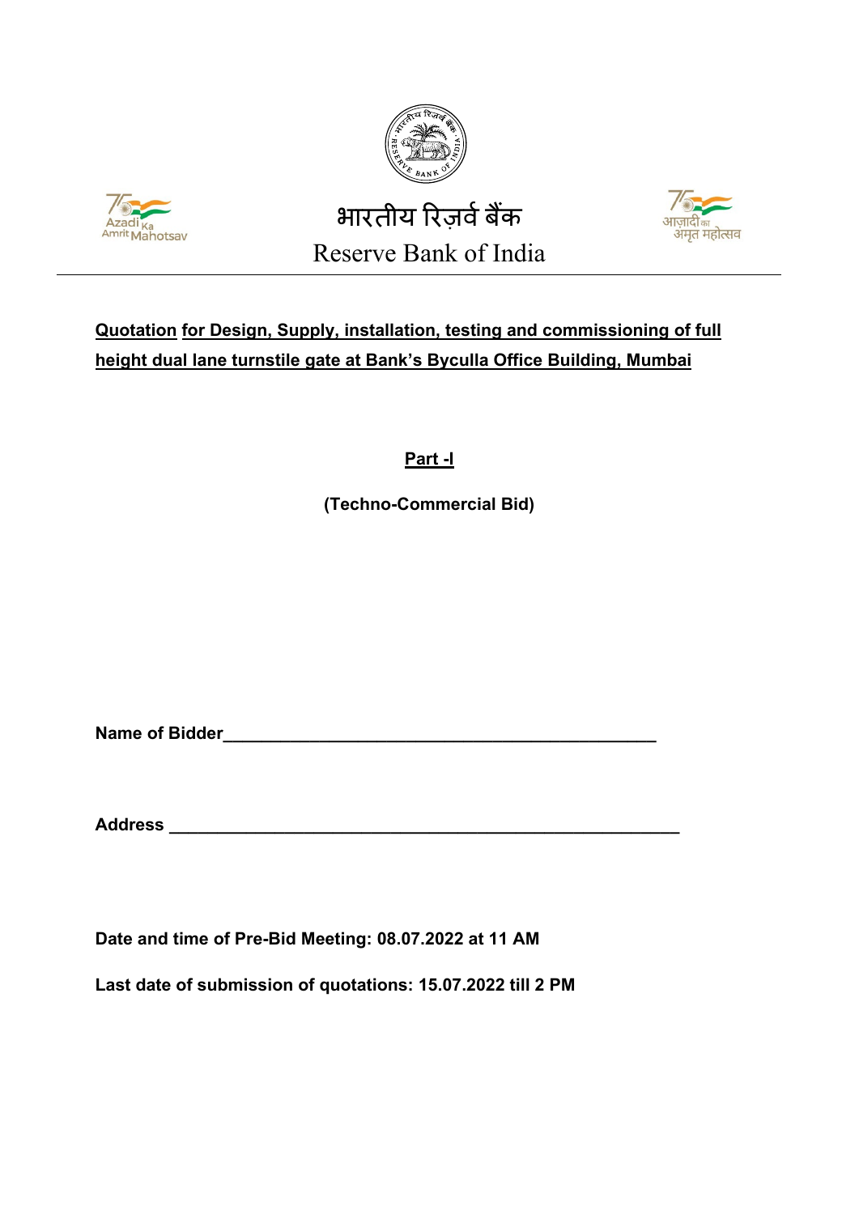भारतीय रिज़र्व बैंक

Reserve Bank of India

---

**Quotation for Design, Supply, installation, testing and commissioning of full height dual lane turnstile gate at Bank's Byculla Office Building, Mumbai**

**Part -I**

**(Techno-Commercial Bid)**

**Name of Bidder**\_\_\_\_\_\_\_\_\_\_\_\_\_\_\_\_\_\_\_\_\_\_\_\_\_\_\_\_\_\_\_\_\_\_\_\_\_\_\_\_\_\_\_\_\_\_

**Address** \_\_\_\_\_\_\_\_\_\_\_\_\_\_\_\_\_\_\_\_\_\_\_\_\_\_\_\_\_\_\_\_\_\_\_\_\_\_\_\_\_\_\_\_\_\_\_\_\_\_\_\_

**Date and time of Pre-Bid Meeting: 08.07.2022 at 11 AM**

**Last date of submission of quotations: 15.07.2022 till 2 PM**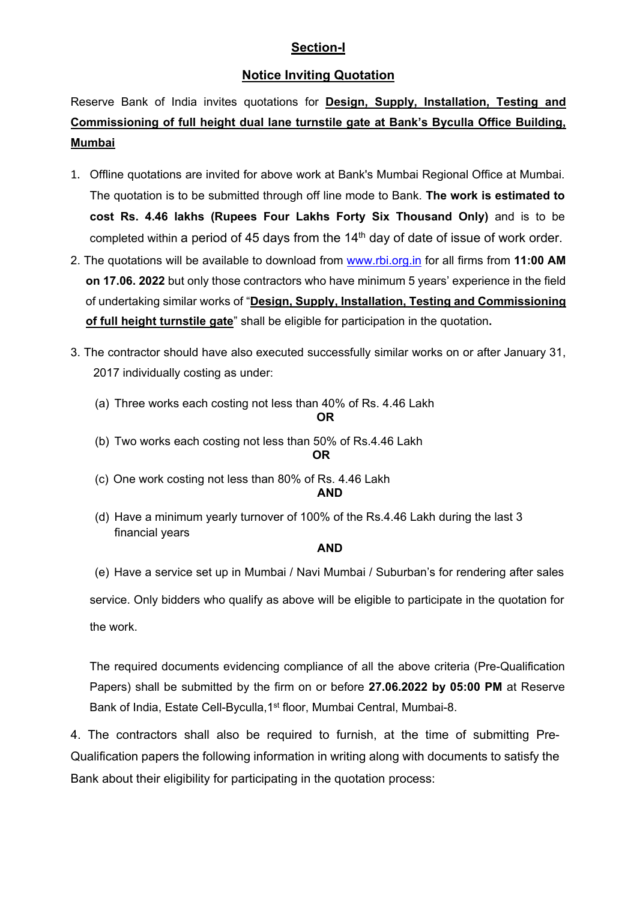## Section-I

## Notice Inviting Quotation

Reserve Bank of India invites quotations for **Design, Supply, Installation, Testing and Commissioning of full height dual lane turnstile gate at Bank's Byculla Office Building, Mumbai**

1. Offline quotations are invited for above work at Bank's Mumbai Regional Office at Mumbai. The quotation is to be submitted through off line mode to Bank. **The work is estimated to cost Rs. 4.46 lakhs (Rupees Four Lakhs Forty Six Thousand Only)** and is to be completed within a period of 45 days from the 14th day of date of issue of work order.

2. The quotations will be available to download from www.rbi.org.in for all firms from **11:00 AM on 17.06. 2022** but only those contractors who have minimum 5 years' experience in the field of undertaking similar works of "**Design, Supply, Installation, Testing and Commissioning of full height turnstile gate**" shall be eligible for participation in the quotation**.**

3. The contractor should have also executed successfully similar works on or after January 31, 2017 individually costing as under:

   (a) Three works each costing not less than 40% of Rs. 4.46 Lakh

   **OR**

   (b) Two works each costing not less than 50% of Rs.4.46 Lakh

   **OR**

   (c) One work costing not less than 80% of Rs. 4.46 Lakh

   **AND**

   (d) Have a minimum yearly turnover of 100% of the Rs.4.46 Lakh during the last 3 financial years

   **AND**

   (e) Have a service set up in Mumbai / Navi Mumbai / Suburban's for rendering after sales service. Only bidders who qualify as above will be eligible to participate in the quotation for the work.

   The required documents evidencing compliance of all the above criteria (Pre-Qualification Papers) shall be submitted by the firm on or before **27.06.2022 by 05:00 PM** at Reserve Bank of India, Estate Cell-Byculla,1st floor, Mumbai Central, Mumbai-8.

4. The contractors shall also be required to furnish, at the time of submitting Pre-Qualification papers the following information in writing along with documents to satisfy the Bank about their eligibility for participating in the quotation process: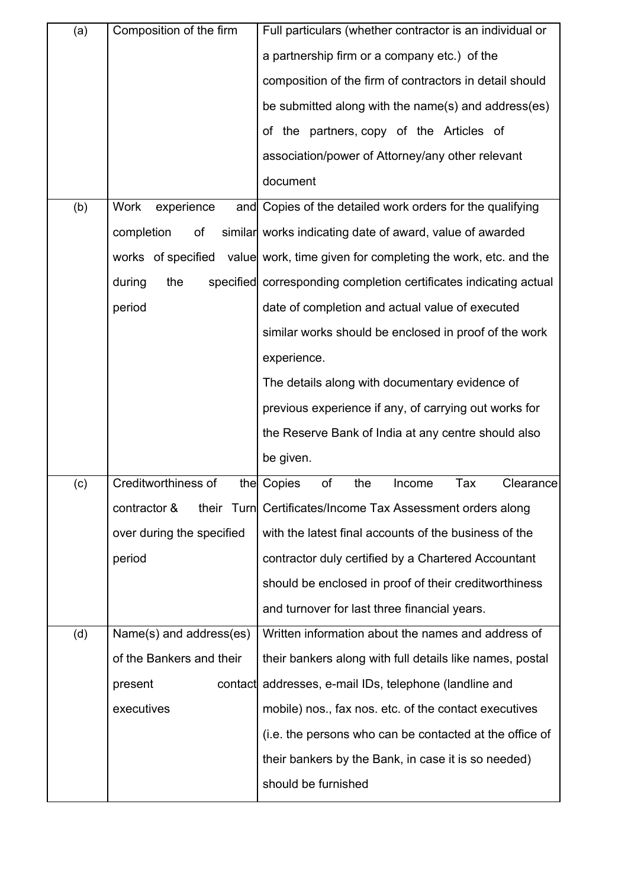| (a) | Composition of the firm | Full particulars (whether contractor is an individual or a partnership firm or a company etc.) of the composition of the firm of contractors in detail should be submitted along with the name(s) and address(es) of the partners, copy of the Articles of association/power of Attorney/any other relevant document |
|---|---|---|
| (b) | Work experience and completion of similar works of specified value during the specified period | Copies of the detailed work orders for the qualifying works indicating date of award, value of awarded work, time given for completing the work, etc. and the corresponding completion certificates indicating actual date of completion and actual value of executed similar works should be enclosed in proof of the work experience.<br>The details along with documentary evidence of previous experience if any, of carrying out works for the Reserve Bank of India at any centre should also be given. |
| (c) | Creditworthiness of the contractor & their Turn over during the specified period | Copies of the Income Tax Clearance Certificates/Income Tax Assessment orders along with the latest final accounts of the business of the contractor duly certified by a Chartered Accountant should be enclosed in proof of their creditworthiness and turnover for last three financial years. |
| (d) | Name(s) and address(es) of the Bankers and their present contact executives | Written information about the names and address of their bankers along with full details like names, postal addresses, e-mail IDs, telephone (landline and mobile) nos., fax nos. etc. of the contact executives (i.e. the persons who can be contacted at the office of their bankers by the Bank, in case it is so needed) should be furnished |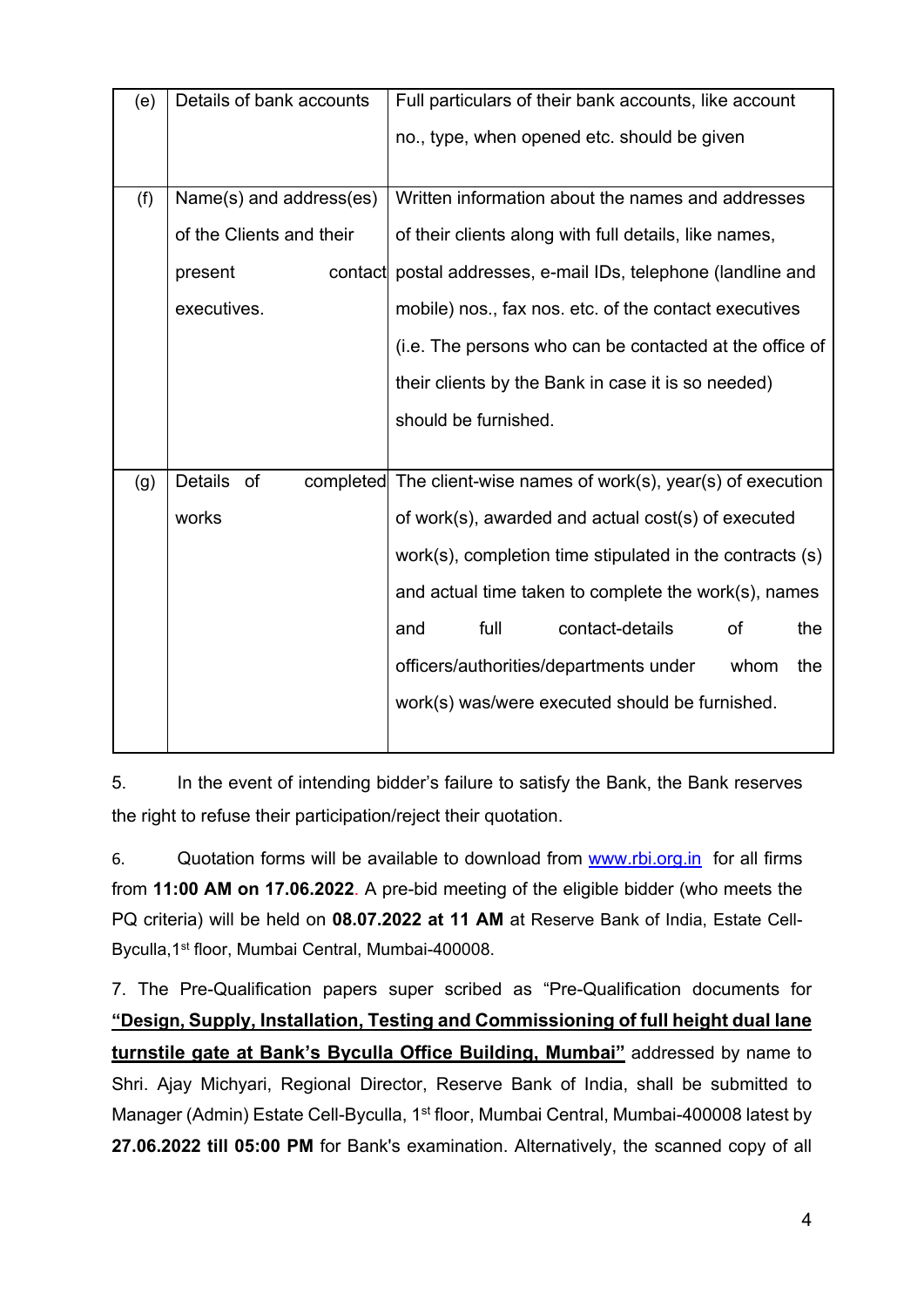| | | |
|---|---|---|
| (e) | Details of bank accounts | Full particulars of their bank accounts, like account no., type, when opened etc. should be given |
| (f) | Name(s) and address(es) of the Clients and their present contact executives. | Written information about the names and addresses of their clients along with full details, like names, postal addresses, e-mail IDs, telephone (landline and mobile) nos., fax nos. etc. of the contact executives (i.e. The persons who can be contacted at the office of their clients by the Bank in case it is so needed) should be furnished. |
| (g) | Details of completed works | The client-wise names of work(s), year(s) of execution of work(s), awarded and actual cost(s) of executed work(s), completion time stipulated in the contracts (s) and actual time taken to complete the work(s), names and full contact-details of the officers/authorities/departments under whom the work(s) was/were executed should be furnished. |

5. In the event of intending bidder's failure to satisfy the Bank, the Bank reserves the right to refuse their participation/reject their quotation.

6. Quotation forms will be available to download from www.rbi.org.in for all firms from **11:00 AM on 17.06.2022**. A pre-bid meeting of the eligible bidder (who meets the PQ criteria) will be held on **08.07.2022 at 11 AM** at Reserve Bank of India, Estate Cell-Byculla,1st floor, Mumbai Central, Mumbai-400008.

7. The Pre-Qualification papers super scribed as "Pre-Qualification documents for **"Design, Supply, Installation, Testing and Commissioning of full height dual lane turnstile gate at Bank's Byculla Office Building, Mumbai"** addressed by name to Shri. Ajay Michyari, Regional Director, Reserve Bank of India, shall be submitted to Manager (Admin) Estate Cell-Byculla, 1st floor, Mumbai Central, Mumbai-400008 latest by **27.06.2022 till 05:00 PM** for Bank's examination. Alternatively, the scanned copy of all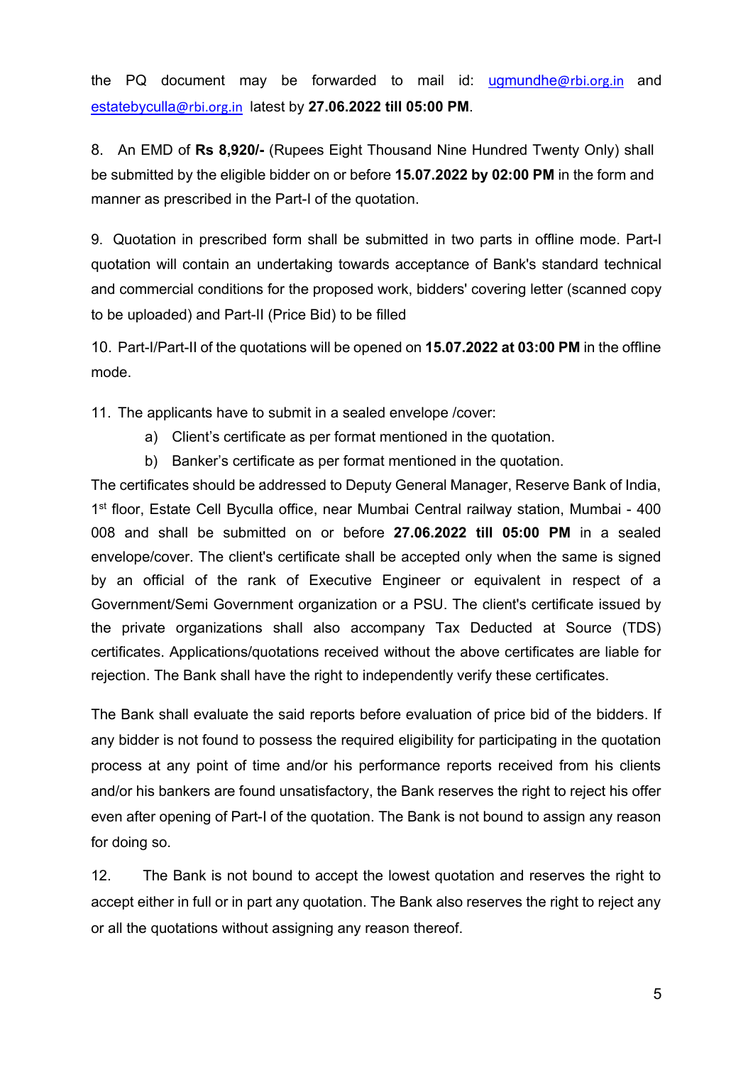the PQ document may be forwarded to mail id: ugmundhe@rbi.org.in and estatebyculla@rbi.org.in latest by **27.06.2022 till 05:00 PM**.

8. An EMD of **Rs 8,920/-** (Rupees Eight Thousand Nine Hundred Twenty Only) shall be submitted by the eligible bidder on or before **15.07.2022 by 02:00 PM** in the form and manner as prescribed in the Part-I of the quotation.

9. Quotation in prescribed form shall be submitted in two parts in offline mode. Part-I quotation will contain an undertaking towards acceptance of Bank's standard technical and commercial conditions for the proposed work, bidders' covering letter (scanned copy to be uploaded) and Part-II (Price Bid) to be filled

10. Part-I/Part-II of the quotations will be opened on **15.07.2022 at 03:00 PM** in the offline mode.

11. The applicants have to submit in a sealed envelope /cover:

   a) Client's certificate as per format mentioned in the quotation.

   b) Banker's certificate as per format mentioned in the quotation.

The certificates should be addressed to Deputy General Manager, Reserve Bank of India, 1st floor, Estate Cell Byculla office, near Mumbai Central railway station, Mumbai - 400 008 and shall be submitted on or before **27.06.2022 till 05:00 PM** in a sealed envelope/cover. The client's certificate shall be accepted only when the same is signed by an official of the rank of Executive Engineer or equivalent in respect of a Government/Semi Government organization or a PSU. The client's certificate issued by the private organizations shall also accompany Tax Deducted at Source (TDS) certificates. Applications/quotations received without the above certificates are liable for rejection. The Bank shall have the right to independently verify these certificates.

The Bank shall evaluate the said reports before evaluation of price bid of the bidders. If any bidder is not found to possess the required eligibility for participating in the quotation process at any point of time and/or his performance reports received from his clients and/or his bankers are found unsatisfactory, the Bank reserves the right to reject his offer even after opening of Part-I of the quotation. The Bank is not bound to assign any reason for doing so.

12. The Bank is not bound to accept the lowest quotation and reserves the right to accept either in full or in part any quotation. The Bank also reserves the right to reject any or all the quotations without assigning any reason thereof.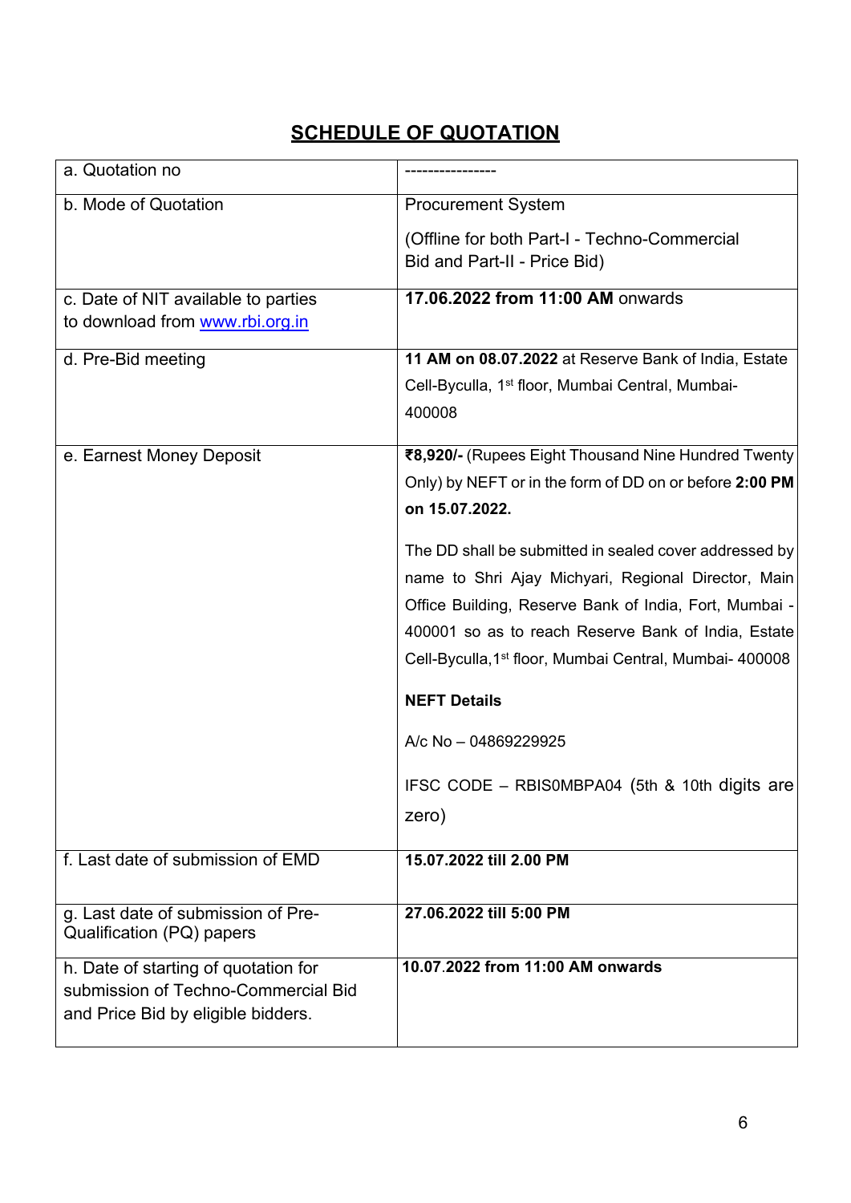## SCHEDULE OF QUOTATION

| | |
|---|---|
| a. Quotation no | ---------------- |
| b. Mode of Quotation | Procurement System<br><br>(Offline for both Part-I - Techno-Commercial Bid and Part-II - Price Bid) |
| c. Date of NIT available to parties to download from [www.rbi.org.in](http://www.rbi.org.in) | **17.06.2022 from 11:00 AM** onwards |
| d. Pre-Bid meeting | **11 AM on 08.07.2022** at Reserve Bank of India, Estate Cell-Byculla, 1st floor, Mumbai Central, Mumbai-400008 |
| e. Earnest Money Deposit | **₹8,920/-** (Rupees Eight Thousand Nine Hundred Twenty Only) by NEFT or in the form of DD on or before **2:00 PM on 15.07.2022.**<br><br>The DD shall be submitted in sealed cover addressed by name to Shri Ajay Michyari, Regional Director, Main Office Building, Reserve Bank of India, Fort, Mumbai - 400001 so as to reach Reserve Bank of India, Estate Cell-Byculla,1st floor, Mumbai Central, Mumbai- 400008<br><br>**NEFT Details**<br><br>A/c No – 04869229925<br><br>IFSC CODE – RBIS0MBPA04 (5th & 10th digits are zero) |
| f. Last date of submission of EMD | **15.07.2022 till 2.00 PM** |
| g. Last date of submission of Pre-Qualification (PQ) papers | **27.06.2022 till 5:00 PM** |
| h. Date of starting of quotation for submission of Techno-Commercial Bid and Price Bid by eligible bidders. | **10.07.2022 from 11:00 AM onwards** |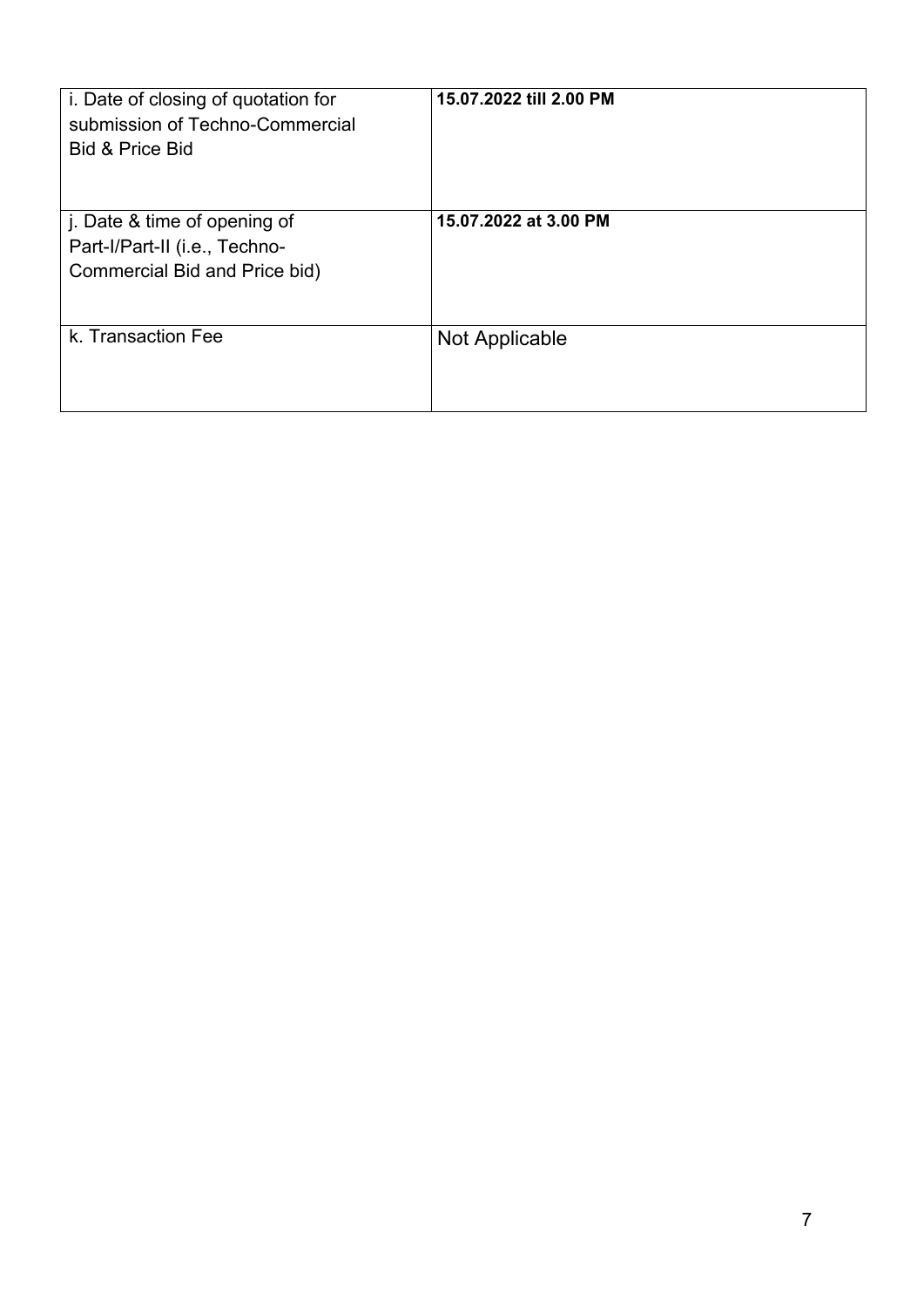| | |
|---|---|
| i. Date of closing of quotation for submission of Techno-Commercial Bid & Price Bid | **15.07.2022 till 2.00 PM** |
| j. Date & time of opening of Part-I/Part-II (i.e., Techno-Commercial Bid and Price bid) | **15.07.2022 at 3.00 PM** |
| k. Transaction Fee | Not Applicable |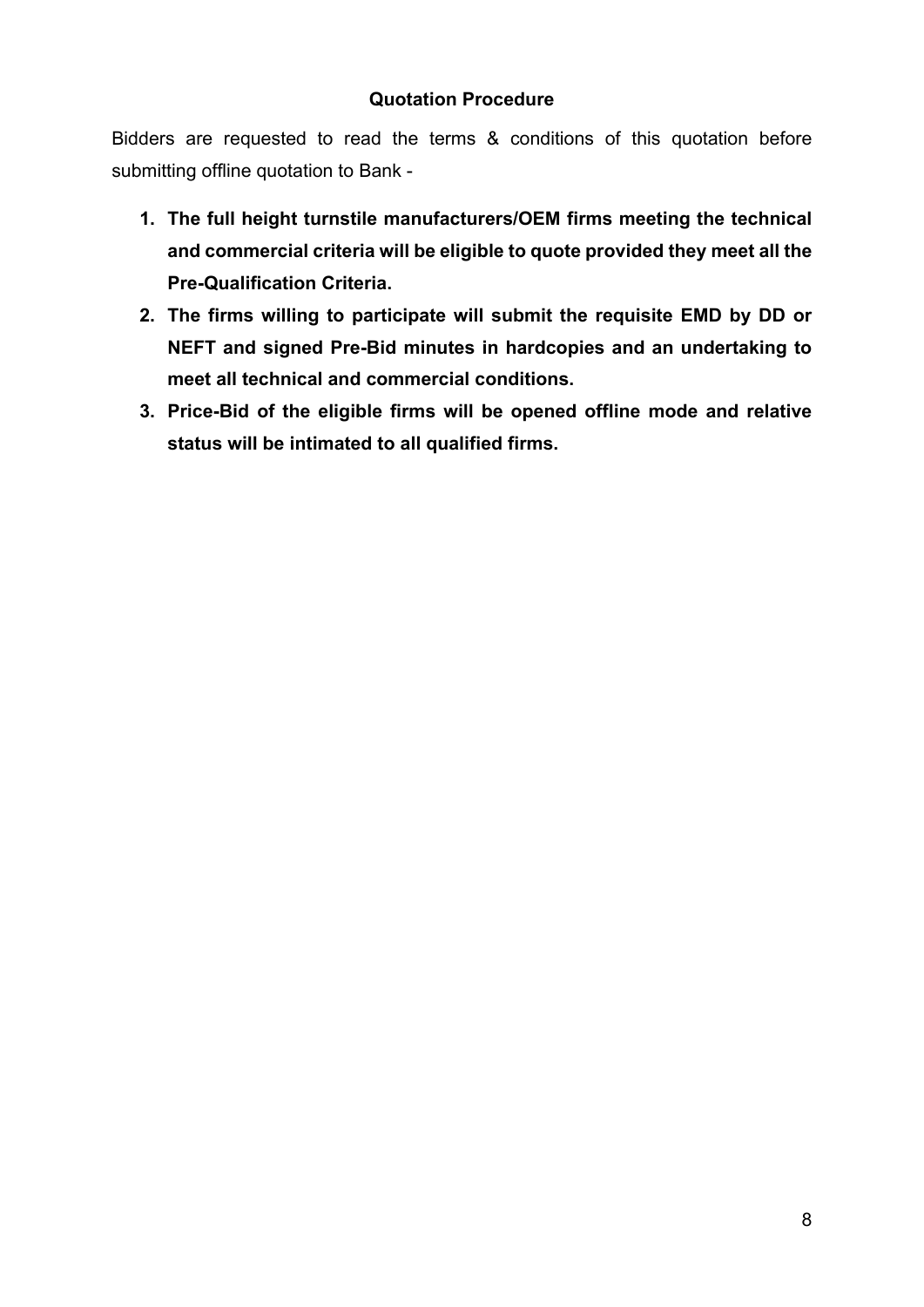## Quotation Procedure

Bidders are requested to read the terms & conditions of this quotation before submitting offline quotation to Bank -

1. **The full height turnstile manufacturers/OEM firms meeting the technical and commercial criteria will be eligible to quote provided they meet all the Pre-Qualification Criteria.**
2. **The firms willing to participate will submit the requisite EMD by DD or NEFT and signed Pre-Bid minutes in hardcopies and an undertaking to meet all technical and commercial conditions.**
3. **Price-Bid of the eligible firms will be opened offline mode and relative status will be intimated to all qualified firms.**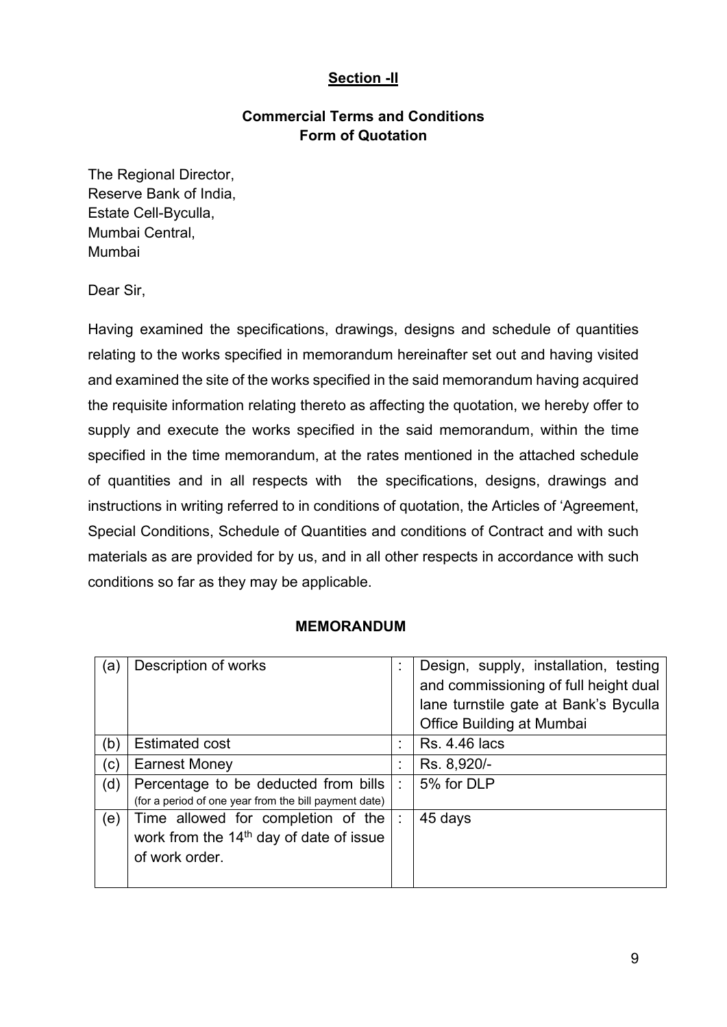## Section -II

### Commercial Terms and Conditions
### Form of Quotation

The Regional Director,
Reserve Bank of India,
Estate Cell-Byculla,
Mumbai Central,
Mumbai

Dear Sir,

Having examined the specifications, drawings, designs and schedule of quantities relating to the works specified in memorandum hereinafter set out and having visited and examined the site of the works specified in the said memorandum having acquired the requisite information relating thereto as affecting the quotation, we hereby offer to supply and execute the works specified in the said memorandum, within the time specified in the time memorandum, at the rates mentioned in the attached schedule of quantities and in all respects with the specifications, designs, drawings and instructions in writing referred to in conditions of quotation, the Articles of 'Agreement, Special Conditions, Schedule of Quantities and conditions of Contract and with such materials as are provided for by us, and in all other respects in accordance with such conditions so far as they may be applicable.

**MEMORANDUM**

| | | | |
|---|---|---|---|
| (a) | Description of works | : | Design, supply, installation, testing and commissioning of full height dual lane turnstile gate at Bank's Byculla Office Building at Mumbai |
| (b) | Estimated cost | : | Rs. 4.46 lacs |
| (c) | Earnest Money | : | Rs. 8,920/- |
| (d) | Percentage to be deducted from bills (for a period of one year from the bill payment date) | : | 5% for DLP |
| (e) | Time allowed for completion of the work from the 14th day of date of issue of work order. | : | 45 days |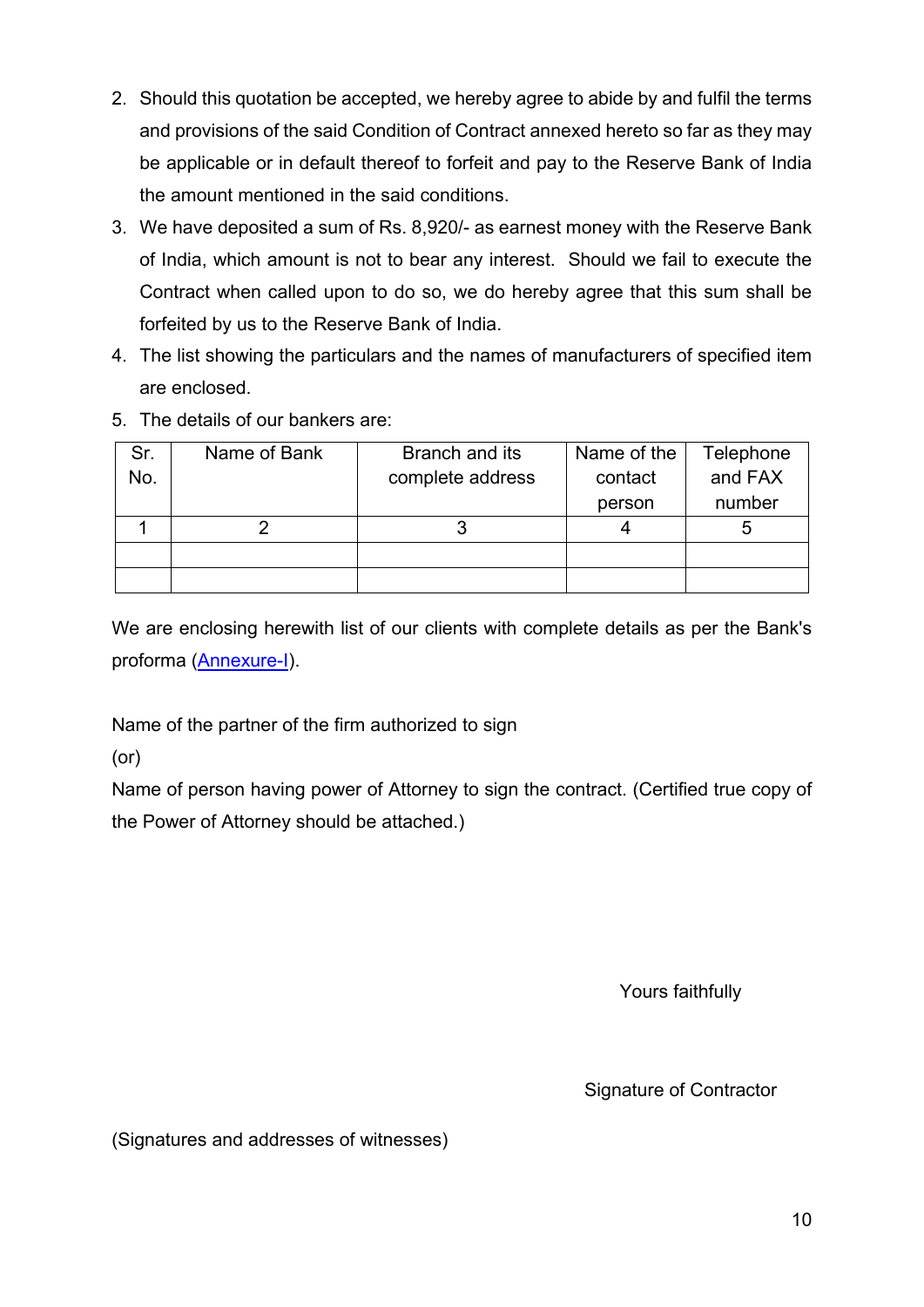2. Should this quotation be accepted, we hereby agree to abide by and fulfil the terms and provisions of the said Condition of Contract annexed hereto so far as they may be applicable or in default thereof to forfeit and pay to the Reserve Bank of India the amount mentioned in the said conditions.
3. We have deposited a sum of Rs. 8,920/- as earnest money with the Reserve Bank of India, which amount is not to bear any interest. Should we fail to execute the Contract when called upon to do so, we do hereby agree that this sum shall be forfeited by us to the Reserve Bank of India.
4. The list showing the particulars and the names of manufacturers of specified item are enclosed.
5. The details of our bankers are:

| Sr. No. | Name of Bank | Branch and its complete address | Name of the contact person | Telephone and FAX number |
|---|---|---|---|---|
| 1 | 2 | 3 | 4 | 5 |
| | | | | |
| | | | | |

We are enclosing herewith list of our clients with complete details as per the Bank's proforma (Annexure-I).

Name of the partner of the firm authorized to sign

(or)

Name of person having power of Attorney to sign the contract. (Certified true copy of the Power of Attorney should be attached.)

Yours faithfully

Signature of Contractor

(Signatures and addresses of witnesses)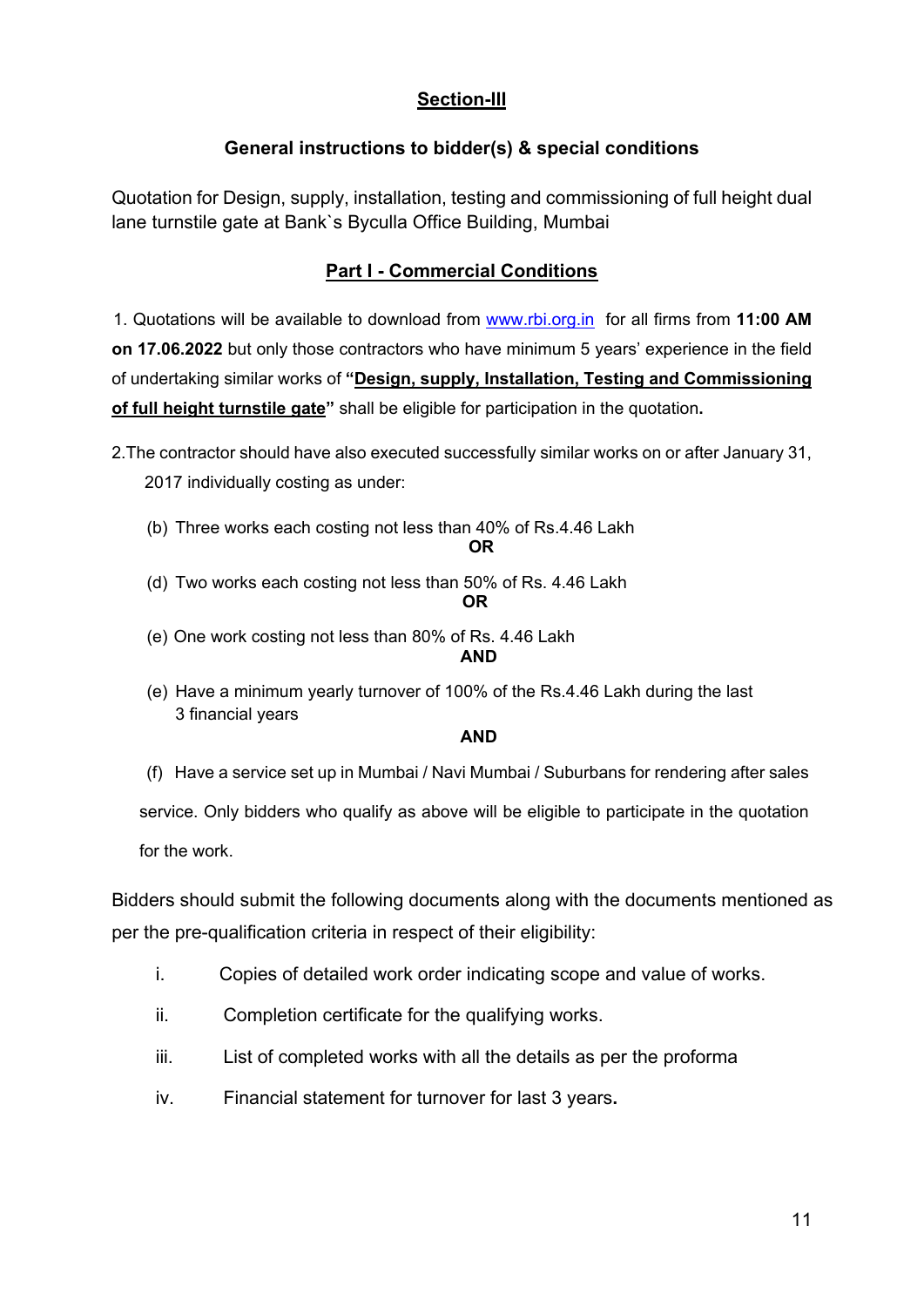## Section-III

### General instructions to bidder(s) & special conditions

Quotation for Design, supply, installation, testing and commissioning of full height dual lane turnstile gate at Bank`s Byculla Office Building, Mumbai

### Part I - Commercial Conditions

1. Quotations will be available to download from www.rbi.org.in for all firms from **11:00 AM on 17.06.2022** but only those contractors who have minimum 5 years' experience in the field of undertaking similar works of **"Design, supply, Installation, Testing and Commissioning of full height turnstile gate"** shall be eligible for participation in the quotation**.**

2. The contractor should have also executed successfully similar works on or after January 31, 2017 individually costing as under:

(b) Three works each costing not less than 40% of Rs.4.46 Lakh

**OR**

(d) Two works each costing not less than 50% of Rs. 4.46 Lakh

**OR**

(e) One work costing not less than 80% of Rs. 4.46 Lakh

**AND**

(e) Have a minimum yearly turnover of 100% of the Rs.4.46 Lakh during the last 3 financial years

**AND**

(f) Have a service set up in Mumbai / Navi Mumbai / Suburbans for rendering after sales service. Only bidders who qualify as above will be eligible to participate in the quotation for the work.

Bidders should submit the following documents along with the documents mentioned as per the pre-qualification criteria in respect of their eligibility:

i. Copies of detailed work order indicating scope and value of works.

ii. Completion certificate for the qualifying works.

iii. List of completed works with all the details as per the proforma

iv. Financial statement for turnover for last 3 years**.**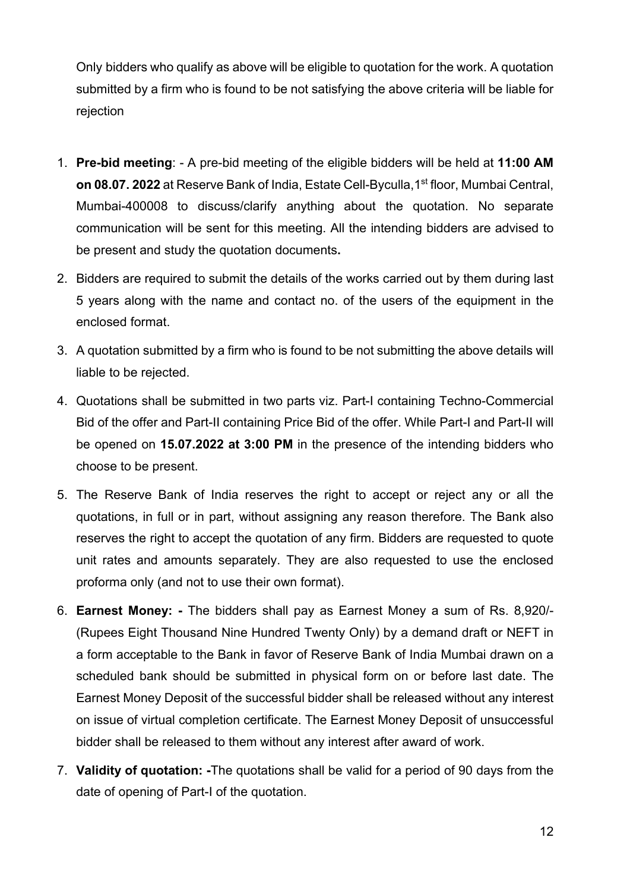Only bidders who qualify as above will be eligible to quotation for the work. A quotation submitted by a firm who is found to be not satisfying the above criteria will be liable for rejection

1. **Pre-bid meeting**: - A pre-bid meeting of the eligible bidders will be held at **11:00 AM on 08.07. 2022** at Reserve Bank of India, Estate Cell-Byculla,1st floor, Mumbai Central, Mumbai-400008 to discuss/clarify anything about the quotation. No separate communication will be sent for this meeting. All the intending bidders are advised to be present and study the quotation documents**.**
2. Bidders are required to submit the details of the works carried out by them during last 5 years along with the name and contact no. of the users of the equipment in the enclosed format.
3. A quotation submitted by a firm who is found to be not submitting the above details will liable to be rejected.
4. Quotations shall be submitted in two parts viz. Part-I containing Techno-Commercial Bid of the offer and Part-II containing Price Bid of the offer. While Part-I and Part-II will be opened on **15.07.2022 at 3:00 PM** in the presence of the intending bidders who choose to be present.
5. The Reserve Bank of India reserves the right to accept or reject any or all the quotations, in full or in part, without assigning any reason therefore. The Bank also reserves the right to accept the quotation of any firm. Bidders are requested to quote unit rates and amounts separately. They are also requested to use the enclosed proforma only (and not to use their own format).
6. **Earnest Money: -** The bidders shall pay as Earnest Money a sum of Rs. 8,920/- (Rupees Eight Thousand Nine Hundred Twenty Only) by a demand draft or NEFT in a form acceptable to the Bank in favor of Reserve Bank of India Mumbai drawn on a scheduled bank should be submitted in physical form on or before last date. The Earnest Money Deposit of the successful bidder shall be released without any interest on issue of virtual completion certificate. The Earnest Money Deposit of unsuccessful bidder shall be released to them without any interest after award of work.
7. **Validity of quotation: -**The quotations shall be valid for a period of 90 days from the date of opening of Part-I of the quotation.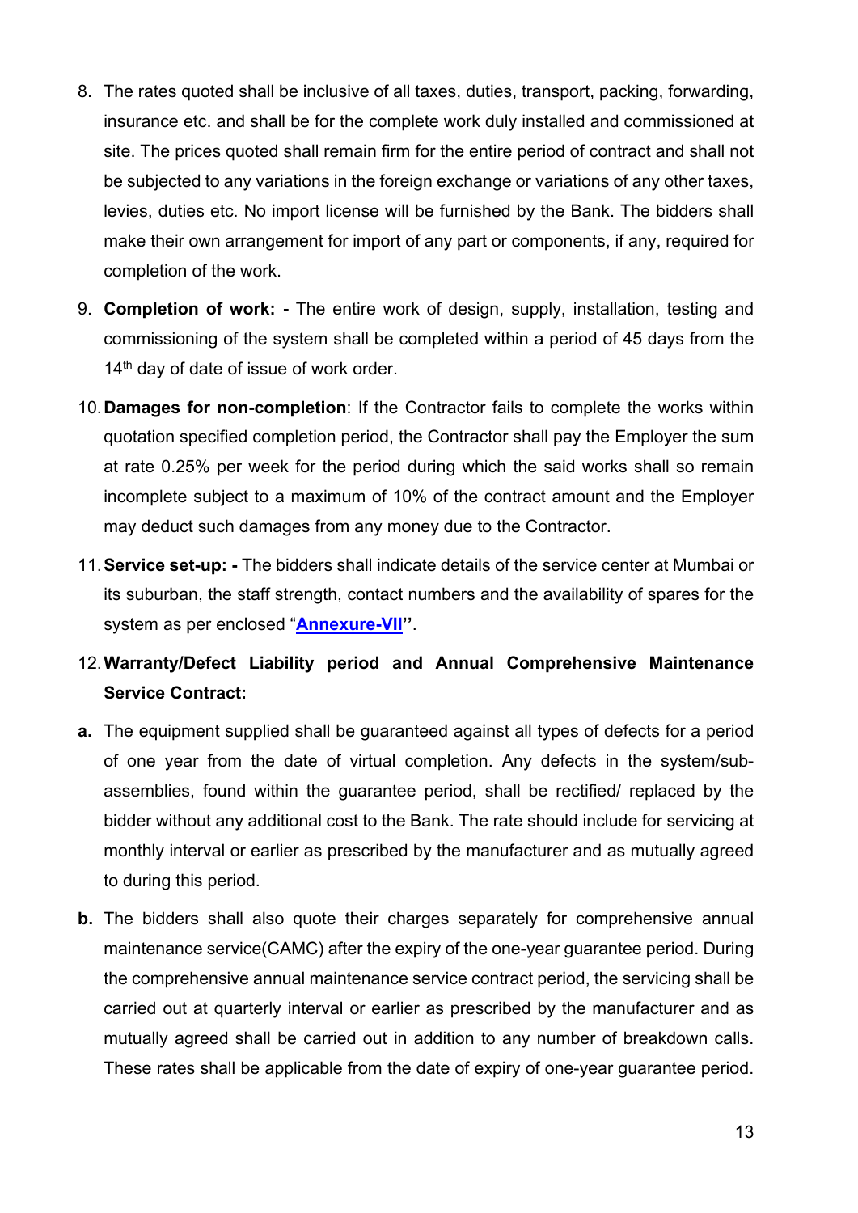8. The rates quoted shall be inclusive of all taxes, duties, transport, packing, forwarding, insurance etc. and shall be for the complete work duly installed and commissioned at site. The prices quoted shall remain firm for the entire period of contract and shall not be subjected to any variations in the foreign exchange or variations of any other taxes, levies, duties etc. No import license will be furnished by the Bank. The bidders shall make their own arrangement for import of any part or components, if any, required for completion of the work.

9. **Completion of work: -** The entire work of design, supply, installation, testing and commissioning of the system shall be completed within a period of 45 days from the 14th day of date of issue of work order.

10. **Damages for non-completion**: If the Contractor fails to complete the works within quotation specified completion period, the Contractor shall pay the Employer the sum at rate 0.25% per week for the period during which the said works shall so remain incomplete subject to a maximum of 10% of the contract amount and the Employer may deduct such damages from any money due to the Contractor.

11. **Service set-up: -** The bidders shall indicate details of the service center at Mumbai or its suburban, the staff strength, contact numbers and the availability of spares for the system as per enclosed "**Annexure-VII**".

12. **Warranty/Defect Liability period and Annual Comprehensive Maintenance Service Contract:**

**a.** The equipment supplied shall be guaranteed against all types of defects for a period of one year from the date of virtual completion. Any defects in the system/sub-assemblies, found within the guarantee period, shall be rectified/ replaced by the bidder without any additional cost to the Bank. The rate should include for servicing at monthly interval or earlier as prescribed by the manufacturer and as mutually agreed to during this period.

**b.** The bidders shall also quote their charges separately for comprehensive annual maintenance service(CAMC) after the expiry of the one-year guarantee period. During the comprehensive annual maintenance service contract period, the servicing shall be carried out at quarterly interval or earlier as prescribed by the manufacturer and as mutually agreed shall be carried out in addition to any number of breakdown calls. These rates shall be applicable from the date of expiry of one-year guarantee period.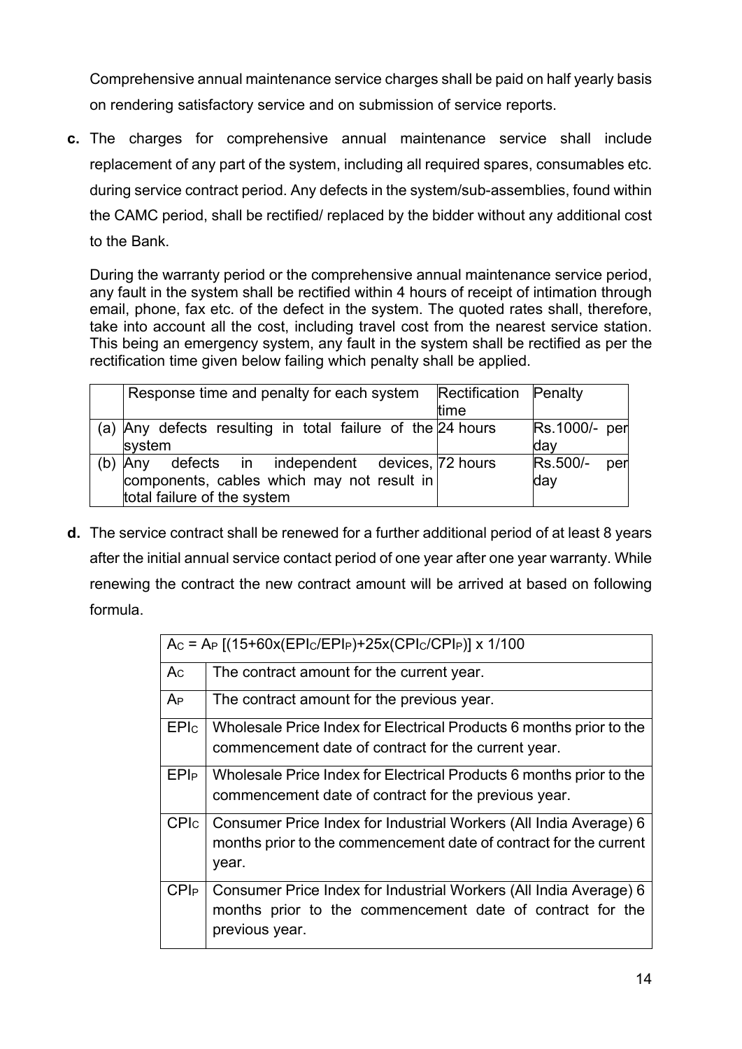Comprehensive annual maintenance service charges shall be paid on half yearly basis on rendering satisfactory service and on submission of service reports.

**c.** The charges for comprehensive annual maintenance service shall include replacement of any part of the system, including all required spares, consumables etc. during service contract period. Any defects in the system/sub-assemblies, found within the CAMC period, shall be rectified/ replaced by the bidder without any additional cost to the Bank.

During the warranty period or the comprehensive annual maintenance service period, any fault in the system shall be rectified within 4 hours of receipt of intimation through email, phone, fax etc. of the defect in the system. The quoted rates shall, therefore, take into account all the cost, including travel cost from the nearest service station. This being an emergency system, any fault in the system shall be rectified as per the rectification time given below failing which penalty shall be applied.

| | Response time and penalty for each system | Rectification time | Penalty |
|---|---|---|---|
| (a) | Any defects resulting in total failure of the system | 24 hours | Rs.1000/- per day |
| (b) | Any defects in independent devices, components, cables which may not result in total failure of the system | 72 hours | Rs.500/- per day |

**d.** The service contract shall be renewed for a further additional period of at least 8 years after the initial annual service contact period of one year after one year warranty. While renewing the contract the new contract amount will be arrived at based on following formula.

| $A_C = A_P\ [(15+60x(EPI_C/EPI_P)+25x(CPI_C/CPI_P)]\ x\ 1/100$ | |
|---|---|
| $A_C$ | The contract amount for the current year. |
| $A_P$ | The contract amount for the previous year. |
| $EPI_C$ | Wholesale Price Index for Electrical Products 6 months prior to the commencement date of contract for the current year. |
| $EPI_P$ | Wholesale Price Index for Electrical Products 6 months prior to the commencement date of contract for the previous year. |
| $CPI_C$ | Consumer Price Index for Industrial Workers (All India Average) 6 months prior to the commencement date of contract for the current year. |
| $CPI_P$ | Consumer Price Index for Industrial Workers (All India Average) 6 months prior to the commencement date of contract for the previous year. |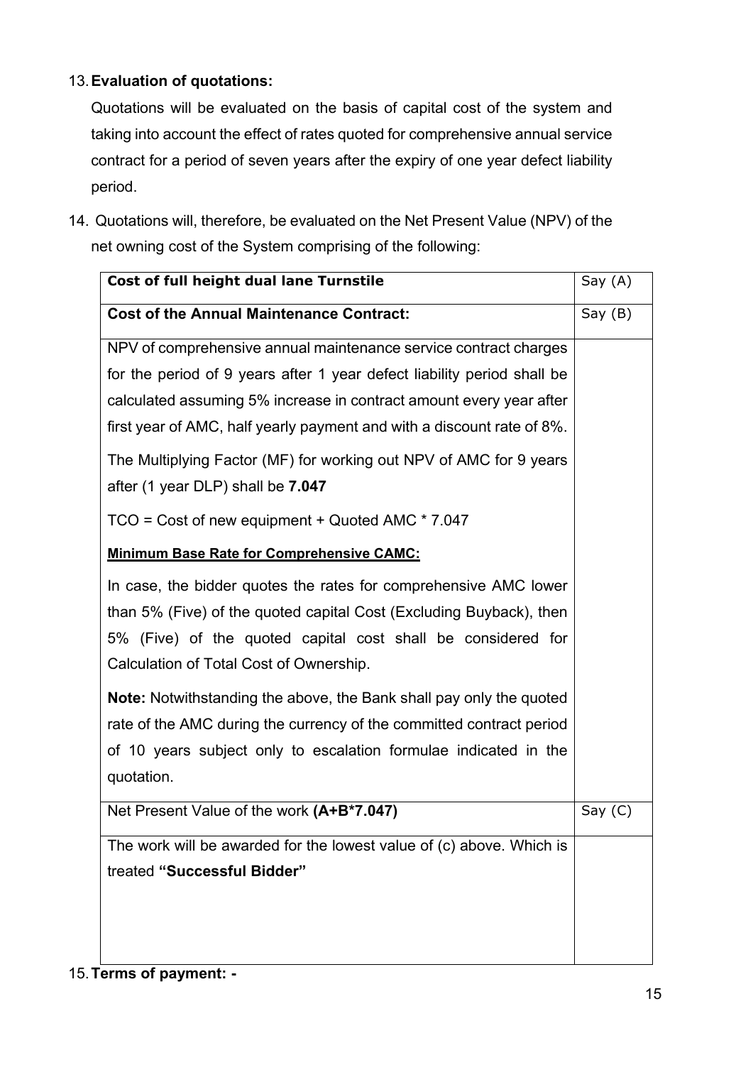13. **Evaluation of quotations:**

    Quotations will be evaluated on the basis of capital cost of the system and taking into account the effect of rates quoted for comprehensive annual service contract for a period of seven years after the expiry of one year defect liability period.

14. Quotations will, therefore, be evaluated on the Net Present Value (NPV) of the net owning cost of the System comprising of the following:

| **Cost of full height dual lane Turnstile** | Say (A) |
|---|---|
| **Cost of the Annual Maintenance Contract:** | Say (B) |
| NPV of comprehensive annual maintenance service contract charges for the period of 9 years after 1 year defect liability period shall be calculated assuming 5% increase in contract amount every year after first year of AMC, half yearly payment and with a discount rate of 8%.<br><br>The Multiplying Factor (MF) for working out NPV of AMC for 9 years after (1 year DLP) shall be **7.047**<br><br>TCO = Cost of new equipment + Quoted AMC * 7.047<br><br>**<u>Minimum Base Rate for Comprehensive CAMC:</u>**<br><br>In case, the bidder quotes the rates for comprehensive AMC lower than 5% (Five) of the quoted capital Cost (Excluding Buyback), then 5% (Five) of the quoted capital cost shall be considered for Calculation of Total Cost of Ownership.<br><br>**Note:** Notwithstanding the above, the Bank shall pay only the quoted rate of the AMC during the currency of the committed contract period of 10 years subject only to escalation formulae indicated in the quotation. | |
| Net Present Value of the work **(A+B*7.047)** | Say (C) |
| The work will be awarded for the lowest value of (c) above. Which is treated **"Successful Bidder"** | |

15. **Terms of payment: -**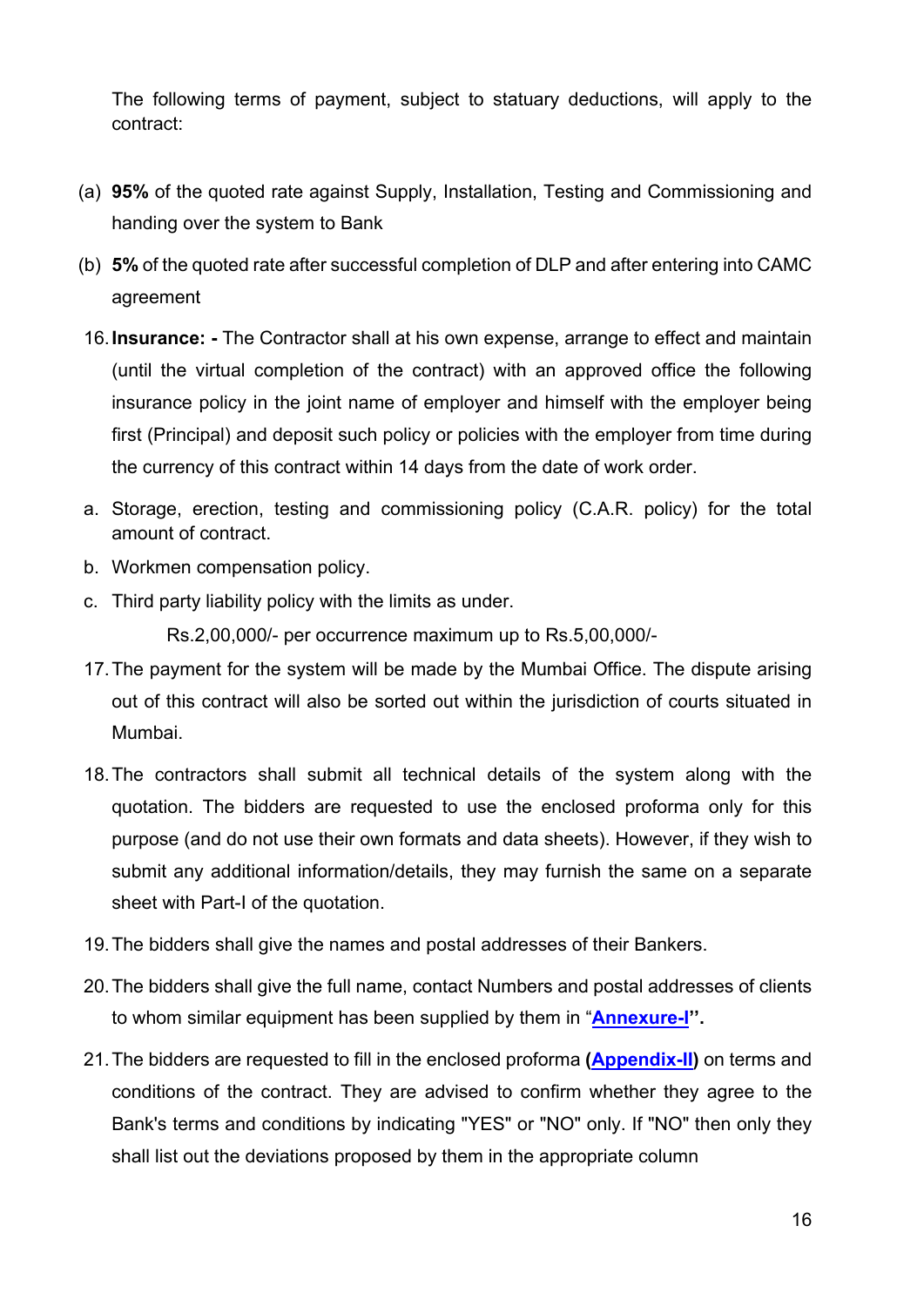The following terms of payment, subject to statuary deductions, will apply to the contract:

(a) **95%** of the quoted rate against Supply, Installation, Testing and Commissioning and handing over the system to Bank

(b) **5%** of the quoted rate after successful completion of DLP and after entering into CAMC agreement

16. **Insurance: -** The Contractor shall at his own expense, arrange to effect and maintain (until the virtual completion of the contract) with an approved office the following insurance policy in the joint name of employer and himself with the employer being first (Principal) and deposit such policy or policies with the employer from time during the currency of this contract within 14 days from the date of work order.

a. Storage, erection, testing and commissioning policy (C.A.R. policy) for the total amount of contract.

b. Workmen compensation policy.

c. Third party liability policy with the limits as under.

   Rs.2,00,000/- per occurrence maximum up to Rs.5,00,000/-

17. The payment for the system will be made by the Mumbai Office. The dispute arising out of this contract will also be sorted out within the jurisdiction of courts situated in Mumbai.

18. The contractors shall submit all technical details of the system along with the quotation. The bidders are requested to use the enclosed proforma only for this purpose (and do not use their own formats and data sheets). However, if they wish to submit any additional information/details, they may furnish the same on a separate sheet with Part-I of the quotation.

19. The bidders shall give the names and postal addresses of their Bankers.

20. The bidders shall give the full name, contact Numbers and postal addresses of clients to whom similar equipment has been supplied by them in "**Annexure-I**".

21. The bidders are requested to fill in the enclosed proforma **(Appendix-II)** on terms and conditions of the contract. They are advised to confirm whether they agree to the Bank's terms and conditions by indicating "YES" or "NO" only. If "NO" then only they shall list out the deviations proposed by them in the appropriate column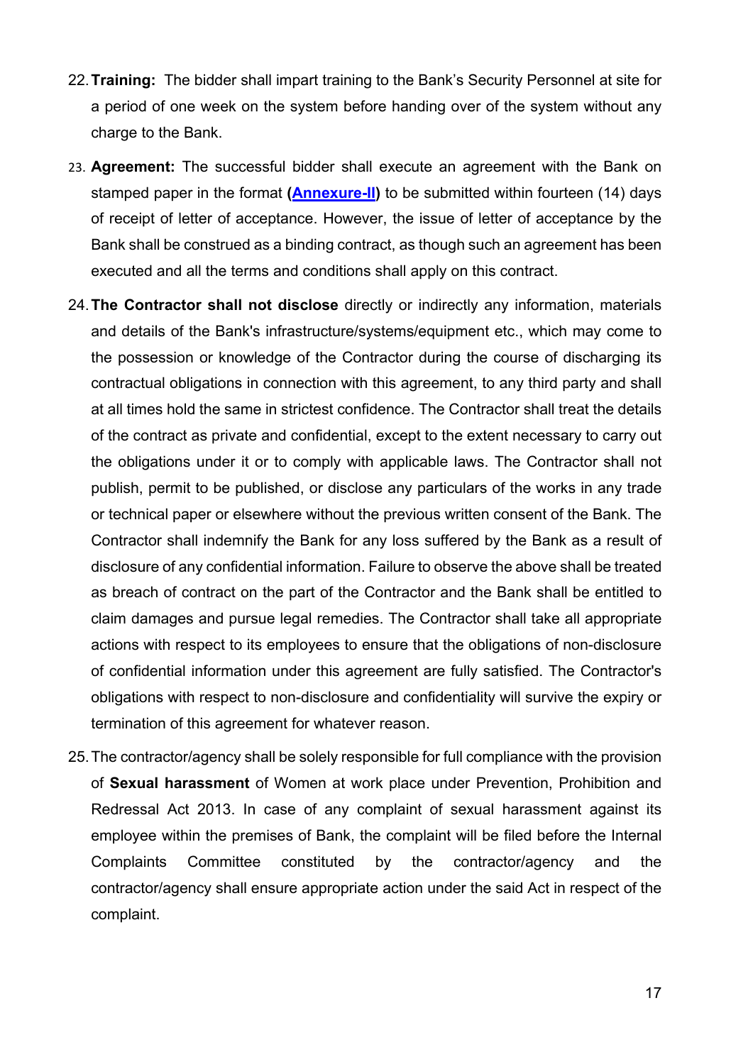22. **Training:** The bidder shall impart training to the Bank's Security Personnel at site for a period of one week on the system before handing over of the system without any charge to the Bank.

23. **Agreement:** The successful bidder shall execute an agreement with the Bank on stamped paper in the format **(Annexure-II)** to be submitted within fourteen (14) days of receipt of letter of acceptance. However, the issue of letter of acceptance by the Bank shall be construed as a binding contract, as though such an agreement has been executed and all the terms and conditions shall apply on this contract.

24. **The Contractor shall not disclose** directly or indirectly any information, materials and details of the Bank's infrastructure/systems/equipment etc., which may come to the possession or knowledge of the Contractor during the course of discharging its contractual obligations in connection with this agreement, to any third party and shall at all times hold the same in strictest confidence. The Contractor shall treat the details of the contract as private and confidential, except to the extent necessary to carry out the obligations under it or to comply with applicable laws. The Contractor shall not publish, permit to be published, or disclose any particulars of the works in any trade or technical paper or elsewhere without the previous written consent of the Bank. The Contractor shall indemnify the Bank for any loss suffered by the Bank as a result of disclosure of any confidential information. Failure to observe the above shall be treated as breach of contract on the part of the Contractor and the Bank shall be entitled to claim damages and pursue legal remedies. The Contractor shall take all appropriate actions with respect to its employees to ensure that the obligations of non-disclosure of confidential information under this agreement are fully satisfied. The Contractor's obligations with respect to non-disclosure and confidentiality will survive the expiry or termination of this agreement for whatever reason.

25. The contractor/agency shall be solely responsible for full compliance with the provision of **Sexual harassment** of Women at work place under Prevention, Prohibition and Redressal Act 2013. In case of any complaint of sexual harassment against its employee within the premises of Bank, the complaint will be filed before the Internal Complaints Committee constituted by the contractor/agency and the contractor/agency shall ensure appropriate action under the said Act in respect of the complaint.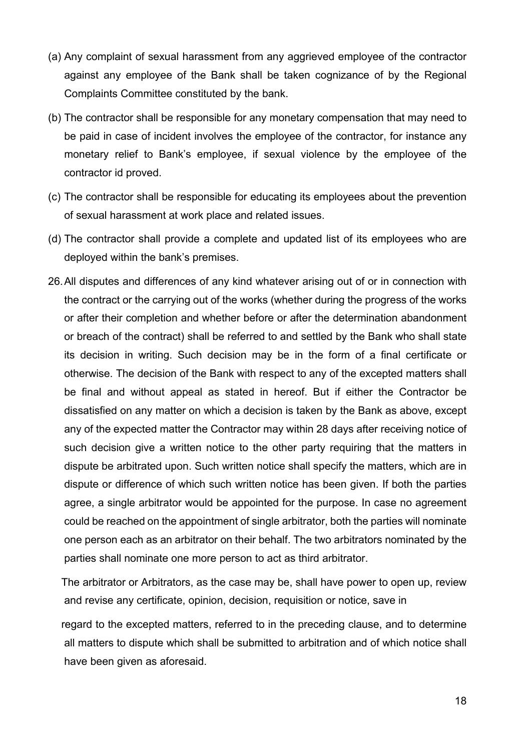(a) Any complaint of sexual harassment from any aggrieved employee of the contractor against any employee of the Bank shall be taken cognizance of by the Regional Complaints Committee constituted by the bank.

(b) The contractor shall be responsible for any monetary compensation that may need to be paid in case of incident involves the employee of the contractor, for instance any monetary relief to Bank's employee, if sexual violence by the employee of the contractor id proved.

(c) The contractor shall be responsible for educating its employees about the prevention of sexual harassment at work place and related issues.

(d) The contractor shall provide a complete and updated list of its employees who are deployed within the bank's premises.

26. All disputes and differences of any kind whatever arising out of or in connection with the contract or the carrying out of the works (whether during the progress of the works or after their completion and whether before or after the determination abandonment or breach of the contract) shall be referred to and settled by the Bank who shall state its decision in writing. Such decision may be in the form of a final certificate or otherwise. The decision of the Bank with respect to any of the excepted matters shall be final and without appeal as stated in hereof. But if either the Contractor be dissatisfied on any matter on which a decision is taken by the Bank as above, except any of the expected matter the Contractor may within 28 days after receiving notice of such decision give a written notice to the other party requiring that the matters in dispute be arbitrated upon. Such written notice shall specify the matters, which are in dispute or difference of which such written notice has been given. If both the parties agree, a single arbitrator would be appointed for the purpose. In case no agreement could be reached on the appointment of single arbitrator, both the parties will nominate one person each as an arbitrator on their behalf. The two arbitrators nominated by the parties shall nominate one more person to act as third arbitrator.

    The arbitrator or Arbitrators, as the case may be, shall have power to open up, review and revise any certificate, opinion, decision, requisition or notice, save in regard to the excepted matters, referred to in the preceding clause, and to determine all matters to dispute which shall be submitted to arbitration and of which notice shall have been given as aforesaid.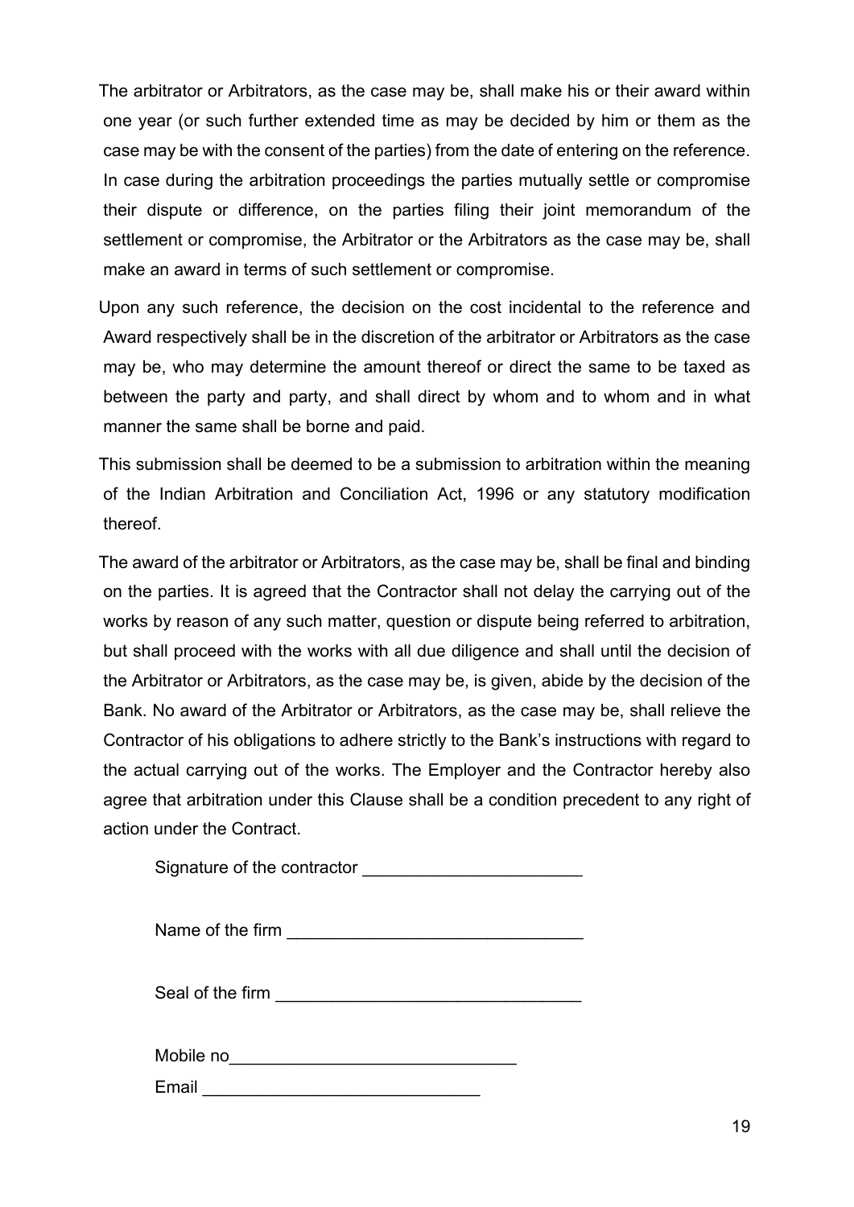The arbitrator or Arbitrators, as the case may be, shall make his or their award within one year (or such further extended time as may be decided by him or them as the case may be with the consent of the parties) from the date of entering on the reference. In case during the arbitration proceedings the parties mutually settle or compromise their dispute or difference, on the parties filing their joint memorandum of the settlement or compromise, the Arbitrator or the Arbitrators as the case may be, shall make an award in terms of such settlement or compromise.

Upon any such reference, the decision on the cost incidental to the reference and Award respectively shall be in the discretion of the arbitrator or Arbitrators as the case may be, who may determine the amount thereof or direct the same to be taxed as between the party and party, and shall direct by whom and to whom and in what manner the same shall be borne and paid.

This submission shall be deemed to be a submission to arbitration within the meaning of the Indian Arbitration and Conciliation Act, 1996 or any statutory modification thereof.

The award of the arbitrator or Arbitrators, as the case may be, shall be final and binding on the parties. It is agreed that the Contractor shall not delay the carrying out of the works by reason of any such matter, question or dispute being referred to arbitration, but shall proceed with the works with all due diligence and shall until the decision of the Arbitrator or Arbitrators, as the case may be, is given, abide by the decision of the Bank. No award of the Arbitrator or Arbitrators, as the case may be, shall relieve the Contractor of his obligations to adhere strictly to the Bank's instructions with regard to the actual carrying out of the works. The Employer and the Contractor hereby also agree that arbitration under this Clause shall be a condition precedent to any right of action under the Contract.

Signature of the contractor ______________________

Name of the firm ______________________________

Seal of the firm _______________________________

Mobile no_____________________________

Email ____________________________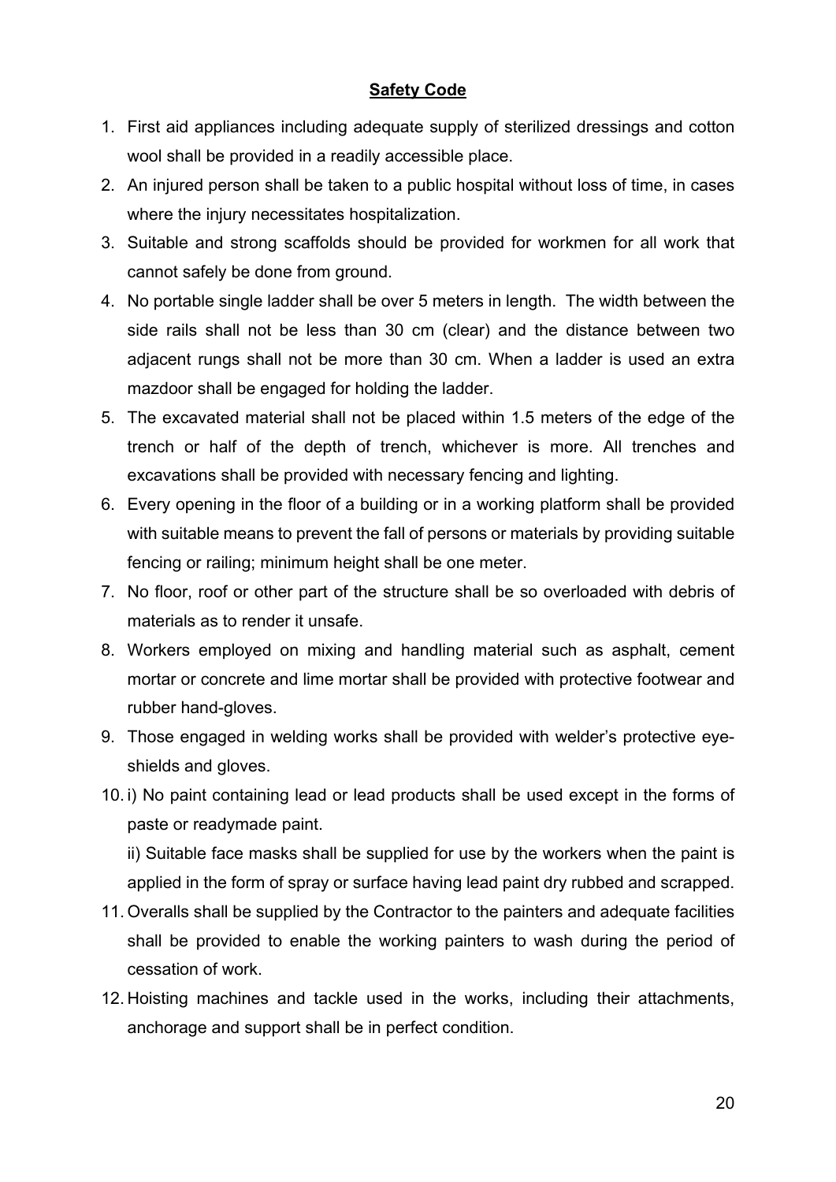## Safety Code

1. First aid appliances including adequate supply of sterilized dressings and cotton wool shall be provided in a readily accessible place.
2. An injured person shall be taken to a public hospital without loss of time, in cases where the injury necessitates hospitalization.
3. Suitable and strong scaffolds should be provided for workmen for all work that cannot safely be done from ground.
4. No portable single ladder shall be over 5 meters in length. The width between the side rails shall not be less than 30 cm (clear) and the distance between two adjacent rungs shall not be more than 30 cm. When a ladder is used an extra mazdoor shall be engaged for holding the ladder.
5. The excavated material shall not be placed within 1.5 meters of the edge of the trench or half of the depth of trench, whichever is more. All trenches and excavations shall be provided with necessary fencing and lighting.
6. Every opening in the floor of a building or in a working platform shall be provided with suitable means to prevent the fall of persons or materials by providing suitable fencing or railing; minimum height shall be one meter.
7. No floor, roof or other part of the structure shall be so overloaded with debris of materials as to render it unsafe.
8. Workers employed on mixing and handling material such as asphalt, cement mortar or concrete and lime mortar shall be provided with protective footwear and rubber hand-gloves.
9. Those engaged in welding works shall be provided with welder's protective eye-shields and gloves.
10. i) No paint containing lead or lead products shall be used except in the forms of paste or readymade paint.

    ii) Suitable face masks shall be supplied for use by the workers when the paint is applied in the form of spray or surface having lead paint dry rubbed and scrapped.
11. Overalls shall be supplied by the Contractor to the painters and adequate facilities shall be provided to enable the working painters to wash during the period of cessation of work.
12. Hoisting machines and tackle used in the works, including their attachments, anchorage and support shall be in perfect condition.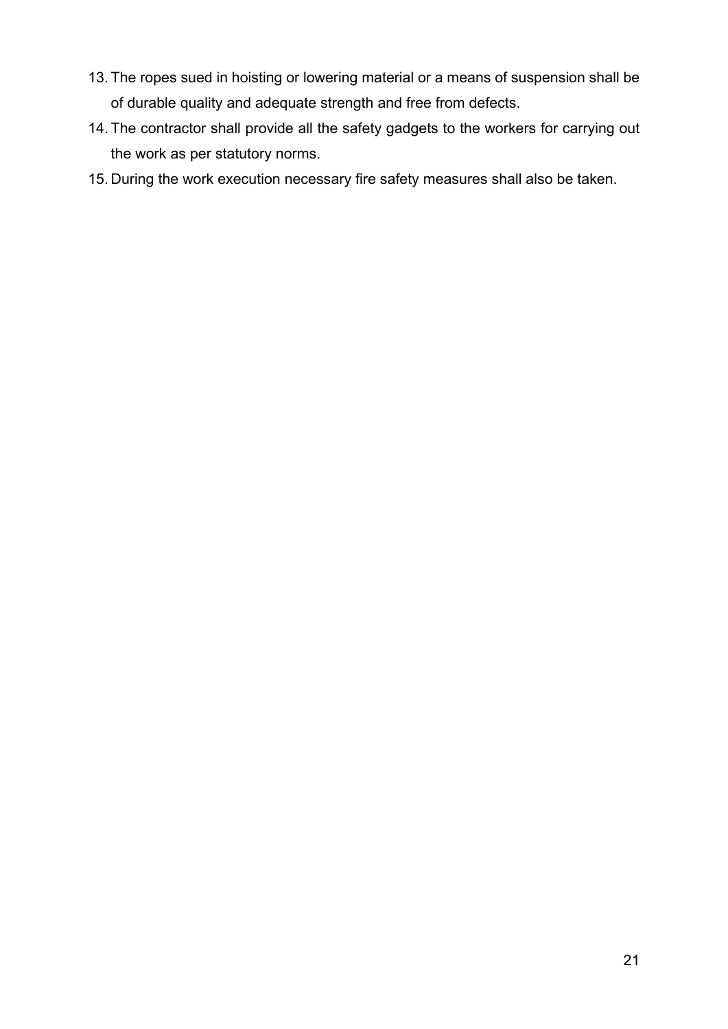13. The ropes sued in hoisting or lowering material or a means of suspension shall be of durable quality and adequate strength and free from defects.
14. The contractor shall provide all the safety gadgets to the workers for carrying out the work as per statutory norms.
15. During the work execution necessary fire safety measures shall also be taken.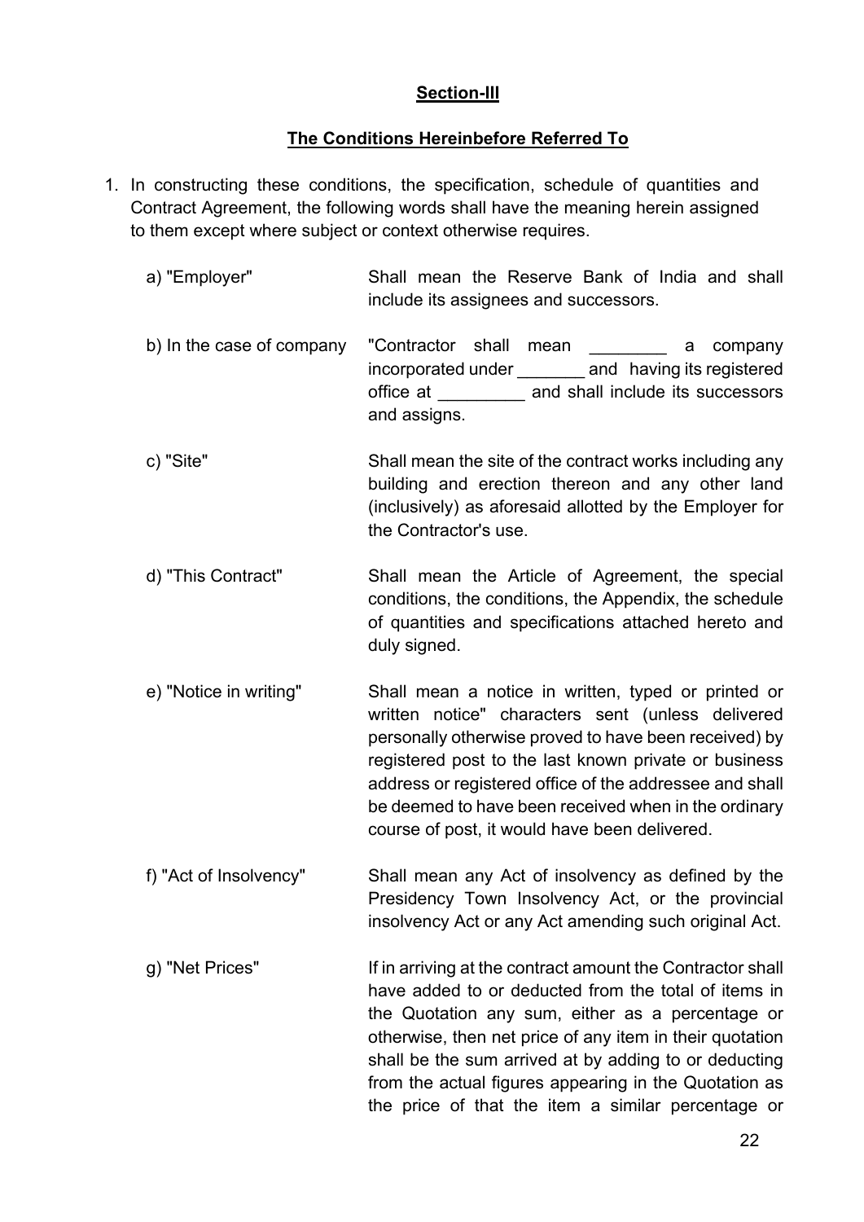**Section-III**

**The Conditions Hereinbefore Referred To**

1. In constructing these conditions, the specification, schedule of quantities and Contract Agreement, the following words shall have the meaning herein assigned to them except where subject or context otherwise requires.

   a) "Employer" — Shall mean the Reserve Bank of India and shall include its assignees and successors.

   b) In the case of company — "Contractor shall mean ________ a company incorporated under _______ and having its registered office at _________ and shall include its successors and assigns.

   c) "Site" — Shall mean the site of the contract works including any building and erection thereon and any other land (inclusively) as aforesaid allotted by the Employer for the Contractor's use.

   d) "This Contract" — Shall mean the Article of Agreement, the special conditions, the conditions, the Appendix, the schedule of quantities and specifications attached hereto and duly signed.

   e) "Notice in writing" — Shall mean a notice in written, typed or printed or written notice" characters sent (unless delivered personally otherwise proved to have been received) by registered post to the last known private or business address or registered office of the addressee and shall be deemed to have been received when in the ordinary course of post, it would have been delivered.

   f) "Act of Insolvency" — Shall mean any Act of insolvency as defined by the Presidency Town Insolvency Act, or the provincial insolvency Act or any Act amending such original Act.

   g) "Net Prices" — If in arriving at the contract amount the Contractor shall have added to or deducted from the total of items in the Quotation any sum, either as a percentage or otherwise, then net price of any item in their quotation shall be the sum arrived at by adding to or deducting from the actual figures appearing in the Quotation as the price of that the item a similar percentage or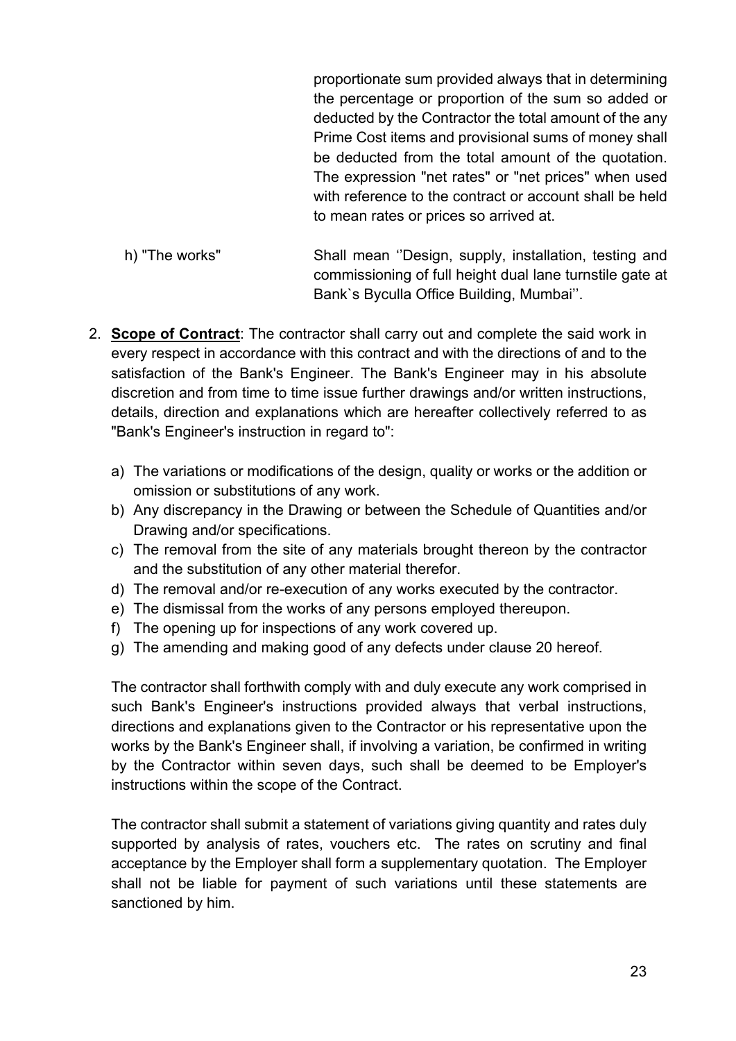proportionate sum provided always that in determining the percentage or proportion of the sum so added or deducted by the Contractor the total amount of the any Prime Cost items and provisional sums of money shall be deducted from the total amount of the quotation. The expression "net rates" or "net prices" when used with reference to the contract or account shall be held to mean rates or prices so arrived at.

h) "The works" Shall mean ''Design, supply, installation, testing and commissioning of full height dual lane turnstile gate at Bank`s Byculla Office Building, Mumbai''.

2. **Scope of Contract**: The contractor shall carry out and complete the said work in every respect in accordance with this contract and with the directions of and to the satisfaction of the Bank's Engineer. The Bank's Engineer may in his absolute discretion and from time to time issue further drawings and/or written instructions, details, direction and explanations which are hereafter collectively referred to as "Bank's Engineer's instruction in regard to":

   a) The variations or modifications of the design, quality or works or the addition or omission or substitutions of any work.
   b) Any discrepancy in the Drawing or between the Schedule of Quantities and/or Drawing and/or specifications.
   c) The removal from the site of any materials brought thereon by the contractor and the substitution of any other material therefor.
   d) The removal and/or re-execution of any works executed by the contractor.
   e) The dismissal from the works of any persons employed thereupon.
   f) The opening up for inspections of any work covered up.
   g) The amending and making good of any defects under clause 20 hereof.

   The contractor shall forthwith comply with and duly execute any work comprised in such Bank's Engineer's instructions provided always that verbal instructions, directions and explanations given to the Contractor or his representative upon the works by the Bank's Engineer shall, if involving a variation, be confirmed in writing by the Contractor within seven days, such shall be deemed to be Employer's instructions within the scope of the Contract.

   The contractor shall submit a statement of variations giving quantity and rates duly supported by analysis of rates, vouchers etc. The rates on scrutiny and final acceptance by the Employer shall form a supplementary quotation. The Employer shall not be liable for payment of such variations until these statements are sanctioned by him.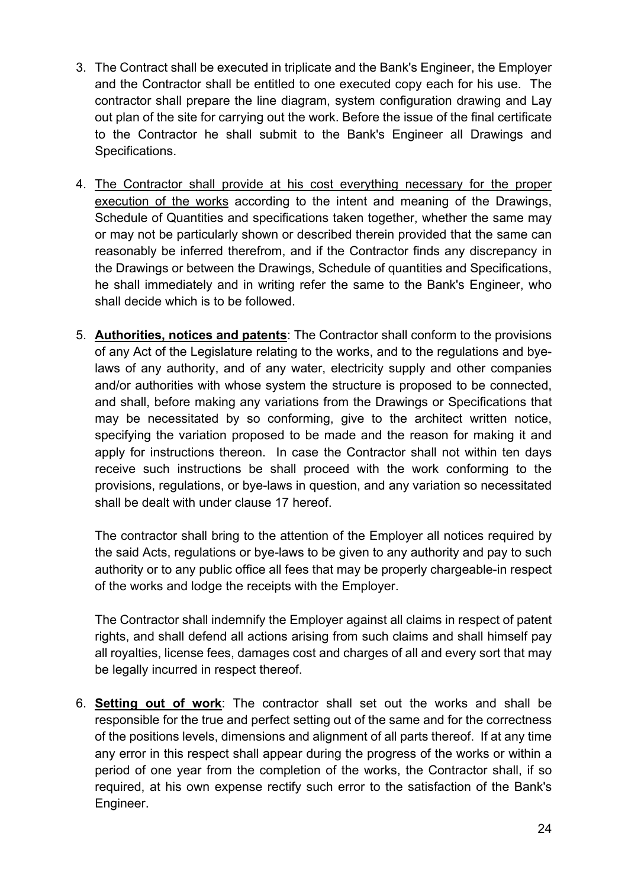3. The Contract shall be executed in triplicate and the Bank's Engineer, the Employer and the Contractor shall be entitled to one executed copy each for his use. The contractor shall prepare the line diagram, system configuration drawing and Lay out plan of the site for carrying out the work. Before the issue of the final certificate to the Contractor he shall submit to the Bank's Engineer all Drawings and Specifications.

4. <u>The Contractor shall provide at his cost everything necessary for the proper execution of the works</u> according to the intent and meaning of the Drawings, Schedule of Quantities and specifications taken together, whether the same may or may not be particularly shown or described therein provided that the same can reasonably be inferred therefrom, and if the Contractor finds any discrepancy in the Drawings or between the Drawings, Schedule of quantities and Specifications, he shall immediately and in writing refer the same to the Bank's Engineer, who shall decide which is to be followed.

5. **<u>Authorities, notices and patents</u>**: The Contractor shall conform to the provisions of any Act of the Legislature relating to the works, and to the regulations and bye-laws of any authority, and of any water, electricity supply and other companies and/or authorities with whose system the structure is proposed to be connected, and shall, before making any variations from the Drawings or Specifications that may be necessitated by so conforming, give to the architect written notice, specifying the variation proposed to be made and the reason for making it and apply for instructions thereon. In case the Contractor shall not within ten days receive such instructions be shall proceed with the work conforming to the provisions, regulations, or bye-laws in question, and any variation so necessitated shall be dealt with under clause 17 hereof.

   The contractor shall bring to the attention of the Employer all notices required by the said Acts, regulations or bye-laws to be given to any authority and pay to such authority or to any public office all fees that may be properly chargeable-in respect of the works and lodge the receipts with the Employer.

   The Contractor shall indemnify the Employer against all claims in respect of patent rights, and shall defend all actions arising from such claims and shall himself pay all royalties, license fees, damages cost and charges of all and every sort that may be legally incurred in respect thereof.

6. **<u>Setting out of work</u>**: The contractor shall set out the works and shall be responsible for the true and perfect setting out of the same and for the correctness of the positions levels, dimensions and alignment of all parts thereof. If at any time any error in this respect shall appear during the progress of the works or within a period of one year from the completion of the works, the Contractor shall, if so required, at his own expense rectify such error to the satisfaction of the Bank's Engineer.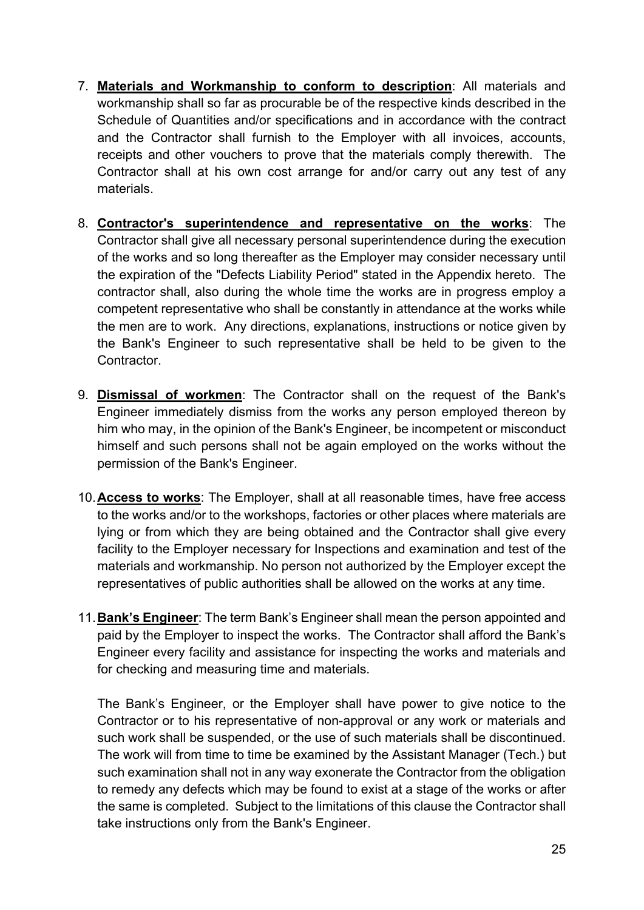7. **Materials and Workmanship to conform to description**: All materials and workmanship shall so far as procurable be of the respective kinds described in the Schedule of Quantities and/or specifications and in accordance with the contract and the Contractor shall furnish to the Employer with all invoices, accounts, receipts and other vouchers to prove that the materials comply therewith. The Contractor shall at his own cost arrange for and/or carry out any test of any materials.

8. **Contractor's superintendence and representative on the works**: The Contractor shall give all necessary personal superintendence during the execution of the works and so long thereafter as the Employer may consider necessary until the expiration of the "Defects Liability Period" stated in the Appendix hereto. The contractor shall, also during the whole time the works are in progress employ a competent representative who shall be constantly in attendance at the works while the men are to work. Any directions, explanations, instructions or notice given by the Bank's Engineer to such representative shall be held to be given to the Contractor.

9. **Dismissal of workmen**: The Contractor shall on the request of the Bank's Engineer immediately dismiss from the works any person employed thereon by him who may, in the opinion of the Bank's Engineer, be incompetent or misconduct himself and such persons shall not be again employed on the works without the permission of the Bank's Engineer.

10. **Access to works**: The Employer, shall at all reasonable times, have free access to the works and/or to the workshops, factories or other places where materials are lying or from which they are being obtained and the Contractor shall give every facility to the Employer necessary for Inspections and examination and test of the materials and workmanship. No person not authorized by the Employer except the representatives of public authorities shall be allowed on the works at any time.

11. **Bank's Engineer**: The term Bank's Engineer shall mean the person appointed and paid by the Employer to inspect the works. The Contractor shall afford the Bank's Engineer every facility and assistance for inspecting the works and materials and for checking and measuring time and materials.

    The Bank's Engineer, or the Employer shall have power to give notice to the Contractor or to his representative of non-approval or any work or materials and such work shall be suspended, or the use of such materials shall be discontinued. The work will from time to time be examined by the Assistant Manager (Tech.) but such examination shall not in any way exonerate the Contractor from the obligation to remedy any defects which may be found to exist at a stage of the works or after the same is completed. Subject to the limitations of this clause the Contractor shall take instructions only from the Bank's Engineer.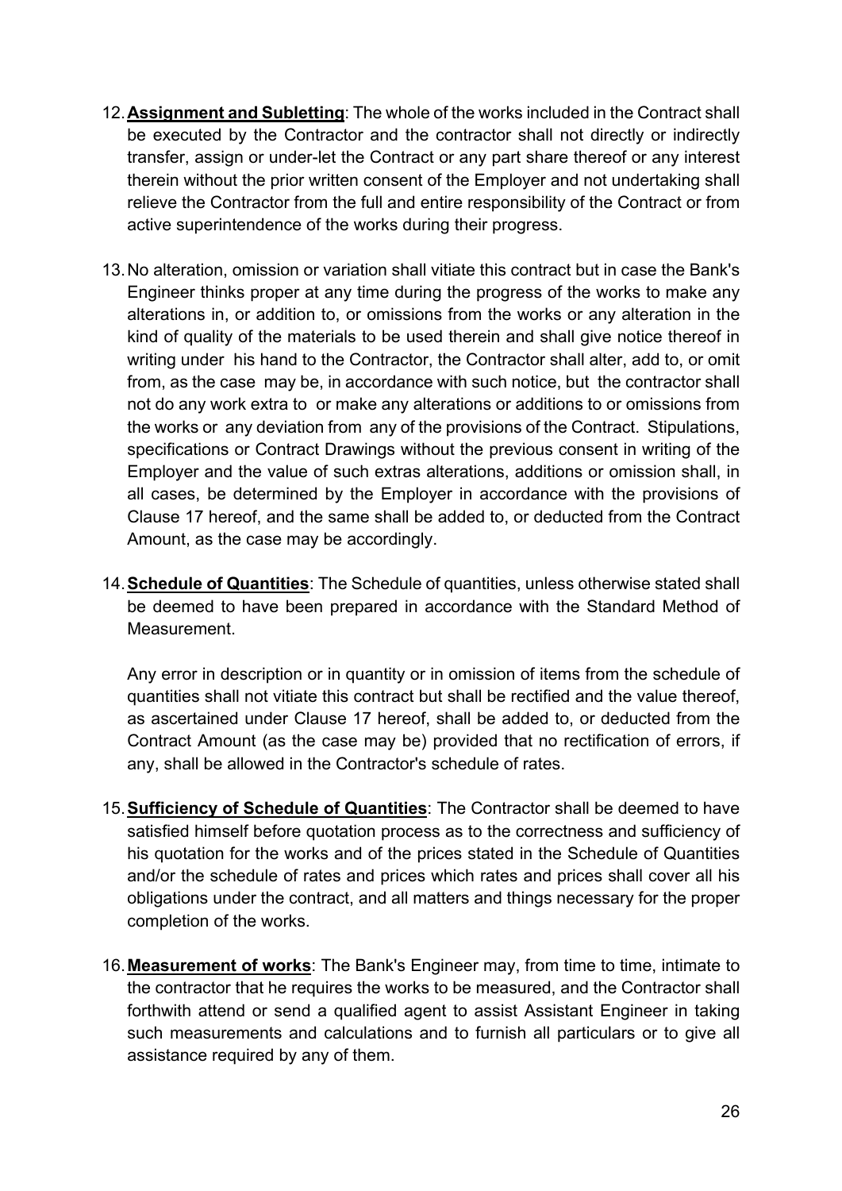12. **Assignment and Subletting**: The whole of the works included in the Contract shall be executed by the Contractor and the contractor shall not directly or indirectly transfer, assign or under-let the Contract or any part share thereof or any interest therein without the prior written consent of the Employer and not undertaking shall relieve the Contractor from the full and entire responsibility of the Contract or from active superintendence of the works during their progress.

13. No alteration, omission or variation shall vitiate this contract but in case the Bank's Engineer thinks proper at any time during the progress of the works to make any alterations in, or addition to, or omissions from the works or any alteration in the kind of quality of the materials to be used therein and shall give notice thereof in writing under his hand to the Contractor, the Contractor shall alter, add to, or omit from, as the case may be, in accordance with such notice, but the contractor shall not do any work extra to or make any alterations or additions to or omissions from the works or any deviation from any of the provisions of the Contract. Stipulations, specifications or Contract Drawings without the previous consent in writing of the Employer and the value of such extras alterations, additions or omission shall, in all cases, be determined by the Employer in accordance with the provisions of Clause 17 hereof, and the same shall be added to, or deducted from the Contract Amount, as the case may be accordingly.

14. **Schedule of Quantities**: The Schedule of quantities, unless otherwise stated shall be deemed to have been prepared in accordance with the Standard Method of Measurement.

    Any error in description or in quantity or in omission of items from the schedule of quantities shall not vitiate this contract but shall be rectified and the value thereof, as ascertained under Clause 17 hereof, shall be added to, or deducted from the Contract Amount (as the case may be) provided that no rectification of errors, if any, shall be allowed in the Contractor's schedule of rates.

15. **Sufficiency of Schedule of Quantities**: The Contractor shall be deemed to have satisfied himself before quotation process as to the correctness and sufficiency of his quotation for the works and of the prices stated in the Schedule of Quantities and/or the schedule of rates and prices which rates and prices shall cover all his obligations under the contract, and all matters and things necessary for the proper completion of the works.

16. **Measurement of works**: The Bank's Engineer may, from time to time, intimate to the contractor that he requires the works to be measured, and the Contractor shall forthwith attend or send a qualified agent to assist Assistant Engineer in taking such measurements and calculations and to furnish all particulars or to give all assistance required by any of them.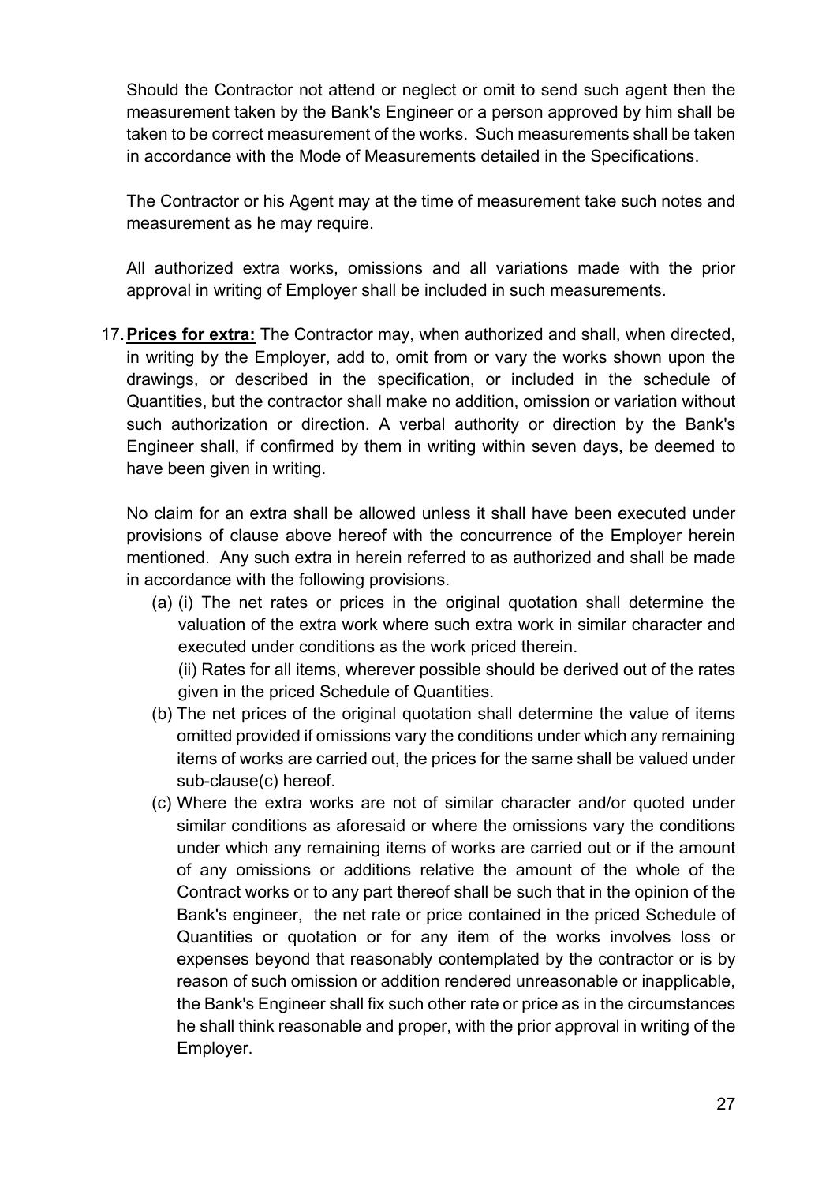Should the Contractor not attend or neglect or omit to send such agent then the measurement taken by the Bank's Engineer or a person approved by him shall be taken to be correct measurement of the works. Such measurements shall be taken in accordance with the Mode of Measurements detailed in the Specifications.

The Contractor or his Agent may at the time of measurement take such notes and measurement as he may require.

All authorized extra works, omissions and all variations made with the prior approval in writing of Employer shall be included in such measurements.

17. **Prices for extra:** The Contractor may, when authorized and shall, when directed, in writing by the Employer, add to, omit from or vary the works shown upon the drawings, or described in the specification, or included in the schedule of Quantities, but the contractor shall make no addition, omission or variation without such authorization or direction. A verbal authority or direction by the Bank's Engineer shall, if confirmed by them in writing within seven days, be deemed to have been given in writing.

   No claim for an extra shall be allowed unless it shall have been executed under provisions of clause above hereof with the concurrence of the Employer herein mentioned. Any such extra in herein referred to as authorized and shall be made in accordance with the following provisions.

   (a) (i) The net rates or prices in the original quotation shall determine the valuation of the extra work where such extra work in similar character and executed under conditions as the work priced therein.
   (ii) Rates for all items, wherever possible should be derived out of the rates given in the priced Schedule of Quantities.

   (b) The net prices of the original quotation shall determine the value of items omitted provided if omissions vary the conditions under which any remaining items of works are carried out, the prices for the same shall be valued under sub-clause(c) hereof.

   (c) Where the extra works are not of similar character and/or quoted under similar conditions as aforesaid or where the omissions vary the conditions under which any remaining items of works are carried out or if the amount of any omissions or additions relative the amount of the whole of the Contract works or to any part thereof shall be such that in the opinion of the Bank's engineer, the net rate or price contained in the priced Schedule of Quantities or quotation or for any item of the works involves loss or expenses beyond that reasonably contemplated by the contractor or is by reason of such omission or addition rendered unreasonable or inapplicable, the Bank's Engineer shall fix such other rate or price as in the circumstances he shall think reasonable and proper, with the prior approval in writing of the Employer.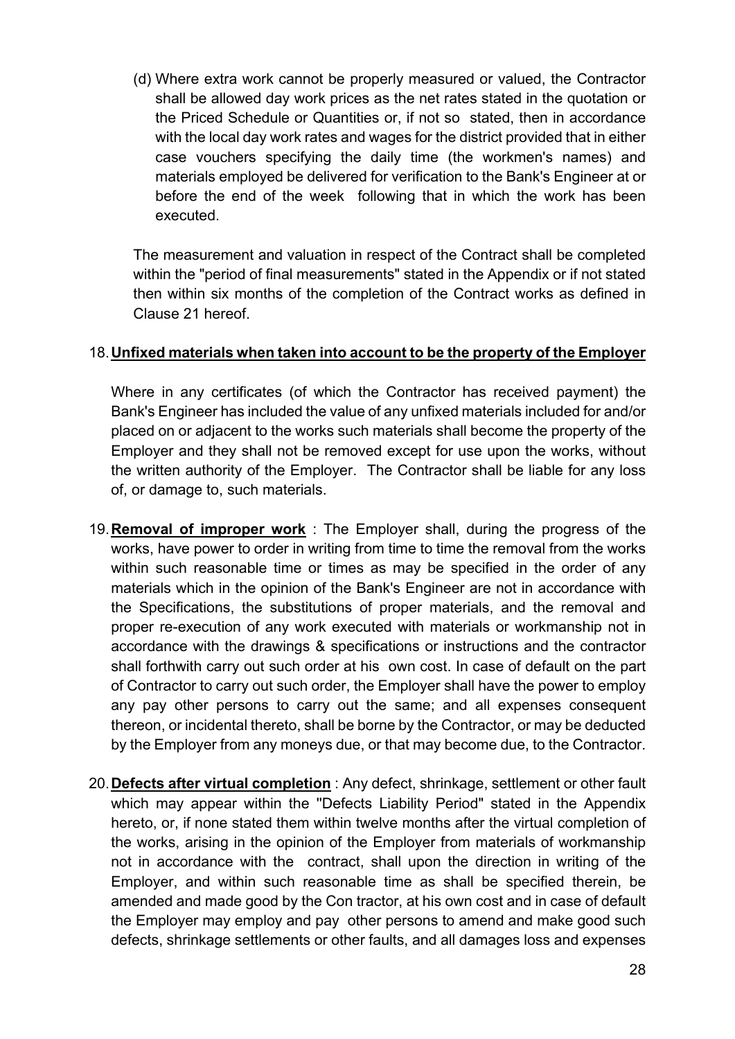(d) Where extra work cannot be properly measured or valued, the Contractor shall be allowed day work prices as the net rates stated in the quotation or the Priced Schedule or Quantities or, if not so stated, then in accordance with the local day work rates and wages for the district provided that in either case vouchers specifying the daily time (the workmen's names) and materials employed be delivered for verification to the Bank's Engineer at or before the end of the week following that in which the work has been executed.

The measurement and valuation in respect of the Contract shall be completed within the "period of final measurements" stated in the Appendix or if not stated then within six months of the completion of the Contract works as defined in Clause 21 hereof.

18. **<u>Unfixed materials when taken into account to be the property of the Employer</u>**

Where in any certificates (of which the Contractor has received payment) the Bank's Engineer has included the value of any unfixed materials included for and/or placed on or adjacent to the works such materials shall become the property of the Employer and they shall not be removed except for use upon the works, without the written authority of the Employer. The Contractor shall be liable for any loss of, or damage to, such materials.

19. **<u>Removal of improper work</u>** : The Employer shall, during the progress of the works, have power to order in writing from time to time the removal from the works within such reasonable time or times as may be specified in the order of any materials which in the opinion of the Bank's Engineer are not in accordance with the Specifications, the substitutions of proper materials, and the removal and proper re-execution of any work executed with materials or workmanship not in accordance with the drawings & specifications or instructions and the contractor shall forthwith carry out such order at his own cost. In case of default on the part of Contractor to carry out such order, the Employer shall have the power to employ any pay other persons to carry out the same; and all expenses consequent thereon, or incidental thereto, shall be borne by the Contractor, or may be deducted by the Employer from any moneys due, or that may become due, to the Contractor.

20. **<u>Defects after virtual completion</u>** : Any defect, shrinkage, settlement or other fault which may appear within the "Defects Liability Period" stated in the Appendix hereto, or, if none stated them within twelve months after the virtual completion of the works, arising in the opinion of the Employer from materials of workmanship not in accordance with the contract, shall upon the direction in writing of the Employer, and within such reasonable time as shall be specified therein, be amended and made good by the Con tractor, at his own cost and in case of default the Employer may employ and pay other persons to amend and make good such defects, shrinkage settlements or other faults, and all damages loss and expenses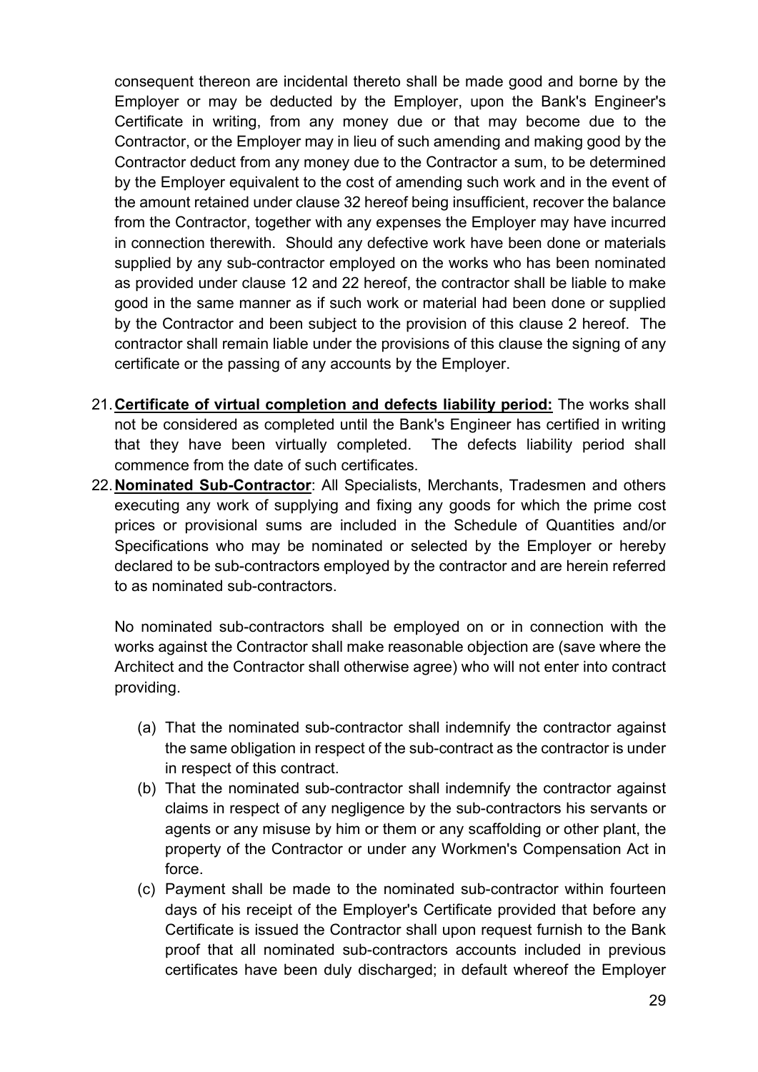consequent thereon are incidental thereto shall be made good and borne by the Employer or may be deducted by the Employer, upon the Bank's Engineer's Certificate in writing, from any money due or that may become due to the Contractor, or the Employer may in lieu of such amending and making good by the Contractor deduct from any money due to the Contractor a sum, to be determined by the Employer equivalent to the cost of amending such work and in the event of the amount retained under clause 32 hereof being insufficient, recover the balance from the Contractor, together with any expenses the Employer may have incurred in connection therewith. Should any defective work have been done or materials supplied by any sub-contractor employed on the works who has been nominated as provided under clause 12 and 22 hereof, the contractor shall be liable to make good in the same manner as if such work or material had been done or supplied by the Contractor and been subject to the provision of this clause 2 hereof. The contractor shall remain liable under the provisions of this clause the signing of any certificate or the passing of any accounts by the Employer.

21. **Certificate of virtual completion and defects liability period:** The works shall not be considered as completed until the Bank's Engineer has certified in writing that they have been virtually completed. The defects liability period shall commence from the date of such certificates.

22. **Nominated Sub-Contractor**: All Specialists, Merchants, Tradesmen and others executing any work of supplying and fixing any goods for which the prime cost prices or provisional sums are included in the Schedule of Quantities and/or Specifications who may be nominated or selected by the Employer or hereby declared to be sub-contractors employed by the contractor and are herein referred to as nominated sub-contractors.

    No nominated sub-contractors shall be employed on or in connection with the works against the Contractor shall make reasonable objection are (save where the Architect and the Contractor shall otherwise agree) who will not enter into contract providing.

    (a) That the nominated sub-contractor shall indemnify the contractor against the same obligation in respect of the sub-contract as the contractor is under in respect of this contract.

    (b) That the nominated sub-contractor shall indemnify the contractor against claims in respect of any negligence by the sub-contractors his servants or agents or any misuse by him or them or any scaffolding or other plant, the property of the Contractor or under any Workmen's Compensation Act in force.

    (c) Payment shall be made to the nominated sub-contractor within fourteen days of his receipt of the Employer's Certificate provided that before any Certificate is issued the Contractor shall upon request furnish to the Bank proof that all nominated sub-contractors accounts included in previous certificates have been duly discharged; in default whereof the Employer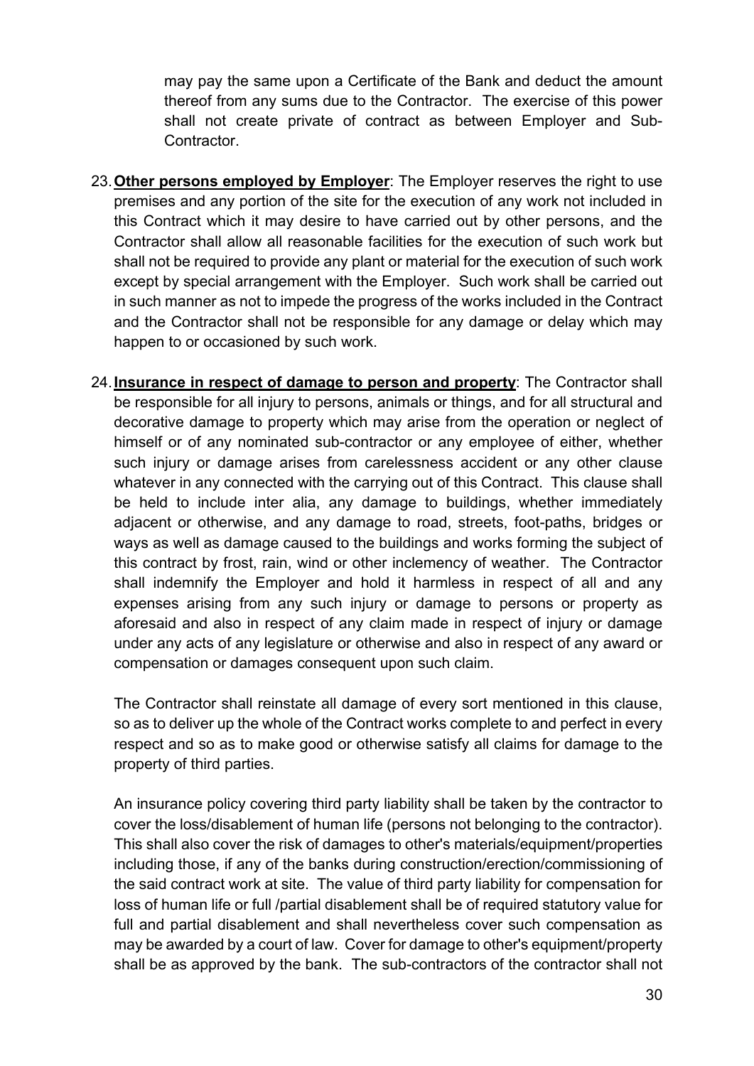may pay the same upon a Certificate of the Bank and deduct the amount thereof from any sums due to the Contractor. The exercise of this power shall not create private of contract as between Employer and Sub-Contractor.

23. **Other persons employed by Employer**: The Employer reserves the right to use premises and any portion of the site for the execution of any work not included in this Contract which it may desire to have carried out by other persons, and the Contractor shall allow all reasonable facilities for the execution of such work but shall not be required to provide any plant or material for the execution of such work except by special arrangement with the Employer. Such work shall be carried out in such manner as not to impede the progress of the works included in the Contract and the Contractor shall not be responsible for any damage or delay which may happen to or occasioned by such work.

24. **Insurance in respect of damage to person and property**: The Contractor shall be responsible for all injury to persons, animals or things, and for all structural and decorative damage to property which may arise from the operation or neglect of himself or of any nominated sub-contractor or any employee of either, whether such injury or damage arises from carelessness accident or any other clause whatever in any connected with the carrying out of this Contract. This clause shall be held to include inter alia, any damage to buildings, whether immediately adjacent or otherwise, and any damage to road, streets, foot-paths, bridges or ways as well as damage caused to the buildings and works forming the subject of this contract by frost, rain, wind or other inclemency of weather. The Contractor shall indemnify the Employer and hold it harmless in respect of all and any expenses arising from any such injury or damage to persons or property as aforesaid and also in respect of any claim made in respect of injury or damage under any acts of any legislature or otherwise and also in respect of any award or compensation or damages consequent upon such claim.

    The Contractor shall reinstate all damage of every sort mentioned in this clause, so as to deliver up the whole of the Contract works complete to and perfect in every respect and so as to make good or otherwise satisfy all claims for damage to the property of third parties.

    An insurance policy covering third party liability shall be taken by the contractor to cover the loss/disablement of human life (persons not belonging to the contractor). This shall also cover the risk of damages to other's materials/equipment/properties including those, if any of the banks during construction/erection/commissioning of the said contract work at site. The value of third party liability for compensation for loss of human life or full /partial disablement shall be of required statutory value for full and partial disablement and shall nevertheless cover such compensation as may be awarded by a court of law. Cover for damage to other's equipment/property shall be as approved by the bank. The sub-contractors of the contractor shall not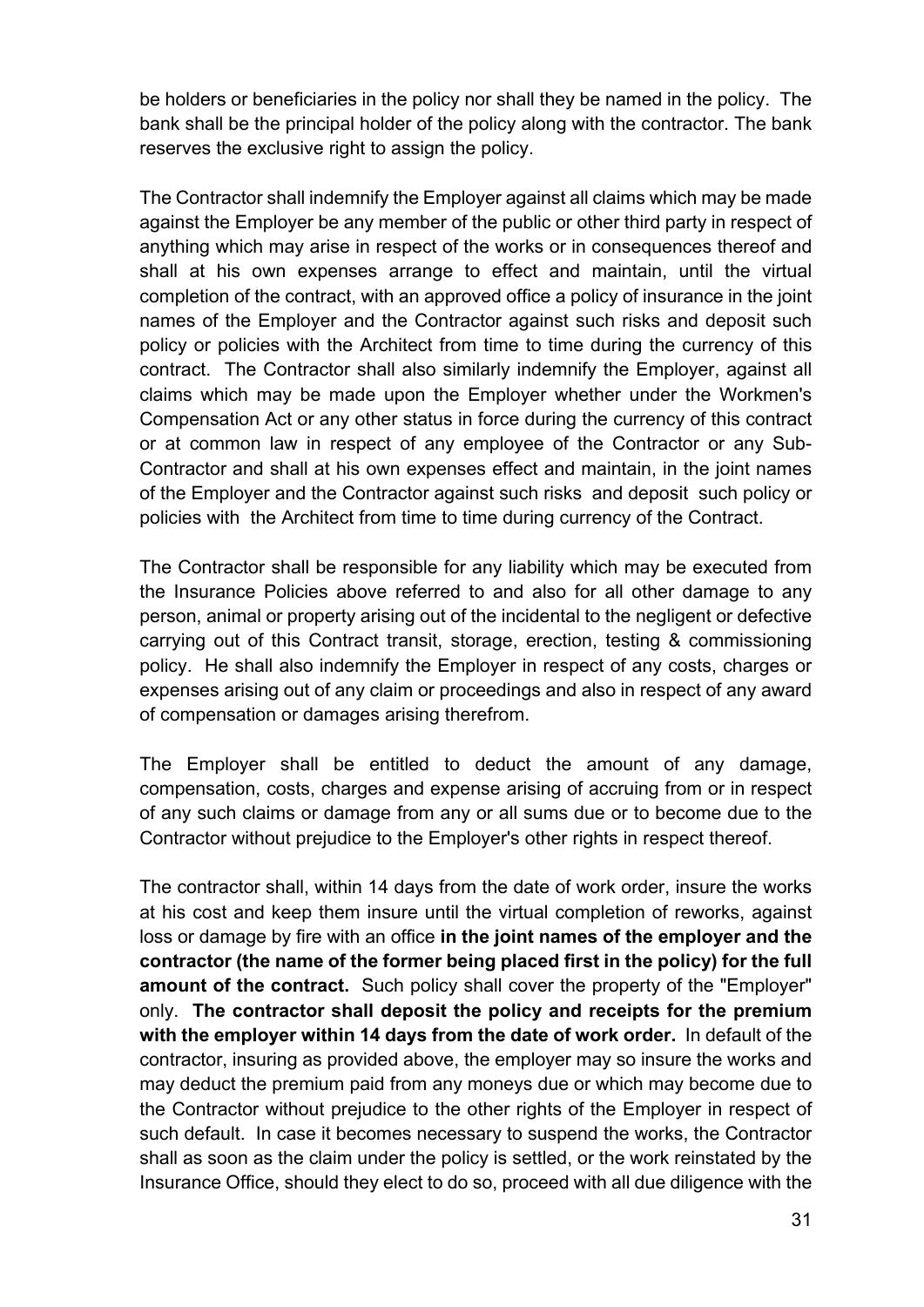be holders or beneficiaries in the policy nor shall they be named in the policy. The bank shall be the principal holder of the policy along with the contractor. The bank reserves the exclusive right to assign the policy.

The Contractor shall indemnify the Employer against all claims which may be made against the Employer be any member of the public or other third party in respect of anything which may arise in respect of the works or in consequences thereof and shall at his own expenses arrange to effect and maintain, until the virtual completion of the contract, with an approved office a policy of insurance in the joint names of the Employer and the Contractor against such risks and deposit such policy or policies with the Architect from time to time during the currency of this contract. The Contractor shall also similarly indemnify the Employer, against all claims which may be made upon the Employer whether under the Workmen's Compensation Act or any other status in force during the currency of this contract or at common law in respect of any employee of the Contractor or any Sub-Contractor and shall at his own expenses effect and maintain, in the joint names of the Employer and the Contractor against such risks and deposit such policy or policies with the Architect from time to time during currency of the Contract.

The Contractor shall be responsible for any liability which may be executed from the Insurance Policies above referred to and also for all other damage to any person, animal or property arising out of the incidental to the negligent or defective carrying out of this Contract transit, storage, erection, testing & commissioning policy. He shall also indemnify the Employer in respect of any costs, charges or expenses arising out of any claim or proceedings and also in respect of any award of compensation or damages arising therefrom.

The Employer shall be entitled to deduct the amount of any damage, compensation, costs, charges and expense arising of accruing from or in respect of any such claims or damage from any or all sums due or to become due to the Contractor without prejudice to the Employer's other rights in respect thereof.

The contractor shall, within 14 days from the date of work order, insure the works at his cost and keep them insure until the virtual completion of reworks, against loss or damage by fire with an office **in the joint names of the employer and the contractor (the name of the former being placed first in the policy) for the full amount of the contract.** Such policy shall cover the property of the "Employer" only. **The contractor shall deposit the policy and receipts for the premium with the employer within 14 days from the date of work order.** In default of the contractor, insuring as provided above, the employer may so insure the works and may deduct the premium paid from any moneys due or which may become due to the Contractor without prejudice to the other rights of the Employer in respect of such default. In case it becomes necessary to suspend the works, the Contractor shall as soon as the claim under the policy is settled, or the work reinstated by the Insurance Office, should they elect to do so, proceed with all due diligence with the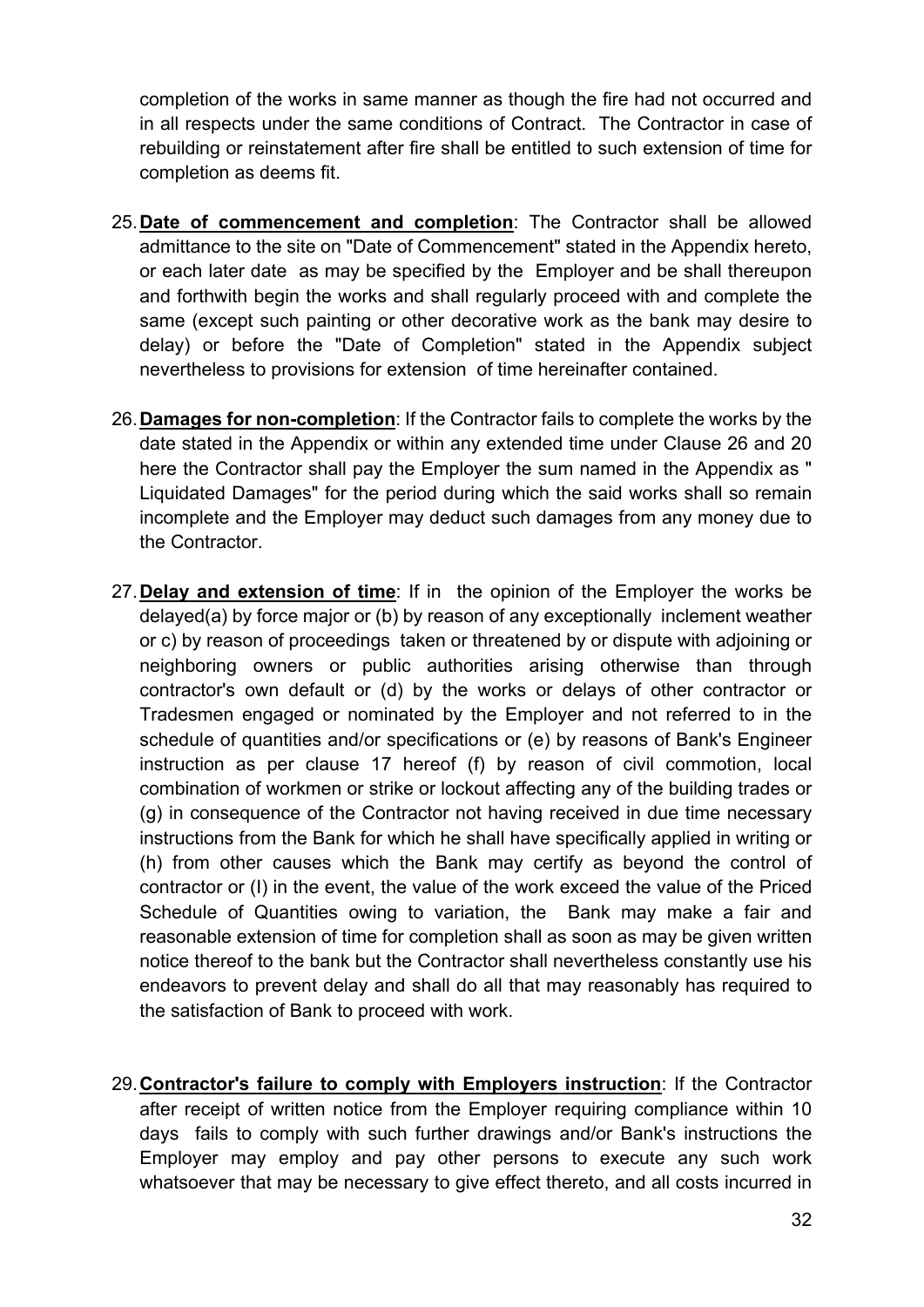completion of the works in same manner as though the fire had not occurred and in all respects under the same conditions of Contract. The Contractor in case of rebuilding or reinstatement after fire shall be entitled to such extension of time for completion as deems fit.

25. **Date of commencement and completion**: The Contractor shall be allowed admittance to the site on "Date of Commencement" stated in the Appendix hereto, or each later date as may be specified by the Employer and be shall thereupon and forthwith begin the works and shall regularly proceed with and complete the same (except such painting or other decorative work as the bank may desire to delay) or before the "Date of Completion" stated in the Appendix subject nevertheless to provisions for extension of time hereinafter contained.

26. **Damages for non-completion**: If the Contractor fails to complete the works by the date stated in the Appendix or within any extended time under Clause 26 and 20 here the Contractor shall pay the Employer the sum named in the Appendix as " Liquidated Damages" for the period during which the said works shall so remain incomplete and the Employer may deduct such damages from any money due to the Contractor.

27. **Delay and extension of time**: If in the opinion of the Employer the works be delayed(a) by force major or (b) by reason of any exceptionally inclement weather or c) by reason of proceedings taken or threatened by or dispute with adjoining or neighboring owners or public authorities arising otherwise than through contractor's own default or (d) by the works or delays of other contractor or Tradesmen engaged or nominated by the Employer and not referred to in the schedule of quantities and/or specifications or (e) by reasons of Bank's Engineer instruction as per clause 17 hereof (f) by reason of civil commotion, local combination of workmen or strike or lockout affecting any of the building trades or (g) in consequence of the Contractor not having received in due time necessary instructions from the Bank for which he shall have specifically applied in writing or (h) from other causes which the Bank may certify as beyond the control of contractor or (I) in the event, the value of the work exceed the value of the Priced Schedule of Quantities owing to variation, the Bank may make a fair and reasonable extension of time for completion shall as soon as may be given written notice thereof to the bank but the Contractor shall nevertheless constantly use his endeavors to prevent delay and shall do all that may reasonably has required to the satisfaction of Bank to proceed with work.

29. **Contractor's failure to comply with Employers instruction**: If the Contractor after receipt of written notice from the Employer requiring compliance within 10 days fails to comply with such further drawings and/or Bank's instructions the Employer may employ and pay other persons to execute any such work whatsoever that may be necessary to give effect thereto, and all costs incurred in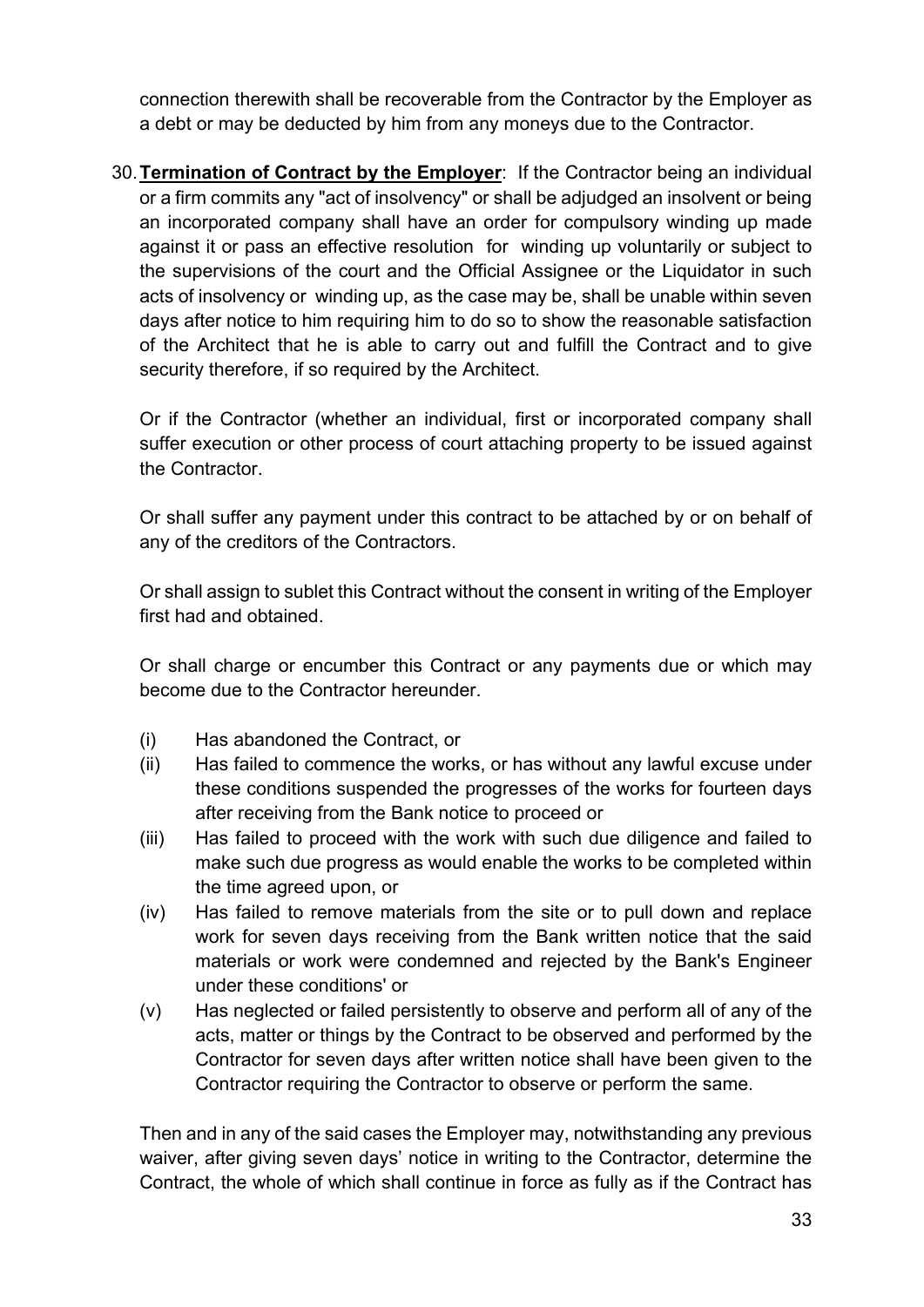connection therewith shall be recoverable from the Contractor by the Employer as a debt or may be deducted by him from any moneys due to the Contractor.

30. **Termination of Contract by the Employer**: If the Contractor being an individual or a firm commits any "act of insolvency" or shall be adjudged an insolvent or being an incorporated company shall have an order for compulsory winding up made against it or pass an effective resolution for winding up voluntarily or subject to the supervisions of the court and the Official Assignee or the Liquidator in such acts of insolvency or winding up, as the case may be, shall be unable within seven days after notice to him requiring him to do so to show the reasonable satisfaction of the Architect that he is able to carry out and fulfill the Contract and to give security therefore, if so required by the Architect.

   Or if the Contractor (whether an individual, first or incorporated company shall suffer execution or other process of court attaching property to be issued against the Contractor.

   Or shall suffer any payment under this contract to be attached by or on behalf of any of the creditors of the Contractors.

   Or shall assign to sublet this Contract without the consent in writing of the Employer first had and obtained.

   Or shall charge or encumber this Contract or any payments due or which may become due to the Contractor hereunder.

   (i) Has abandoned the Contract, or
   (ii) Has failed to commence the works, or has without any lawful excuse under these conditions suspended the progresses of the works for fourteen days after receiving from the Bank notice to proceed or
   (iii) Has failed to proceed with the work with such due diligence and failed to make such due progress as would enable the works to be completed within the time agreed upon, or
   (iv) Has failed to remove materials from the site or to pull down and replace work for seven days receiving from the Bank written notice that the said materials or work were condemned and rejected by the Bank's Engineer under these conditions' or
   (v) Has neglected or failed persistently to observe and perform all of any of the acts, matter or things by the Contract to be observed and performed by the Contractor for seven days after written notice shall have been given to the Contractor requiring the Contractor to observe or perform the same.

   Then and in any of the said cases the Employer may, notwithstanding any previous waiver, after giving seven days' notice in writing to the Contractor, determine the Contract, the whole of which shall continue in force as fully as if the Contract has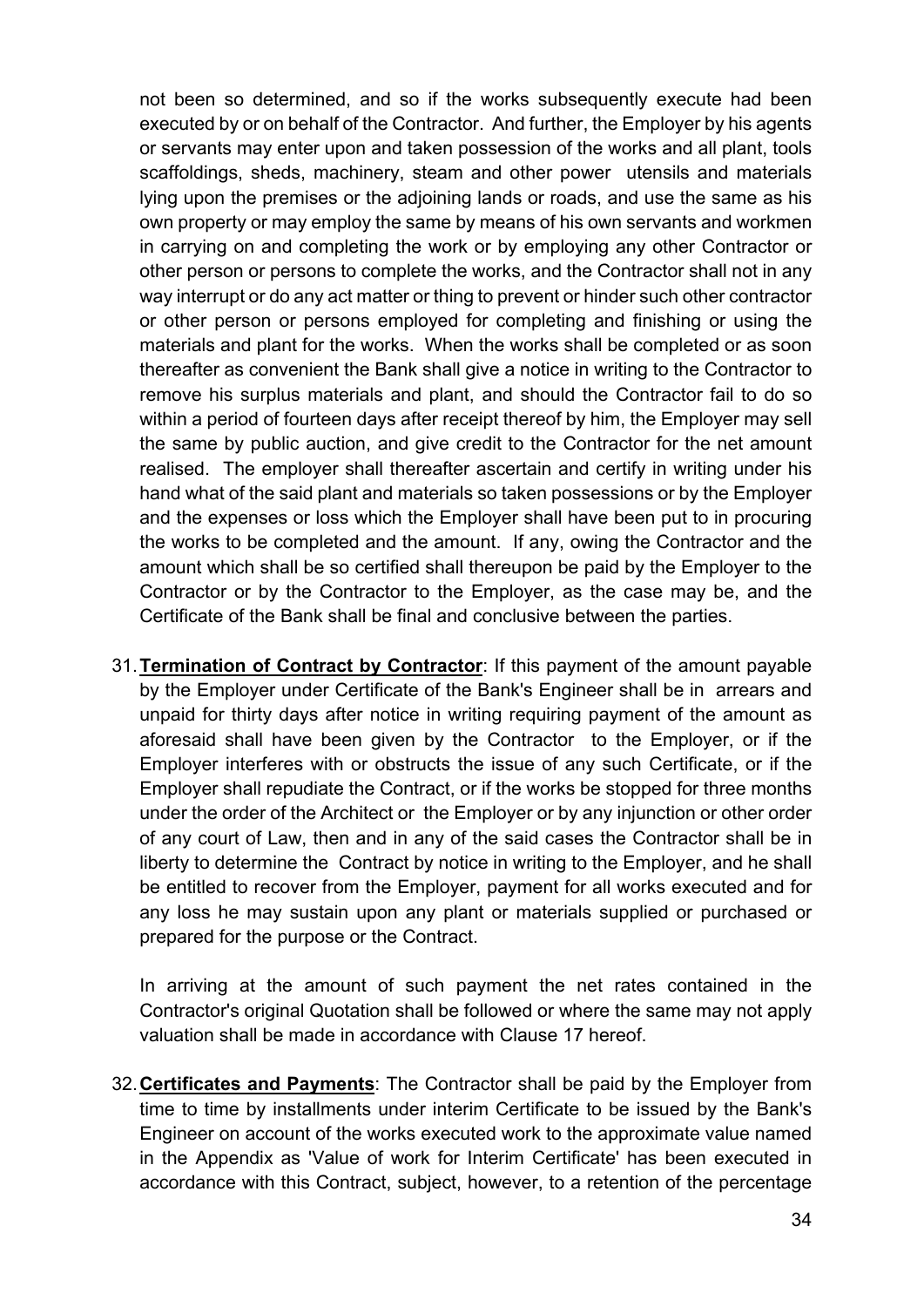not been so determined, and so if the works subsequently execute had been executed by or on behalf of the Contractor. And further, the Employer by his agents or servants may enter upon and taken possession of the works and all plant, tools scaffoldings, sheds, machinery, steam and other power utensils and materials lying upon the premises or the adjoining lands or roads, and use the same as his own property or may employ the same by means of his own servants and workmen in carrying on and completing the work or by employing any other Contractor or other person or persons to complete the works, and the Contractor shall not in any way interrupt or do any act matter or thing to prevent or hinder such other contractor or other person or persons employed for completing and finishing or using the materials and plant for the works. When the works shall be completed or as soon thereafter as convenient the Bank shall give a notice in writing to the Contractor to remove his surplus materials and plant, and should the Contractor fail to do so within a period of fourteen days after receipt thereof by him, the Employer may sell the same by public auction, and give credit to the Contractor for the net amount realised. The employer shall thereafter ascertain and certify in writing under his hand what of the said plant and materials so taken possessions or by the Employer and the expenses or loss which the Employer shall have been put to in procuring the works to be completed and the amount. If any, owing the Contractor and the amount which shall be so certified shall thereupon be paid by the Employer to the Contractor or by the Contractor to the Employer, as the case may be, and the Certificate of the Bank shall be final and conclusive between the parties.

31. **Termination of Contract by Contractor**: If this payment of the amount payable by the Employer under Certificate of the Bank's Engineer shall be in arrears and unpaid for thirty days after notice in writing requiring payment of the amount as aforesaid shall have been given by the Contractor to the Employer, or if the Employer interferes with or obstructs the issue of any such Certificate, or if the Employer shall repudiate the Contract, or if the works be stopped for three months under the order of the Architect or the Employer or by any injunction or other order of any court of Law, then and in any of the said cases the Contractor shall be in liberty to determine the Contract by notice in writing to the Employer, and he shall be entitled to recover from the Employer, payment for all works executed and for any loss he may sustain upon any plant or materials supplied or purchased or prepared for the purpose or the Contract.

   In arriving at the amount of such payment the net rates contained in the Contractor's original Quotation shall be followed or where the same may not apply valuation shall be made in accordance with Clause 17 hereof.

32. **Certificates and Payments**: The Contractor shall be paid by the Employer from time to time by installments under interim Certificate to be issued by the Bank's Engineer on account of the works executed work to the approximate value named in the Appendix as 'Value of work for Interim Certificate' has been executed in accordance with this Contract, subject, however, to a retention of the percentage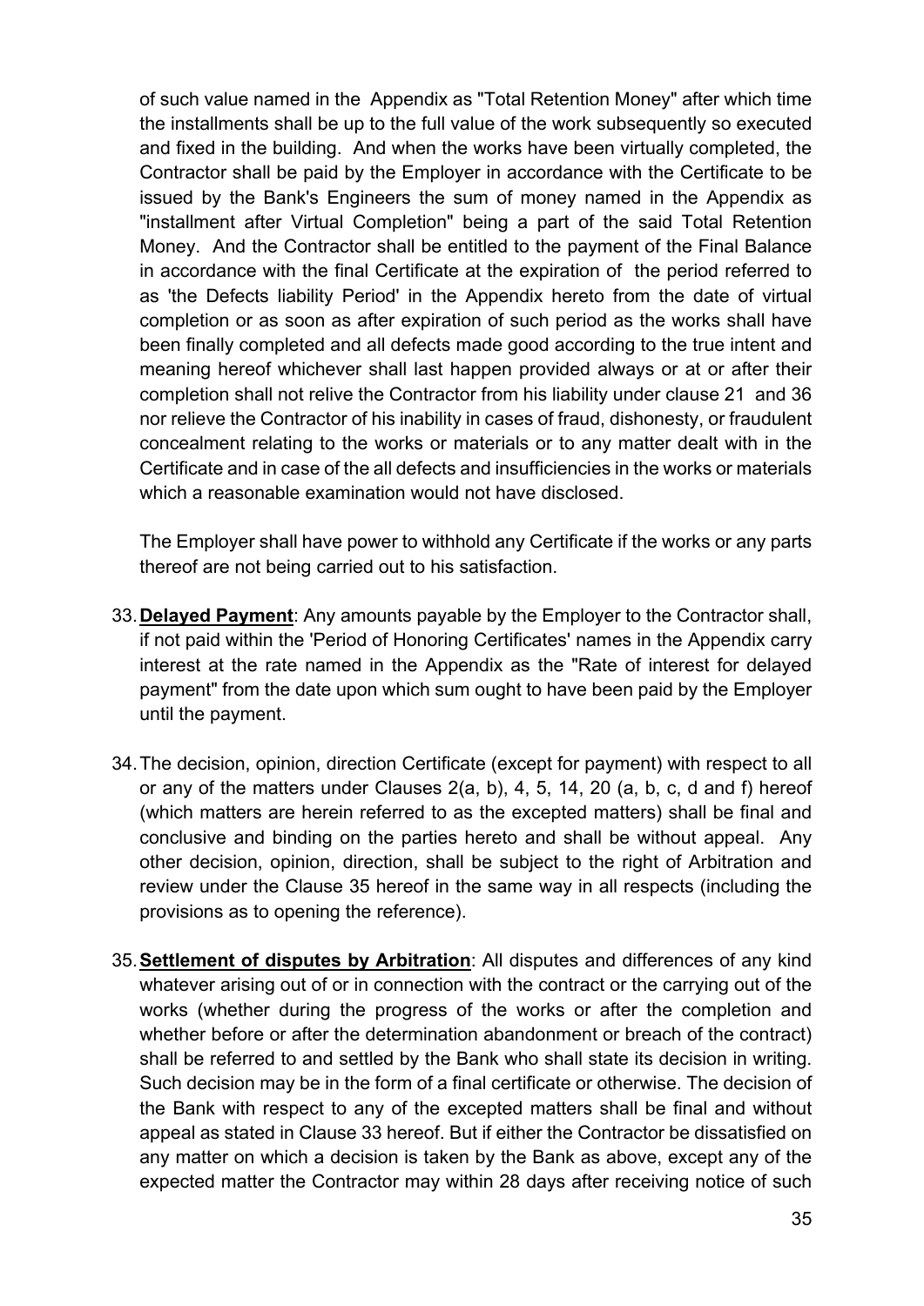of such value named in the Appendix as "Total Retention Money" after which time the installments shall be up to the full value of the work subsequently so executed and fixed in the building. And when the works have been virtually completed, the Contractor shall be paid by the Employer in accordance with the Certificate to be issued by the Bank's Engineers the sum of money named in the Appendix as "installment after Virtual Completion" being a part of the said Total Retention Money. And the Contractor shall be entitled to the payment of the Final Balance in accordance with the final Certificate at the expiration of the period referred to as 'the Defects liability Period' in the Appendix hereto from the date of virtual completion or as soon as after expiration of such period as the works shall have been finally completed and all defects made good according to the true intent and meaning hereof whichever shall last happen provided always or at or after their completion shall not relive the Contractor from his liability under clause 21 and 36 nor relieve the Contractor of his inability in cases of fraud, dishonesty, or fraudulent concealment relating to the works or materials or to any matter dealt with in the Certificate and in case of the all defects and insufficiencies in the works or materials which a reasonable examination would not have disclosed.

The Employer shall have power to withhold any Certificate if the works or any parts thereof are not being carried out to his satisfaction.

33. **Delayed Payment**: Any amounts payable by the Employer to the Contractor shall, if not paid within the 'Period of Honoring Certificates' names in the Appendix carry interest at the rate named in the Appendix as the "Rate of interest for delayed payment" from the date upon which sum ought to have been paid by the Employer until the payment.

34. The decision, opinion, direction Certificate (except for payment) with respect to all or any of the matters under Clauses 2(a, b), 4, 5, 14, 20 (a, b, c, d and f) hereof (which matters are herein referred to as the excepted matters) shall be final and conclusive and binding on the parties hereto and shall be without appeal. Any other decision, opinion, direction, shall be subject to the right of Arbitration and review under the Clause 35 hereof in the same way in all respects (including the provisions as to opening the reference).

35. **Settlement of disputes by Arbitration**: All disputes and differences of any kind whatever arising out of or in connection with the contract or the carrying out of the works (whether during the progress of the works or after the completion and whether before or after the determination abandonment or breach of the contract) shall be referred to and settled by the Bank who shall state its decision in writing. Such decision may be in the form of a final certificate or otherwise. The decision of the Bank with respect to any of the excepted matters shall be final and without appeal as stated in Clause 33 hereof. But if either the Contractor be dissatisfied on any matter on which a decision is taken by the Bank as above, except any of the expected matter the Contractor may within 28 days after receiving notice of such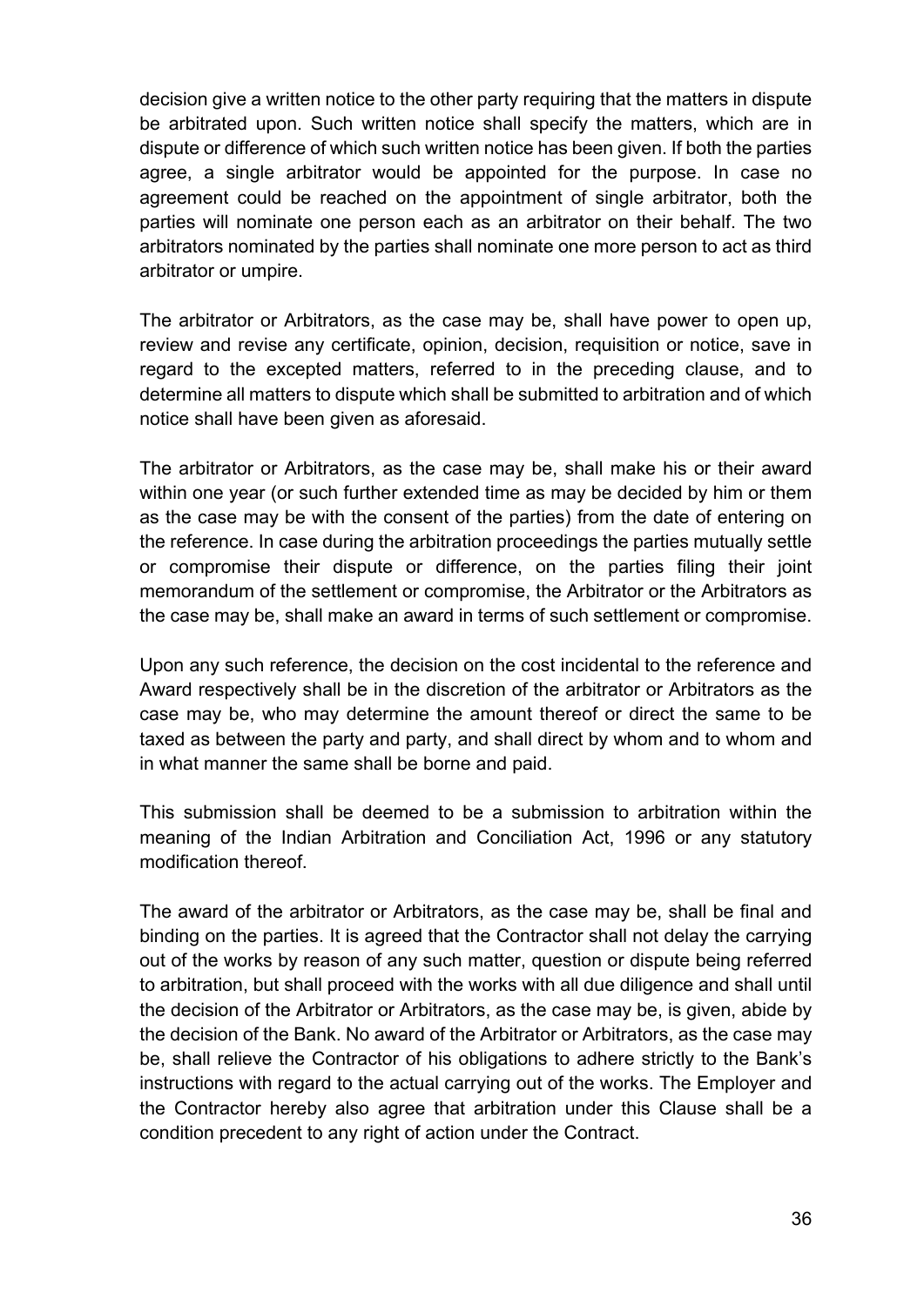decision give a written notice to the other party requiring that the matters in dispute be arbitrated upon. Such written notice shall specify the matters, which are in dispute or difference of which such written notice has been given. If both the parties agree, a single arbitrator would be appointed for the purpose. In case no agreement could be reached on the appointment of single arbitrator, both the parties will nominate one person each as an arbitrator on their behalf. The two arbitrators nominated by the parties shall nominate one more person to act as third arbitrator or umpire.

The arbitrator or Arbitrators, as the case may be, shall have power to open up, review and revise any certificate, opinion, decision, requisition or notice, save in regard to the excepted matters, referred to in the preceding clause, and to determine all matters to dispute which shall be submitted to arbitration and of which notice shall have been given as aforesaid.

The arbitrator or Arbitrators, as the case may be, shall make his or their award within one year (or such further extended time as may be decided by him or them as the case may be with the consent of the parties) from the date of entering on the reference. In case during the arbitration proceedings the parties mutually settle or compromise their dispute or difference, on the parties filing their joint memorandum of the settlement or compromise, the Arbitrator or the Arbitrators as the case may be, shall make an award in terms of such settlement or compromise.

Upon any such reference, the decision on the cost incidental to the reference and Award respectively shall be in the discretion of the arbitrator or Arbitrators as the case may be, who may determine the amount thereof or direct the same to be taxed as between the party and party, and shall direct by whom and to whom and in what manner the same shall be borne and paid.

This submission shall be deemed to be a submission to arbitration within the meaning of the Indian Arbitration and Conciliation Act, 1996 or any statutory modification thereof.

The award of the arbitrator or Arbitrators, as the case may be, shall be final and binding on the parties. It is agreed that the Contractor shall not delay the carrying out of the works by reason of any such matter, question or dispute being referred to arbitration, but shall proceed with the works with all due diligence and shall until the decision of the Arbitrator or Arbitrators, as the case may be, is given, abide by the decision of the Bank. No award of the Arbitrator or Arbitrators, as the case may be, shall relieve the Contractor of his obligations to adhere strictly to the Bank's instructions with regard to the actual carrying out of the works. The Employer and the Contractor hereby also agree that arbitration under this Clause shall be a condition precedent to any right of action under the Contract.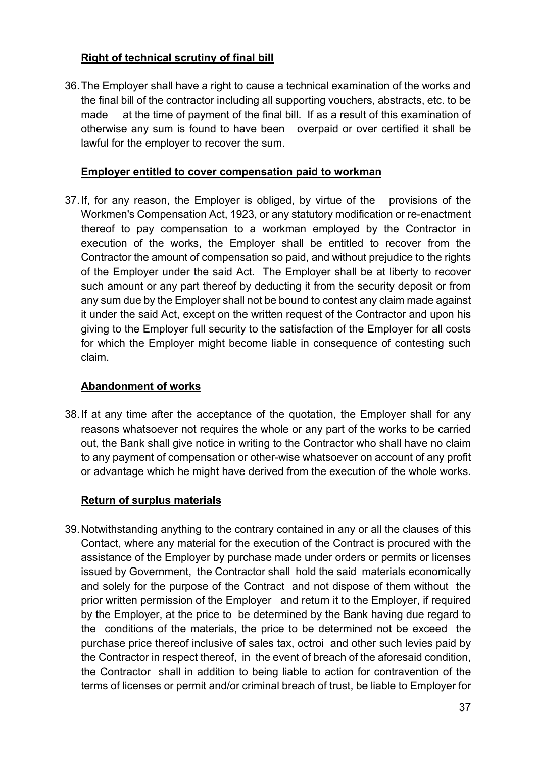**Right of technical scrutiny of final bill**

36. The Employer shall have a right to cause a technical examination of the works and the final bill of the contractor including all supporting vouchers, abstracts, etc. to be made at the time of payment of the final bill. If as a result of this examination of otherwise any sum is found to have been overpaid or over certified it shall be lawful for the employer to recover the sum.

**Employer entitled to cover compensation paid to workman**

37. If, for any reason, the Employer is obliged, by virtue of the provisions of the Workmen's Compensation Act, 1923, or any statutory modification or re-enactment thereof to pay compensation to a workman employed by the Contractor in execution of the works, the Employer shall be entitled to recover from the Contractor the amount of compensation so paid, and without prejudice to the rights of the Employer under the said Act. The Employer shall be at liberty to recover such amount or any part thereof by deducting it from the security deposit or from any sum due by the Employer shall not be bound to contest any claim made against it under the said Act, except on the written request of the Contractor and upon his giving to the Employer full security to the satisfaction of the Employer for all costs for which the Employer might become liable in consequence of contesting such claim.

**Abandonment of works**

38. If at any time after the acceptance of the quotation, the Employer shall for any reasons whatsoever not requires the whole or any part of the works to be carried out, the Bank shall give notice in writing to the Contractor who shall have no claim to any payment of compensation or other-wise whatsoever on account of any profit or advantage which he might have derived from the execution of the whole works.

**Return of surplus materials**

39. Notwithstanding anything to the contrary contained in any or all the clauses of this Contact, where any material for the execution of the Contract is procured with the assistance of the Employer by purchase made under orders or permits or licenses issued by Government, the Contractor shall hold the said materials economically and solely for the purpose of the Contract and not dispose of them without the prior written permission of the Employer and return it to the Employer, if required by the Employer, at the price to be determined by the Bank having due regard to the conditions of the materials, the price to be determined not be exceed the purchase price thereof inclusive of sales tax, octroi and other such levies paid by the Contractor in respect thereof, in the event of breach of the aforesaid condition, the Contractor shall in addition to being liable to action for contravention of the terms of licenses or permit and/or criminal breach of trust, be liable to Employer for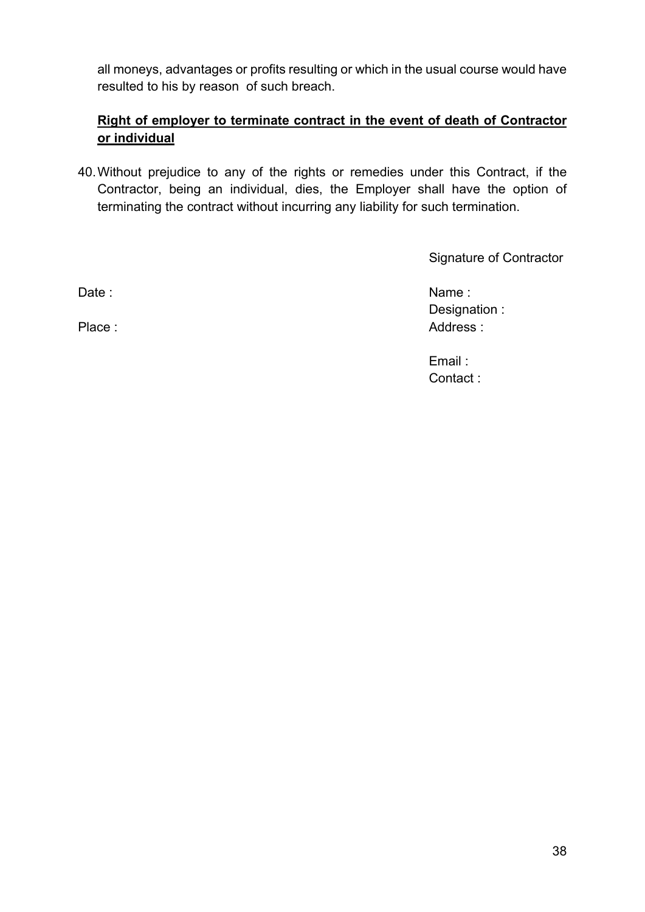all moneys, advantages or profits resulting or which in the usual course would have resulted to his by reason of such breach.

**<u>Right of employer to terminate contract in the event of death of Contractor or individual</u>**

40. Without prejudice to any of the rights or remedies under this Contract, if the Contractor, being an individual, dies, the Employer shall have the option of terminating the contract without incurring any liability for such termination.

Signature of Contractor

Date :

Place :

Name :
Designation :
Address :

Email :
Contact :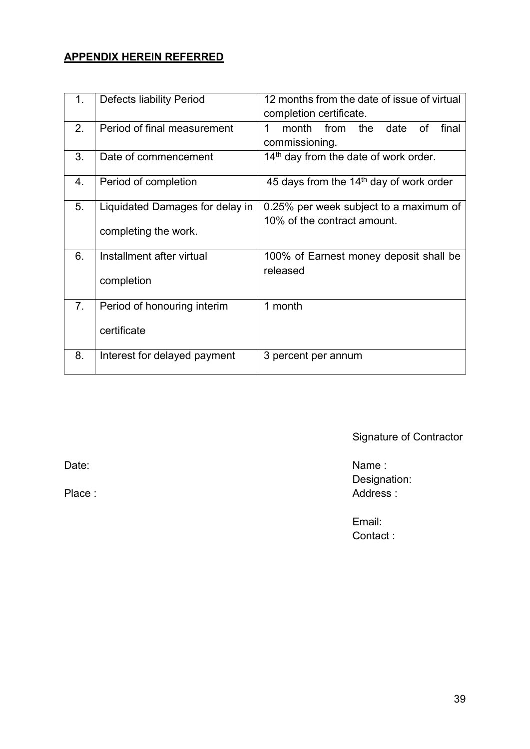**APPENDIX HEREIN REFERRED**

| | | |
|---|---|---|
| 1. | Defects liability Period | 12 months from the date of issue of virtual completion certificate. |
| 2. | Period of final measurement | 1 month from the date of final commissioning. |
| 3. | Date of commencement | 14th day from the date of work order. |
| 4. | Period of completion | 45 days from the 14th day of work order |
| 5. | Liquidated Damages for delay in completing the work. | 0.25% per week subject to a maximum of 10% of the contract amount. |
| 6. | Installment after virtual completion | 100% of Earnest money deposit shall be released |
| 7. | Period of honouring interim certificate | 1 month |
| 8. | Interest for delayed payment | 3 percent per annum |

Signature of Contractor

Date:

Place :

Name :
Designation:
Address :

Email:
Contact :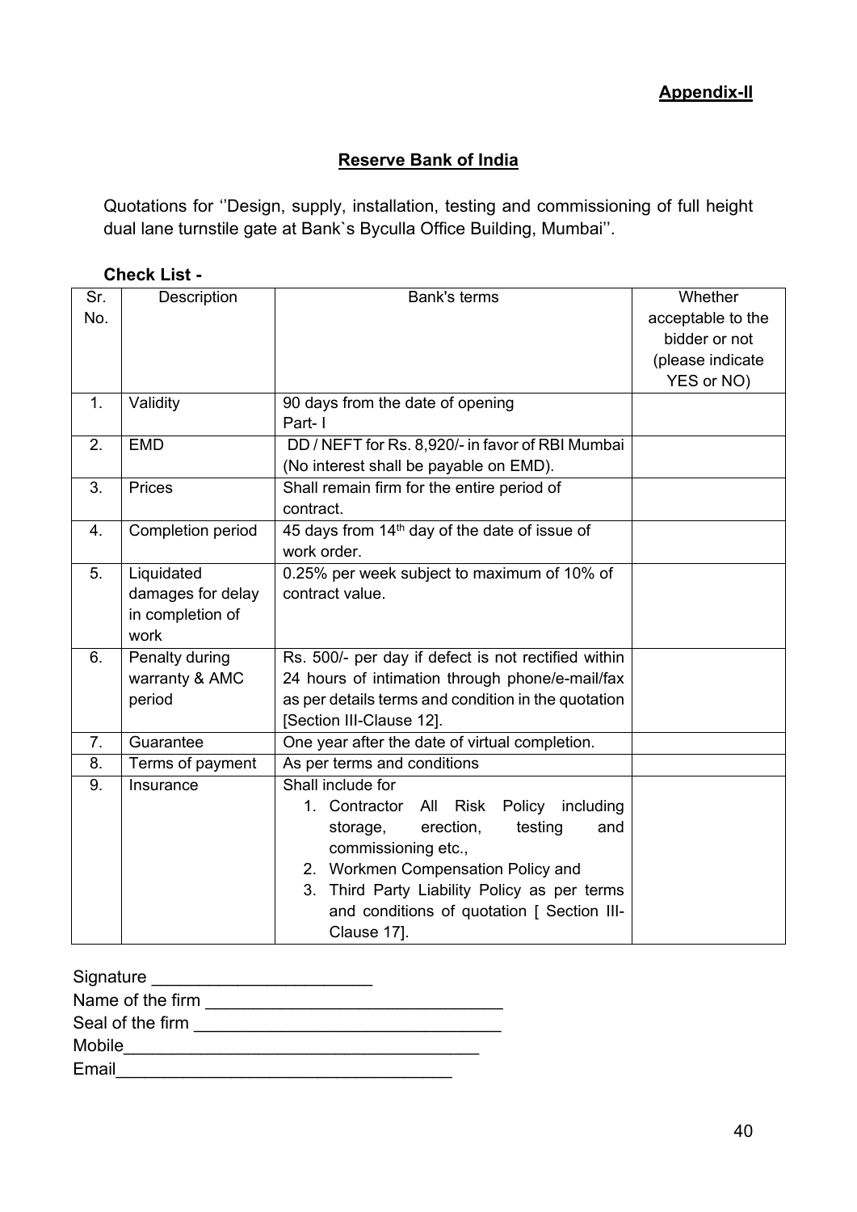**Appendix-II**

**Reserve Bank of India**

Quotations for ''Design, supply, installation, testing and commissioning of full height dual lane turnstile gate at Bank`s Byculla Office Building, Mumbai''.

**Check List -**

| Sr. No. | Description | Bank's terms | Whether acceptable to the bidder or not (please indicate YES or NO) |
|---|---|---|---|
| 1. | Validity | 90 days from the date of opening Part- I | |
| 2. | EMD | DD / NEFT for Rs. 8,920/- in favor of RBI Mumbai (No interest shall be payable on EMD). | |
| 3. | Prices | Shall remain firm for the entire period of contract. | |
| 4. | Completion period | 45 days from 14th day of the date of issue of work order. | |
| 5. | Liquidated damages for delay in completion of work | 0.25% per week subject to maximum of 10% of contract value. | |
| 6. | Penalty during warranty & AMC period | Rs. 500/- per day if defect is not rectified within 24 hours of intimation through phone/e-mail/fax as per details terms and condition in the quotation [Section III-Clause 12]. | |
| 7. | Guarantee | One year after the date of virtual completion. | |
| 8. | Terms of payment | As per terms and conditions | |
| 9. | Insurance | Shall include for<br>1. Contractor All Risk Policy including storage, erection, testing and commissioning etc.,<br>2. Workmen Compensation Policy and<br>3. Third Party Liability Policy as per terms and conditions of quotation [ Section III-Clause 17]. | |

Signature ______________________

Name of the firm ______________________________

Seal of the firm _______________________________

Mobile____________________________________

Email__________________________________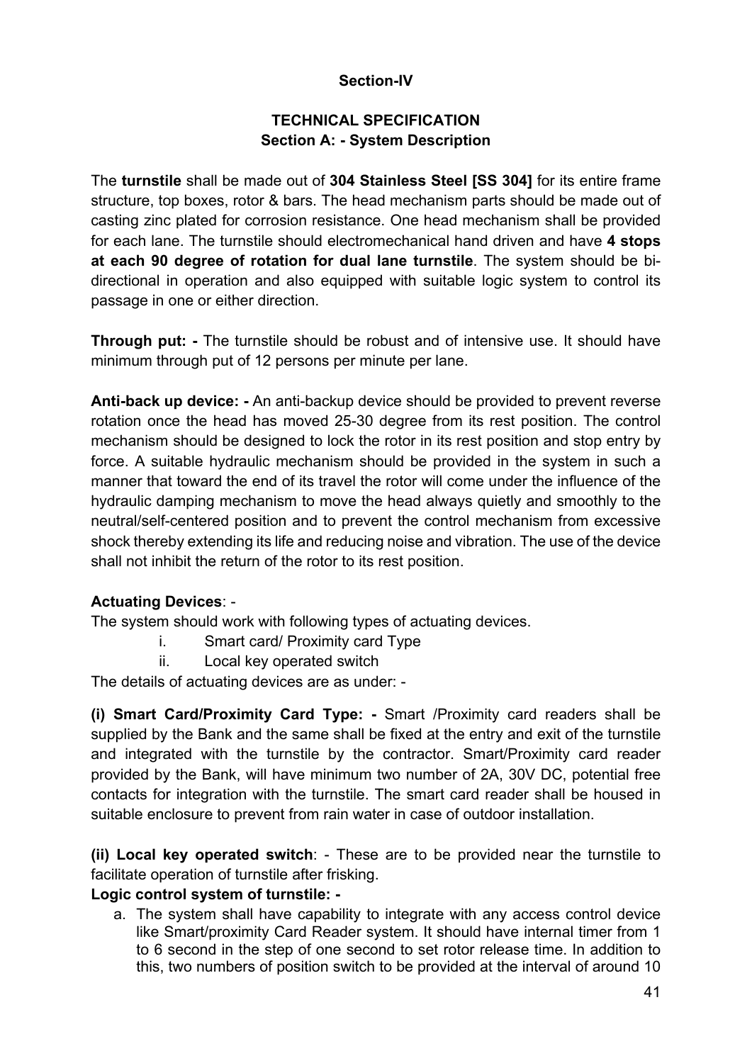## Section-IV

## TECHNICAL SPECIFICATION

### Section A: - System Description

The **turnstile** shall be made out of **304 Stainless Steel [SS 304]** for its entire frame structure, top boxes, rotor & bars. The head mechanism parts should be made out of casting zinc plated for corrosion resistance. One head mechanism shall be provided for each lane. The turnstile should electromechanical hand driven and have **4 stops at each 90 degree of rotation for dual lane turnstile**. The system should be bi-directional in operation and also equipped with suitable logic system to control its passage in one or either direction.

**Through put: -** The turnstile should be robust and of intensive use. It should have minimum through put of 12 persons per minute per lane.

**Anti-back up device: -** An anti-backup device should be provided to prevent reverse rotation once the head has moved 25-30 degree from its rest position. The control mechanism should be designed to lock the rotor in its rest position and stop entry by force. A suitable hydraulic mechanism should be provided in the system in such a manner that toward the end of its travel the rotor will come under the influence of the hydraulic damping mechanism to move the head always quietly and smoothly to the neutral/self-centered position and to prevent the control mechanism from excessive shock thereby extending its life and reducing noise and vibration. The use of the device shall not inhibit the return of the rotor to its rest position.

**Actuating Devices**: -

The system should work with following types of actuating devices.

i. Smart card/ Proximity card Type
ii. Local key operated switch

The details of actuating devices are as under: -

**(i) Smart Card/Proximity Card Type: -** Smart /Proximity card readers shall be supplied by the Bank and the same shall be fixed at the entry and exit of the turnstile and integrated with the turnstile by the contractor. Smart/Proximity card reader provided by the Bank, will have minimum two number of 2A, 30V DC, potential free contacts for integration with the turnstile. The smart card reader shall be housed in suitable enclosure to prevent from rain water in case of outdoor installation.

**(ii) Local key operated switch**: - These are to be provided near the turnstile to facilitate operation of turnstile after frisking.

**Logic control system of turnstile: -**

a. The system shall have capability to integrate with any access control device like Smart/proximity Card Reader system. It should have internal timer from 1 to 6 second in the step of one second to set rotor release time. In addition to this, two numbers of position switch to be provided at the interval of around 10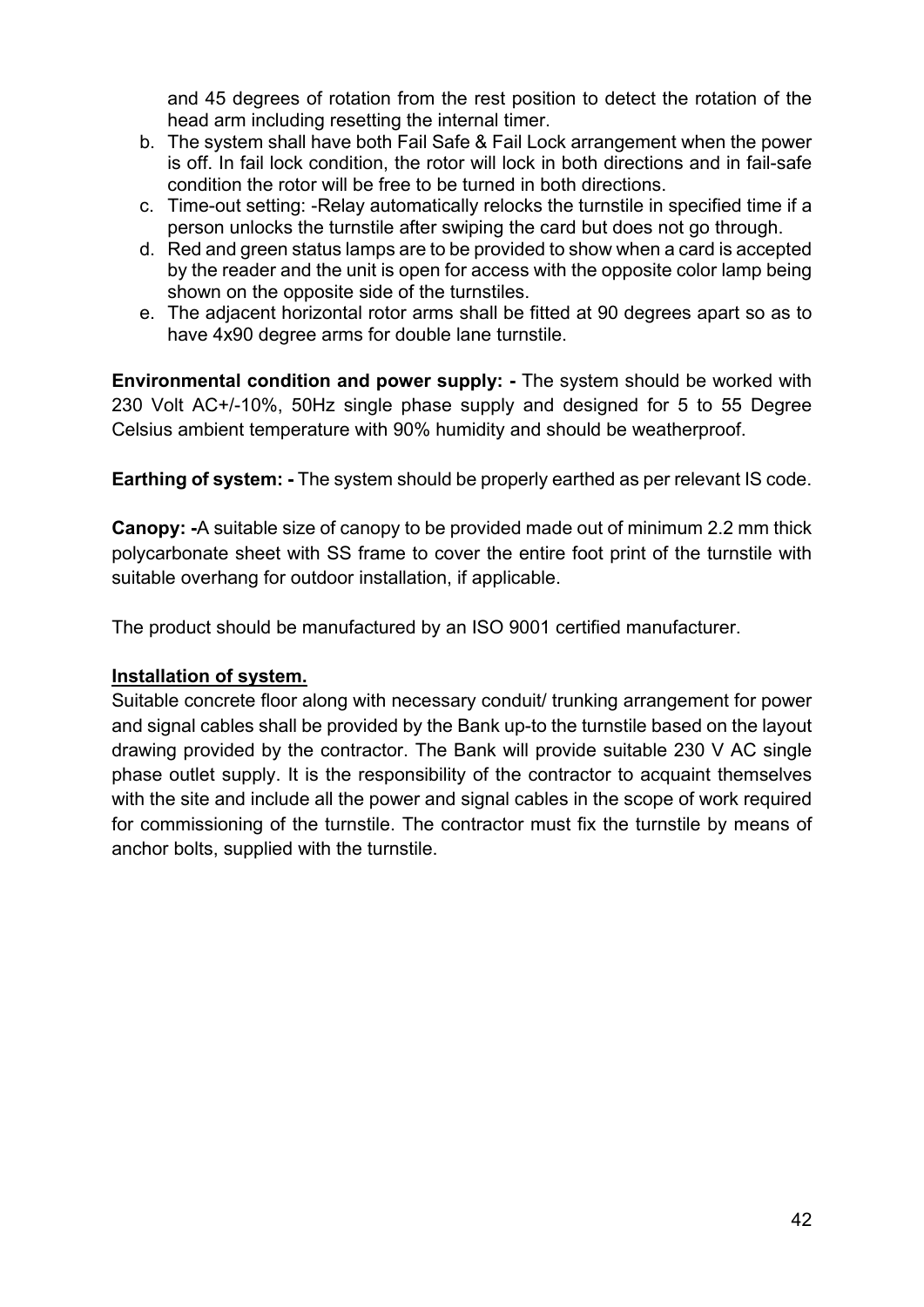and 45 degrees of rotation from the rest position to detect the rotation of the head arm including resetting the internal timer.

b. The system shall have both Fail Safe & Fail Lock arrangement when the power is off. In fail lock condition, the rotor will lock in both directions and in fail-safe condition the rotor will be free to be turned in both directions.
c. Time-out setting: -Relay automatically relocks the turnstile in specified time if a person unlocks the turnstile after swiping the card but does not go through.
d. Red and green status lamps are to be provided to show when a card is accepted by the reader and the unit is open for access with the opposite color lamp being shown on the opposite side of the turnstiles.
e. The adjacent horizontal rotor arms shall be fitted at 90 degrees apart so as to have 4x90 degree arms for double lane turnstile.

**Environmental condition and power supply: -** The system should be worked with 230 Volt AC+/-10%, 50Hz single phase supply and designed for 5 to 55 Degree Celsius ambient temperature with 90% humidity and should be weatherproof.

**Earthing of system: -** The system should be properly earthed as per relevant IS code.

**Canopy: -**A suitable size of canopy to be provided made out of minimum 2.2 mm thick polycarbonate sheet with SS frame to cover the entire foot print of the turnstile with suitable overhang for outdoor installation, if applicable.

The product should be manufactured by an ISO 9001 certified manufacturer.

**Installation of system.**

Suitable concrete floor along with necessary conduit/ trunking arrangement for power and signal cables shall be provided by the Bank up-to the turnstile based on the layout drawing provided by the contractor. The Bank will provide suitable 230 V AC single phase outlet supply. It is the responsibility of the contractor to acquaint themselves with the site and include all the power and signal cables in the scope of work required for commissioning of the turnstile. The contractor must fix the turnstile by means of anchor bolts, supplied with the turnstile.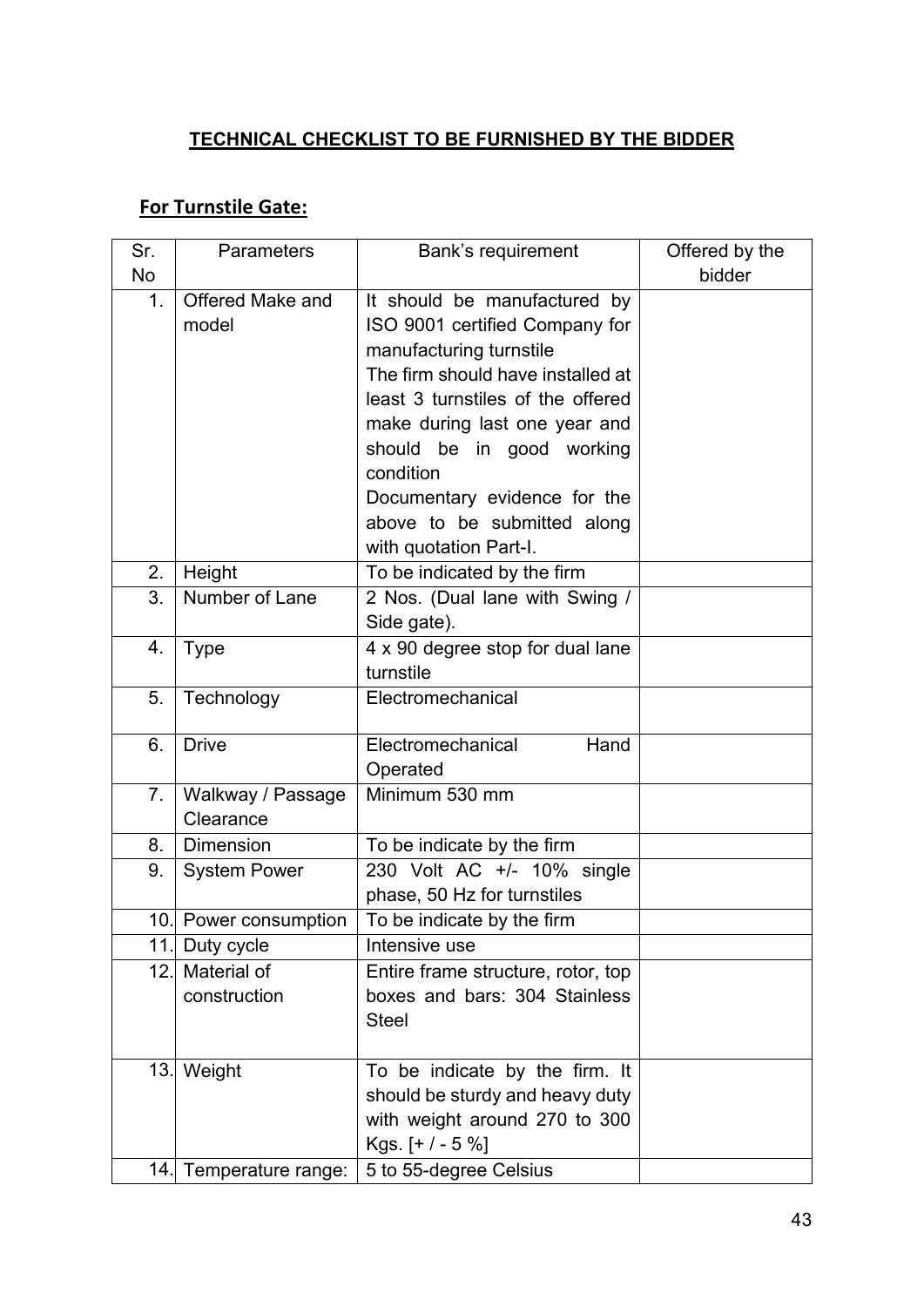**TECHNICAL CHECKLIST TO BE FURNISHED BY THE BIDDER**

**For Turnstile Gate:**

| Sr. No | Parameters | Bank's requirement | Offered by the bidder |
|---|---|---|---|
| 1. | Offered Make and model | It should be manufactured by ISO 9001 certified Company for manufacturing turnstile<br>The firm should have installed at least 3 turnstiles of the offered make during last one year and should be in good working condition<br>Documentary evidence for the above to be submitted along with quotation Part-I. | |
| 2. | Height | To be indicated by the firm | |
| 3. | Number of Lane | 2 Nos. (Dual lane with Swing / Side gate). | |
| 4. | Type | 4 x 90 degree stop for dual lane turnstile | |
| 5. | Technology | Electromechanical | |
| 6. | Drive | Electromechanical Hand Operated | |
| 7. | Walkway / Passage Clearance | Minimum 530 mm | |
| 8. | Dimension | To be indicate by the firm | |
| 9. | System Power | 230 Volt AC +/- 10% single phase, 50 Hz for turnstiles | |
| 10. | Power consumption | To be indicate by the firm | |
| 11. | Duty cycle | Intensive use | |
| 12. | Material of construction | Entire frame structure, rotor, top boxes and bars: 304 Stainless Steel | |
| 13. | Weight | To be indicate by the firm. It should be sturdy and heavy duty with weight around 270 to 300 Kgs. [+ / - 5 %] | |
| 14. | Temperature range: | 5 to 55-degree Celsius | |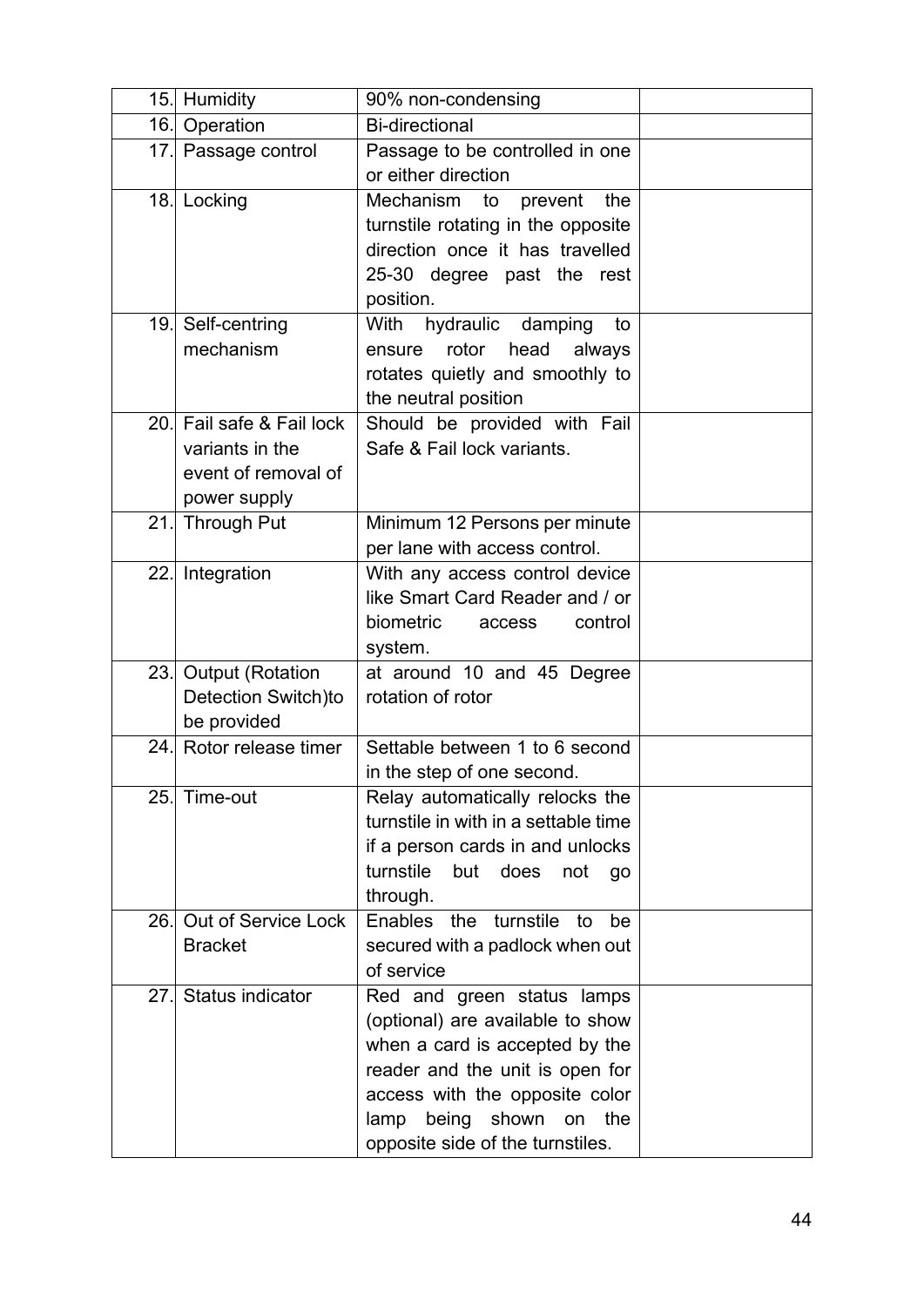| 15. | Humidity | 90% non-condensing | |
|---|---|---|---|
| 16. | Operation | Bi-directional | |
| 17. | Passage control | Passage to be controlled in one or either direction | |
| 18. | Locking | Mechanism to prevent the turnstile rotating in the opposite direction once it has travelled 25-30 degree past the rest position. | |
| 19. | Self-centring mechanism | With hydraulic damping to ensure rotor head always rotates quietly and smoothly to the neutral position | |
| 20. | Fail safe & Fail lock variants in the event of removal of power supply | Should be provided with Fail Safe & Fail lock variants. | |
| 21. | Through Put | Minimum 12 Persons per minute per lane with access control. | |
| 22. | Integration | With any access control device like Smart Card Reader and / or biometric access control system. | |
| 23. | Output (Rotation Detection Switch)to be provided | at around 10 and 45 Degree rotation of rotor | |
| 24. | Rotor release timer | Settable between 1 to 6 second in the step of one second. | |
| 25. | Time-out | Relay automatically relocks the turnstile in with in a settable time if a person cards in and unlocks turnstile but does not go through. | |
| 26. | Out of Service Lock Bracket | Enables the turnstile to be secured with a padlock when out of service | |
| 27. | Status indicator | Red and green status lamps (optional) are available to show when a card is accepted by the reader and the unit is open for access with the opposite color lamp being shown on the opposite side of the turnstiles. | |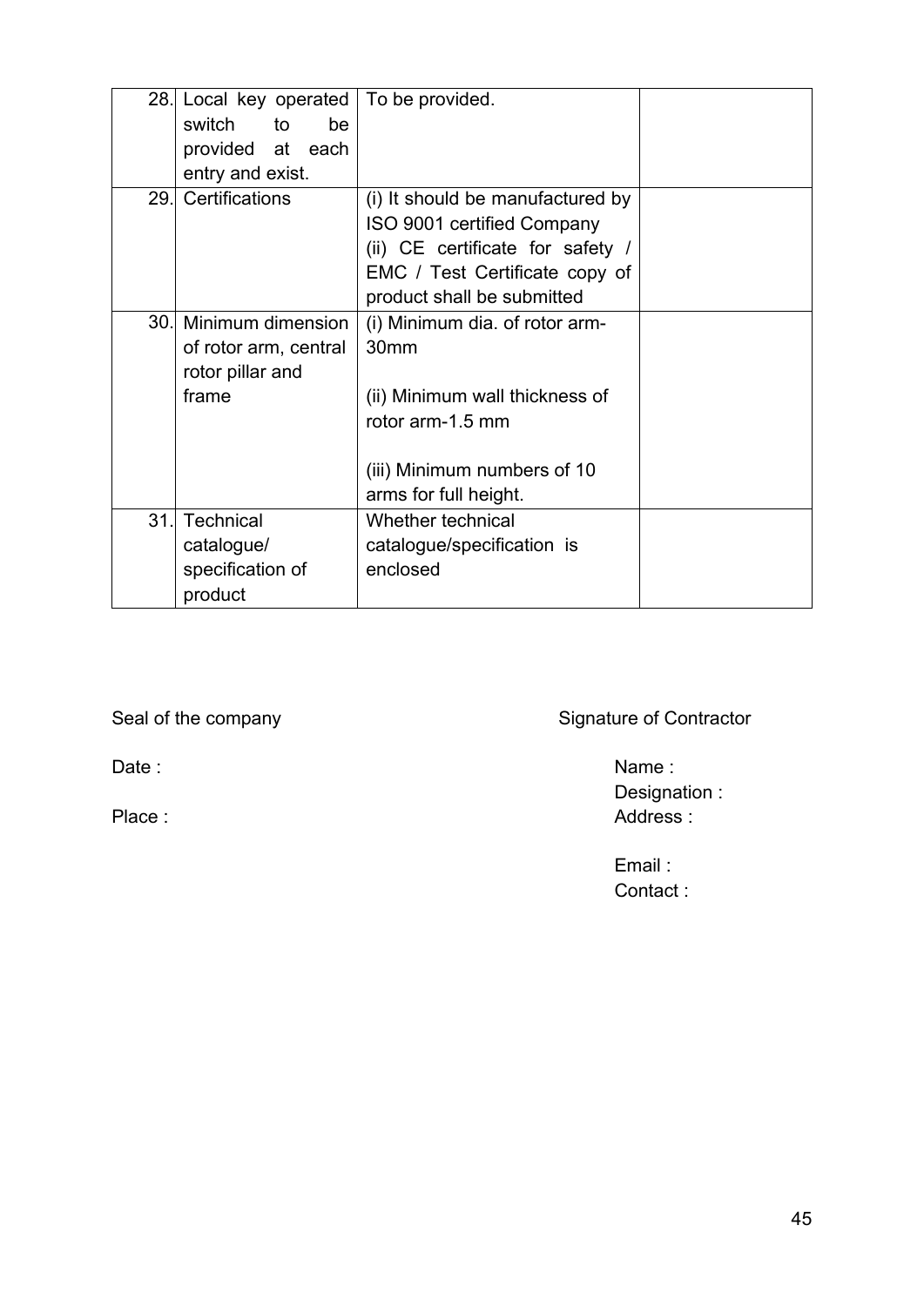| 28. | Local key operated switch to be provided at each entry and exist. | To be provided. | |
|---|---|---|---|
| 29. | Certifications | (i) It should be manufactured by ISO 9001 certified Company<br>(ii) CE certificate for safety / EMC / Test Certificate copy of product shall be submitted | |
| 30. | Minimum dimension of rotor arm, central rotor pillar and frame | (i) Minimum dia. of rotor arm-30mm<br><br>(ii) Minimum wall thickness of rotor arm-1.5 mm<br><br>(iii) Minimum numbers of 10 arms for full height. | |
| 31. | Technical catalogue/ specification of product | Whether technical catalogue/specification is enclosed | |

Seal of the company

Signature of Contractor

Date :

Place :

Name :
Designation :
Address :

Email :
Contact :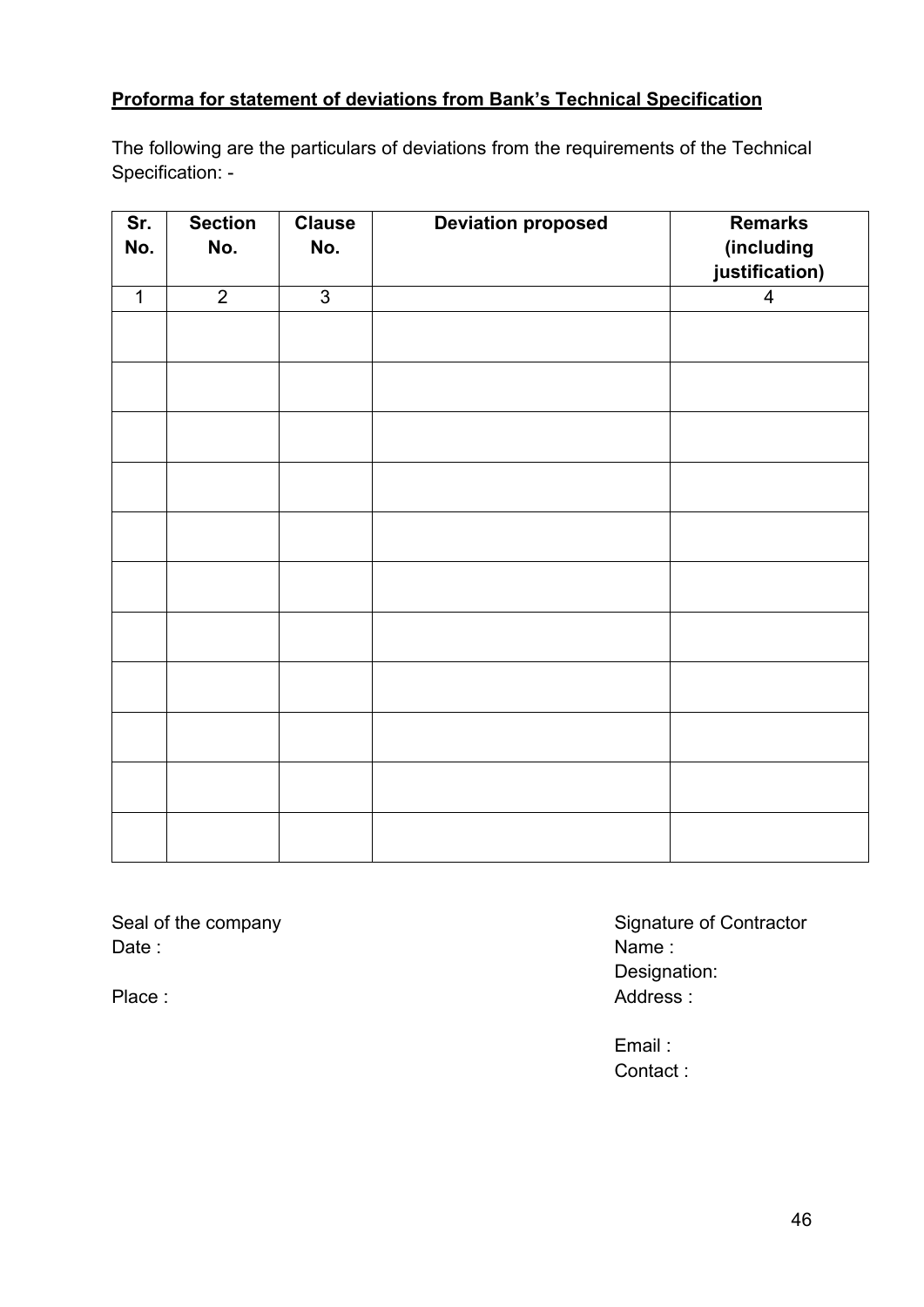**Proforma for statement of deviations from Bank's Technical Specification**

The following are the particulars of deviations from the requirements of the Technical Specification: -

| Sr. No. | Section No. | Clause No. | Deviation proposed | Remarks (including justification) |
|---|---|---|---|---|
| 1 | 2 | 3 | | 4 |
| | | | | |
| | | | | |
| | | | | |
| | | | | |
| | | | | |
| | | | | |
| | | | | |
| | | | | |
| | | | | |
| | | | | |
| | | | | |

Seal of the company

Date :

Place :

Signature of Contractor

Name :

Designation:

Address :

Email :

Contact :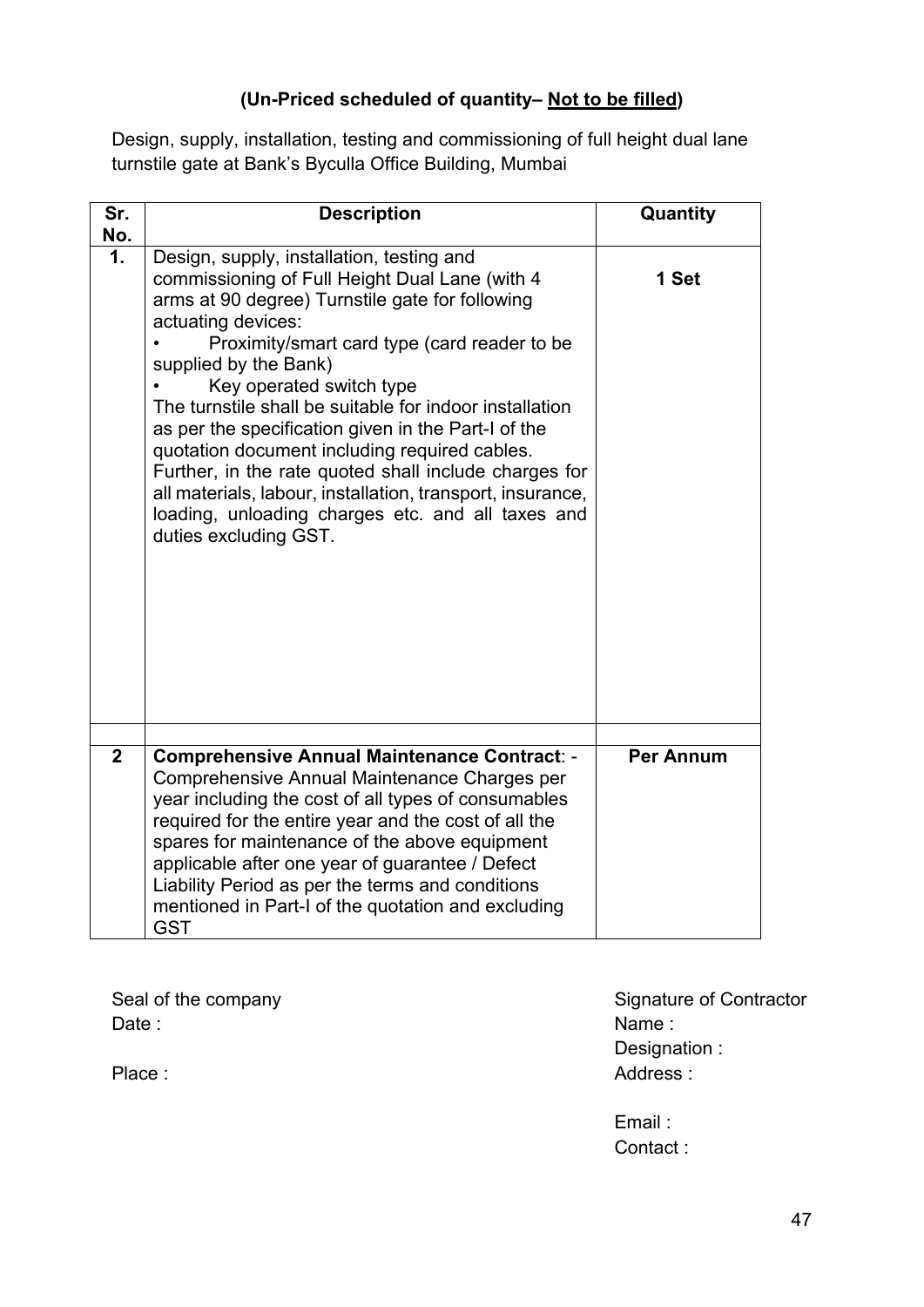### (Un-Priced scheduled of quantity– <u>Not to be filled</u>)

Design, supply, installation, testing and commissioning of full height dual lane turnstile gate at Bank's Byculla Office Building, Mumbai

| Sr. No. | Description | Quantity |
|---|---|---|
| **1.** | Design, supply, installation, testing and commissioning of Full Height Dual Lane (with 4 arms at 90 degree) Turnstile gate for following actuating devices:<br>• Proximity/smart card type (card reader to be supplied by the Bank)<br>• Key operated switch type<br>The turnstile shall be suitable for indoor installation as per the specification given in the Part-I of the quotation document including required cables. Further, in the rate quoted shall include charges for all materials, labour, installation, transport, insurance, loading, unloading charges etc. and all taxes and duties excluding GST. | **1 Set** |
| | | |
| **2** | **Comprehensive Annual Maintenance Contract**: - Comprehensive Annual Maintenance Charges per year including the cost of all types of consumables required for the entire year and the cost of all the spares for maintenance of the above equipment applicable after one year of guarantee / Defect Liability Period as per the terms and conditions mentioned in Part-I of the quotation and excluding GST | **Per Annum** |

Seal of the company
Date :

Place :

Signature of Contractor
Name :
Designation :
Address :

Email :
Contact :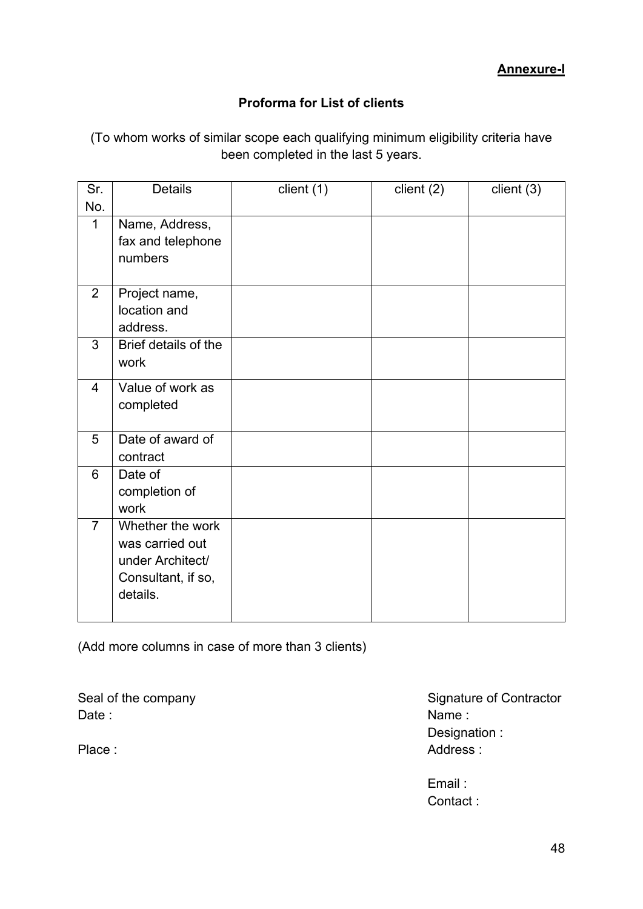**Annexure-I**

### Proforma for List of clients

(To whom works of similar scope each qualifying minimum eligibility criteria have been completed in the last 5 years.

| Sr. No. | Details | client (1) | client (2) | client (3) |
|---|---|---|---|---|
| 1 | Name, Address, fax and telephone numbers | | | |
| 2 | Project name, location and address. | | | |
| 3 | Brief details of the work | | | |
| 4 | Value of work as completed | | | |
| 5 | Date of award of contract | | | |
| 6 | Date of completion of work | | | |
| 7 | Whether the work was carried out under Architect/ Consultant, if so, details. | | | |

(Add more columns in case of more than 3 clients)

Seal of the company
Date :

Place :

Signature of Contractor
Name :
Designation :
Address :

Email :
Contact :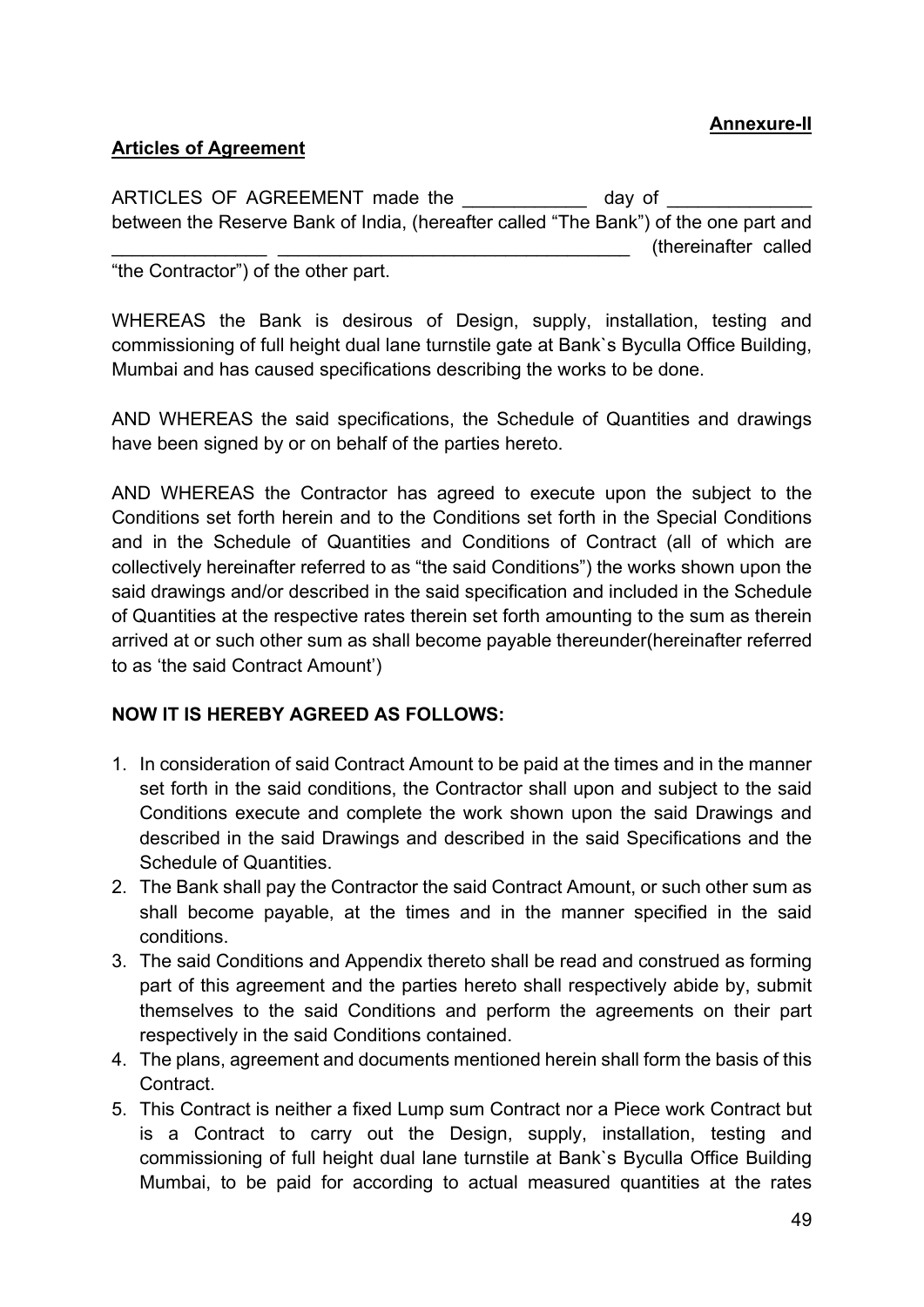**Annexure-II**

**Articles of Agreement**

ARTICLES OF AGREEMENT made the ____________ day of ______________ between the Reserve Bank of India, (hereafter called "The Bank") of the one part and _______________ __________________________________ (thereinafter called "the Contractor") of the other part.

WHEREAS the Bank is desirous of Design, supply, installation, testing and commissioning of full height dual lane turnstile gate at Bank`s Byculla Office Building, Mumbai and has caused specifications describing the works to be done.

AND WHEREAS the said specifications, the Schedule of Quantities and drawings have been signed by or on behalf of the parties hereto.

AND WHEREAS the Contractor has agreed to execute upon the subject to the Conditions set forth herein and to the Conditions set forth in the Special Conditions and in the Schedule of Quantities and Conditions of Contract (all of which are collectively hereinafter referred to as "the said Conditions") the works shown upon the said drawings and/or described in the said specification and included in the Schedule of Quantities at the respective rates therein set forth amounting to the sum as therein arrived at or such other sum as shall become payable thereunder(hereinafter referred to as 'the said Contract Amount')

**NOW IT IS HEREBY AGREED AS FOLLOWS:**

1. In consideration of said Contract Amount to be paid at the times and in the manner set forth in the said conditions, the Contractor shall upon and subject to the said Conditions execute and complete the work shown upon the said Drawings and described in the said Drawings and described in the said Specifications and the Schedule of Quantities.
2. The Bank shall pay the Contractor the said Contract Amount, or such other sum as shall become payable, at the times and in the manner specified in the said conditions.
3. The said Conditions and Appendix thereto shall be read and construed as forming part of this agreement and the parties hereto shall respectively abide by, submit themselves to the said Conditions and perform the agreements on their part respectively in the said Conditions contained.
4. The plans, agreement and documents mentioned herein shall form the basis of this Contract.
5. This Contract is neither a fixed Lump sum Contract nor a Piece work Contract but is a Contract to carry out the Design, supply, installation, testing and commissioning of full height dual lane turnstile at Bank`s Byculla Office Building Mumbai, to be paid for according to actual measured quantities at the rates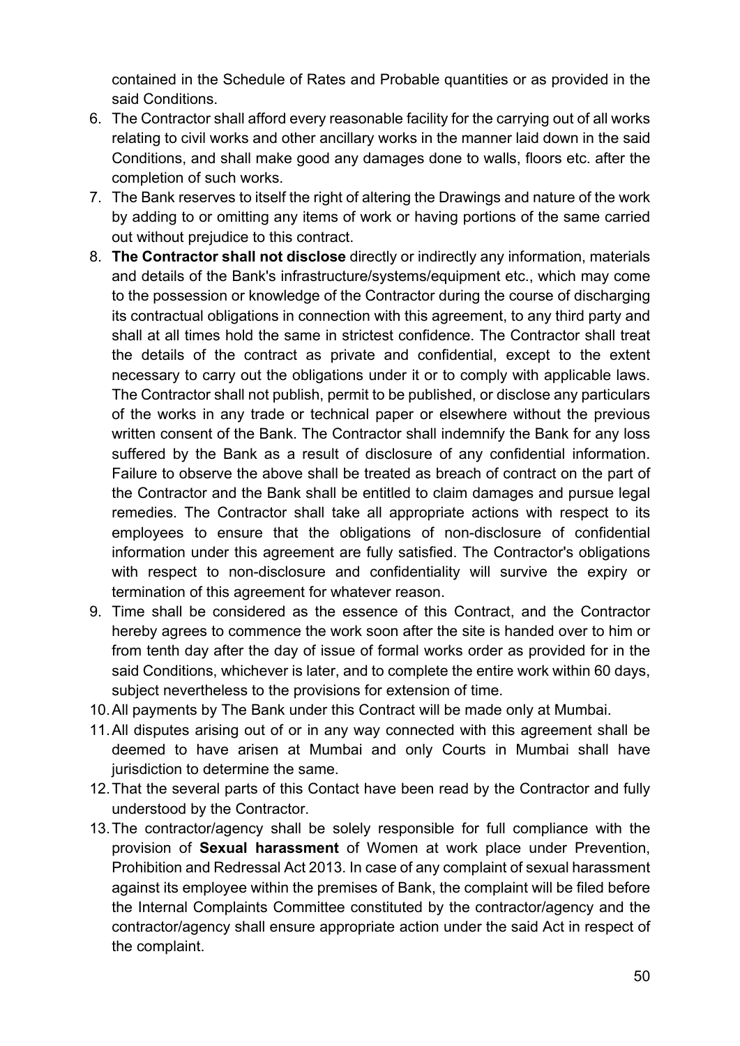contained in the Schedule of Rates and Probable quantities or as provided in the said Conditions.

6. The Contractor shall afford every reasonable facility for the carrying out of all works relating to civil works and other ancillary works in the manner laid down in the said Conditions, and shall make good any damages done to walls, floors etc. after the completion of such works.
7. The Bank reserves to itself the right of altering the Drawings and nature of the work by adding to or omitting any items of work or having portions of the same carried out without prejudice to this contract.
8. **The Contractor shall not disclose** directly or indirectly any information, materials and details of the Bank's infrastructure/systems/equipment etc., which may come to the possession or knowledge of the Contractor during the course of discharging its contractual obligations in connection with this agreement, to any third party and shall at all times hold the same in strictest confidence. The Contractor shall treat the details of the contract as private and confidential, except to the extent necessary to carry out the obligations under it or to comply with applicable laws. The Contractor shall not publish, permit to be published, or disclose any particulars of the works in any trade or technical paper or elsewhere without the previous written consent of the Bank. The Contractor shall indemnify the Bank for any loss suffered by the Bank as a result of disclosure of any confidential information. Failure to observe the above shall be treated as breach of contract on the part of the Contractor and the Bank shall be entitled to claim damages and pursue legal remedies. The Contractor shall take all appropriate actions with respect to its employees to ensure that the obligations of non-disclosure of confidential information under this agreement are fully satisfied. The Contractor's obligations with respect to non-disclosure and confidentiality will survive the expiry or termination of this agreement for whatever reason.
9. Time shall be considered as the essence of this Contract, and the Contractor hereby agrees to commence the work soon after the site is handed over to him or from tenth day after the day of issue of formal works order as provided for in the said Conditions, whichever is later, and to complete the entire work within 60 days, subject nevertheless to the provisions for extension of time.
10. All payments by The Bank under this Contract will be made only at Mumbai.
11. All disputes arising out of or in any way connected with this agreement shall be deemed to have arisen at Mumbai and only Courts in Mumbai shall have jurisdiction to determine the same.
12. That the several parts of this Contact have been read by the Contractor and fully understood by the Contractor.
13. The contractor/agency shall be solely responsible for full compliance with the provision of **Sexual harassment** of Women at work place under Prevention, Prohibition and Redressal Act 2013. In case of any complaint of sexual harassment against its employee within the premises of Bank, the complaint will be filed before the Internal Complaints Committee constituted by the contractor/agency and the contractor/agency shall ensure appropriate action under the said Act in respect of the complaint.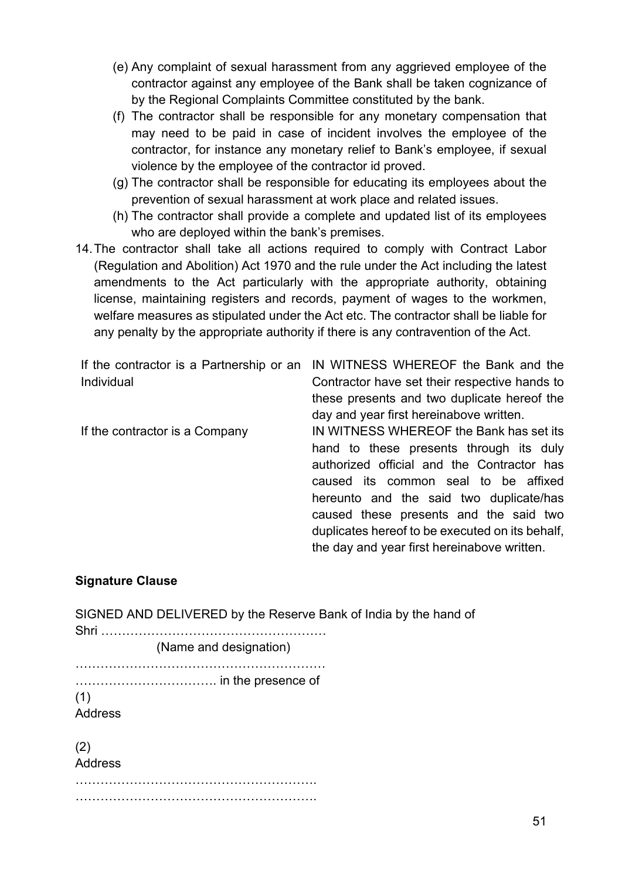(e) Any complaint of sexual harassment from any aggrieved employee of the contractor against any employee of the Bank shall be taken cognizance of by the Regional Complaints Committee constituted by the bank.

(f) The contractor shall be responsible for any monetary compensation that may need to be paid in case of incident involves the employee of the contractor, for instance any monetary relief to Bank's employee, if sexual violence by the employee of the contractor id proved.

(g) The contractor shall be responsible for educating its employees about the prevention of sexual harassment at work place and related issues.

(h) The contractor shall provide a complete and updated list of its employees who are deployed within the bank's premises.

14. The contractor shall take all actions required to comply with Contract Labor (Regulation and Abolition) Act 1970 and the rule under the Act including the latest amendments to the Act particularly with the appropriate authority, obtaining license, maintaining registers and records, payment of wages to the workmen, welfare measures as stipulated under the Act etc. The contractor shall be liable for any penalty by the appropriate authority if there is any contravention of the Act.

| | |
|---|---|
| If the contractor is a Partnership or an Individual | IN WITNESS WHEREOF the Bank and the Contractor have set their respective hands to these presents and two duplicate hereof the day and year first hereinabove written. |
| If the contractor is a Company | IN WITNESS WHEREOF the Bank has set its hand to these presents through its duly authorized official and the Contractor has caused its common seal to be affixed hereunto and the said two duplicate/has caused these presents and the said two duplicates hereof to be executed on its behalf, the day and year first hereinabove written. |

**Signature Clause**

SIGNED AND DELIVERED by the Reserve Bank of India by the hand of

Shri ………………………………………………

(Name and designation)

……………………………………………………

……………………………. in the presence of

(1)

Address

(2)

Address

………………………………………………….

………………………………………………….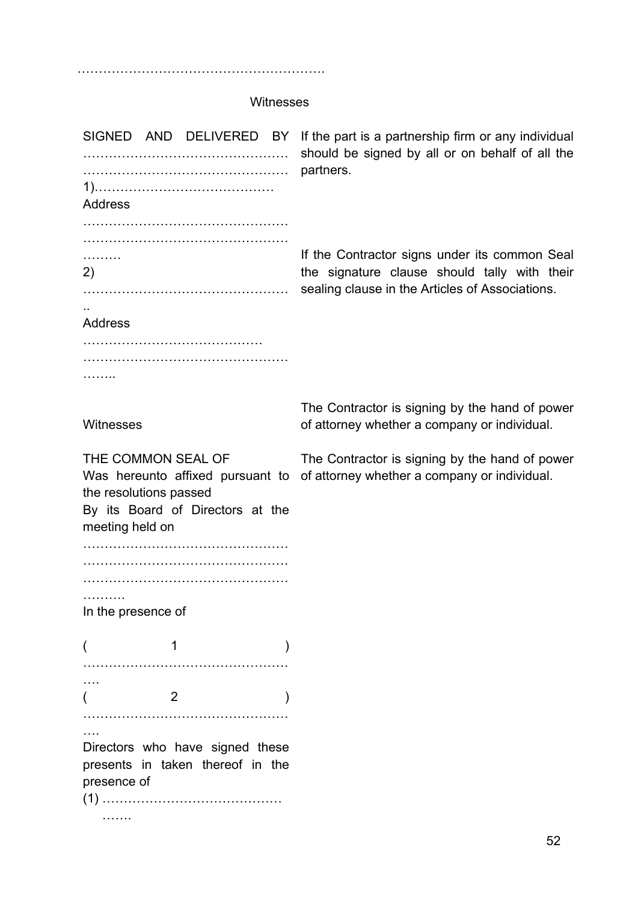……………………………………………………

Witnesses

| | |
|---|---|
| SIGNED AND DELIVERED BY ……………………………………… ……………………………………… 1)…………………………………… Address ……………………………………… ……………………………………… ……… 2) ……………………………………… .. Address …………………………………… ……………………………………… …….. | If the part is a partnership firm or any individual should be signed by all or on behalf of all the partners. If the Contractor signs under its common Seal the signature clause should tally with their sealing clause in the Articles of Associations. |
| Witnesses | The Contractor is signing by the hand of power of attorney whether a company or individual. |
| THE COMMON SEAL OF Was hereunto affixed pursuant to the resolutions passed By its Board of Directors at the meeting held on ……………………………………… ……………………………………… ……………………………………… ………. In the presence of ( 1 ) ……………………………………… …. ( 2 ) ……………………………………… …. Directors who have signed these presents in taken thereof in the presence of (1) …………………………………… ……. | The Contractor is signing by the hand of power of attorney whether a company or individual. |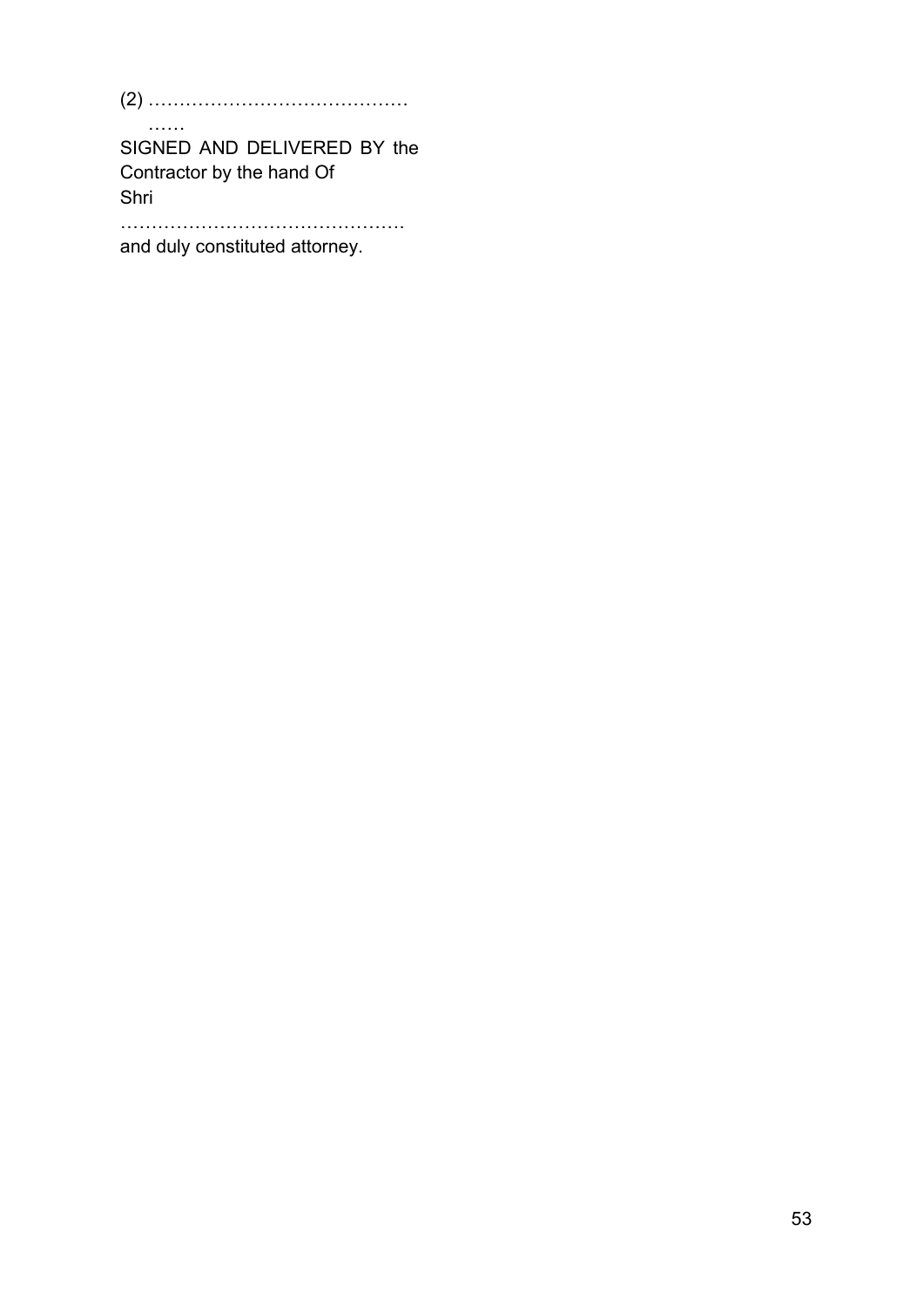(2) ……………………………………
……

SIGNED AND DELIVERED BY the Contractor by the hand Of Shri
………………………………………
and duly constituted attorney.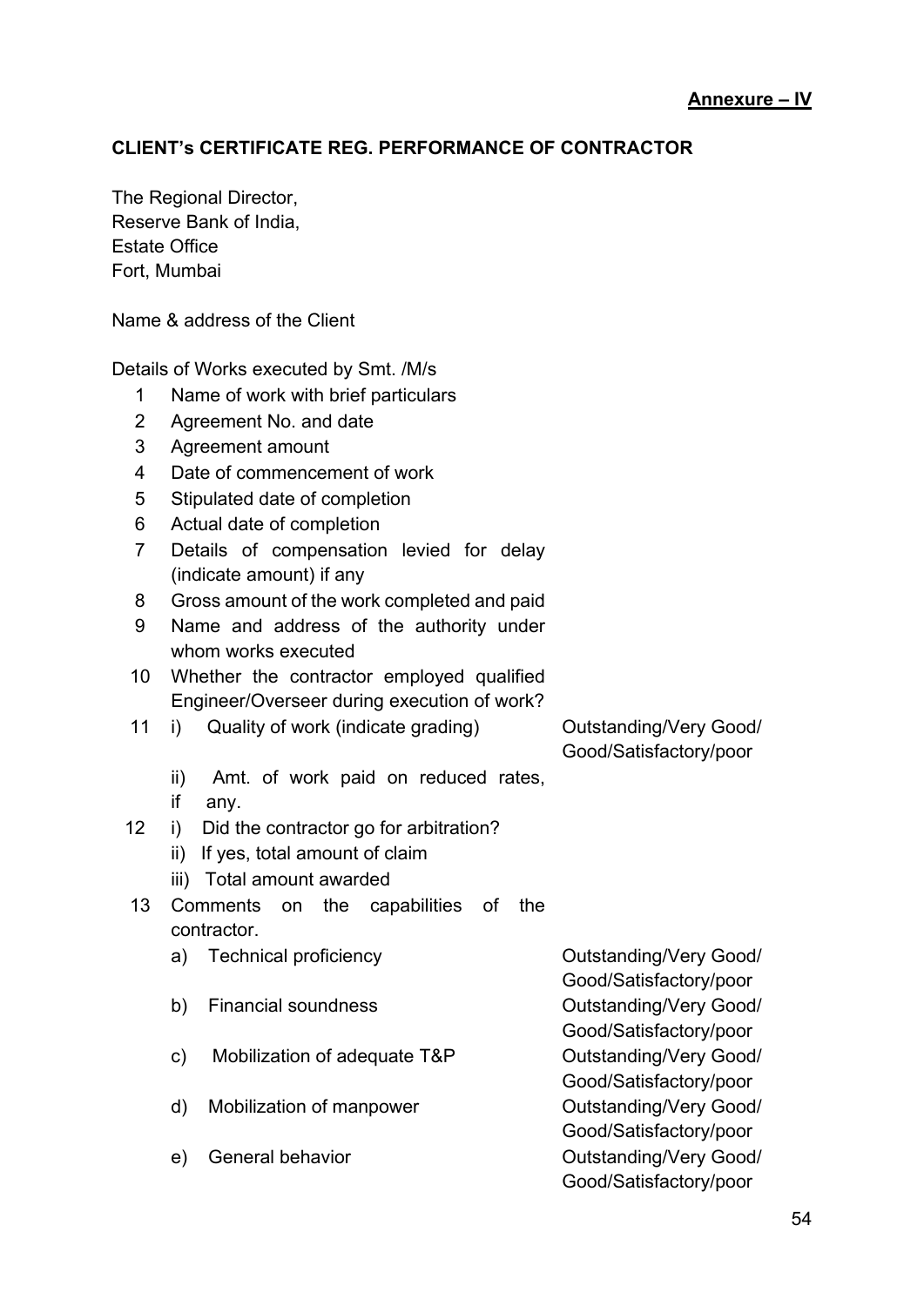**<u>Annexure – IV</u>**

**CLIENT's CERTIFICATE REG. PERFORMANCE OF CONTRACTOR**

The Regional Director,  
Reserve Bank of India,  
Estate Office  
Fort, Mumbai

Name & address of the Client

Details of Works executed by Smt. /M/s

| | | |
|---|---|---|
| 1 | Name of work with brief particulars | |
| 2 | Agreement No. and date | |
| 3 | Agreement amount | |
| 4 | Date of commencement of work | |
| 5 | Stipulated date of completion | |
| 6 | Actual date of completion | |
| 7 | Details of compensation levied for delay (indicate amount) if any | |
| 8 | Gross amount of the work completed and paid | |
| 9 | Name and address of the authority under whom works executed | |
| 10 | Whether the contractor employed qualified Engineer/Overseer during execution of work? | |
| 11 | i) Quality of work (indicate grading) | Outstanding/Very Good/ Good/Satisfactory/poor |
| | ii) Amt. of work paid on reduced rates, if any. | |
| 12 | i) Did the contractor go for arbitration? | |
| | ii) If yes, total amount of claim | |
| | iii) Total amount awarded | |
| 13 | Comments on the capabilities of the contractor. | |
| | a) Technical proficiency | Outstanding/Very Good/ Good/Satisfactory/poor |
| | b) Financial soundness | Outstanding/Very Good/ Good/Satisfactory/poor |
| | c) Mobilization of adequate T&P | Outstanding/Very Good/ Good/Satisfactory/poor |
| | d) Mobilization of manpower | Outstanding/Very Good/ Good/Satisfactory/poor |
| | e) General behavior | Outstanding/Very Good/ Good/Satisfactory/poor |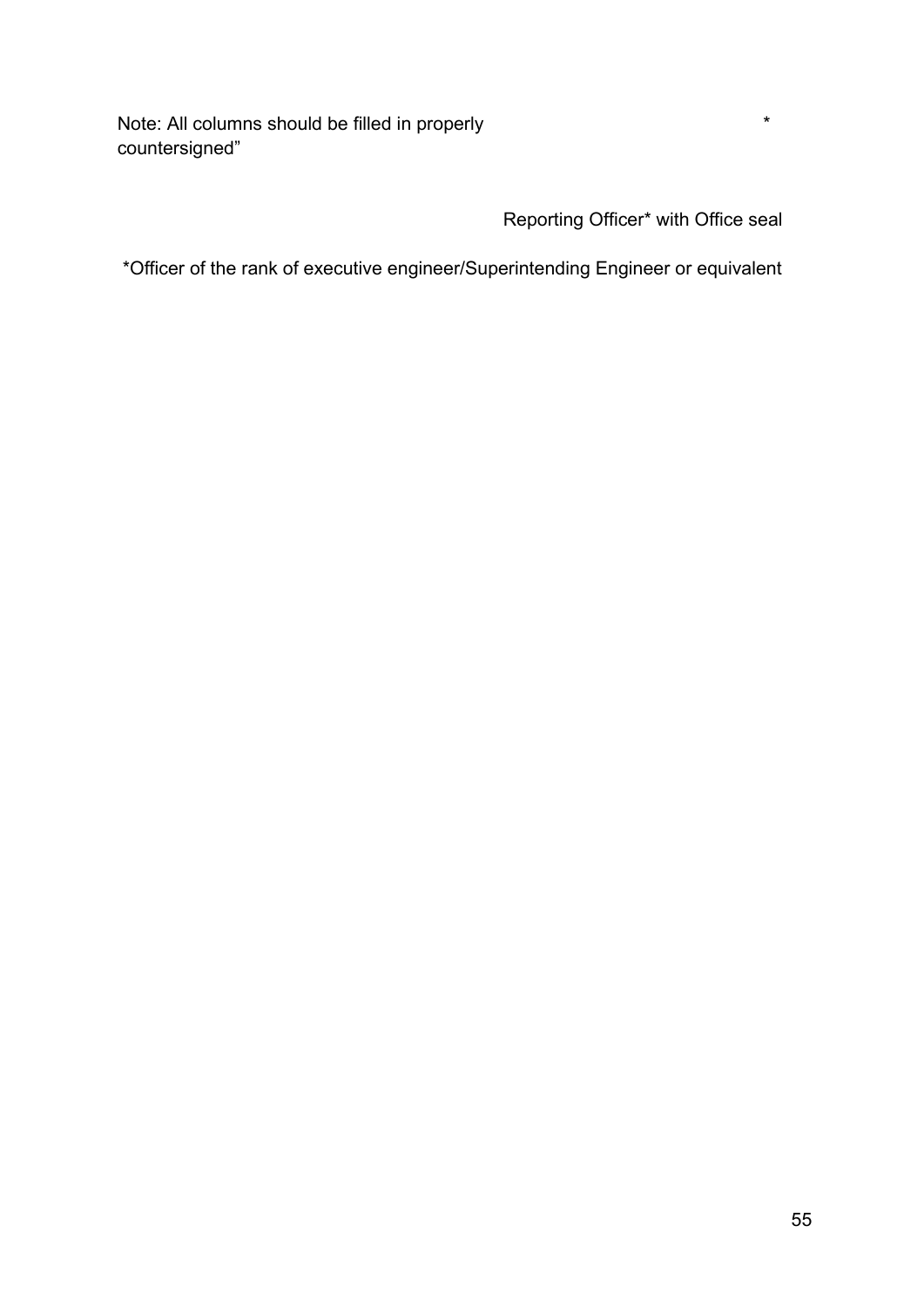Note: All columns should be filled in properly countersigned”

*

Reporting Officer* with Office seal

*Officer of the rank of executive engineer/Superintending Engineer or equivalent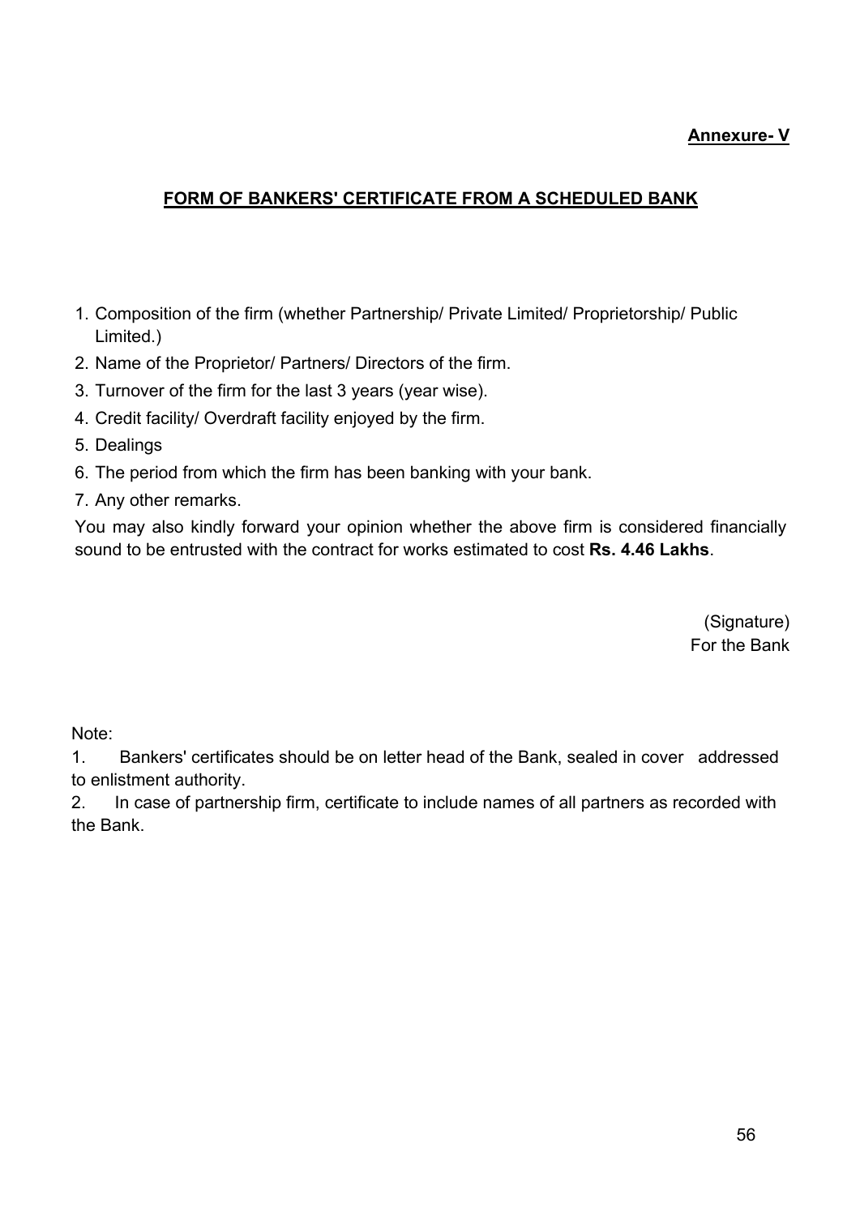**Annexure- V**

## FORM OF BANKERS' CERTIFICATE FROM A SCHEDULED BANK

1. Composition of the firm (whether Partnership/ Private Limited/ Proprietorship/ Public Limited.)
2. Name of the Proprietor/ Partners/ Directors of the firm.
3. Turnover of the firm for the last 3 years (year wise).
4. Credit facility/ Overdraft facility enjoyed by the firm.
5. Dealings
6. The period from which the firm has been banking with your bank.
7. Any other remarks.

You may also kindly forward your opinion whether the above firm is considered financially sound to be entrusted with the contract for works estimated to cost **Rs. 4.46 Lakhs**.

(Signature)
For the Bank

Note:

1. Bankers' certificates should be on letter head of the Bank, sealed in cover addressed to enlistment authority.
2. In case of partnership firm, certificate to include names of all partners as recorded with the Bank.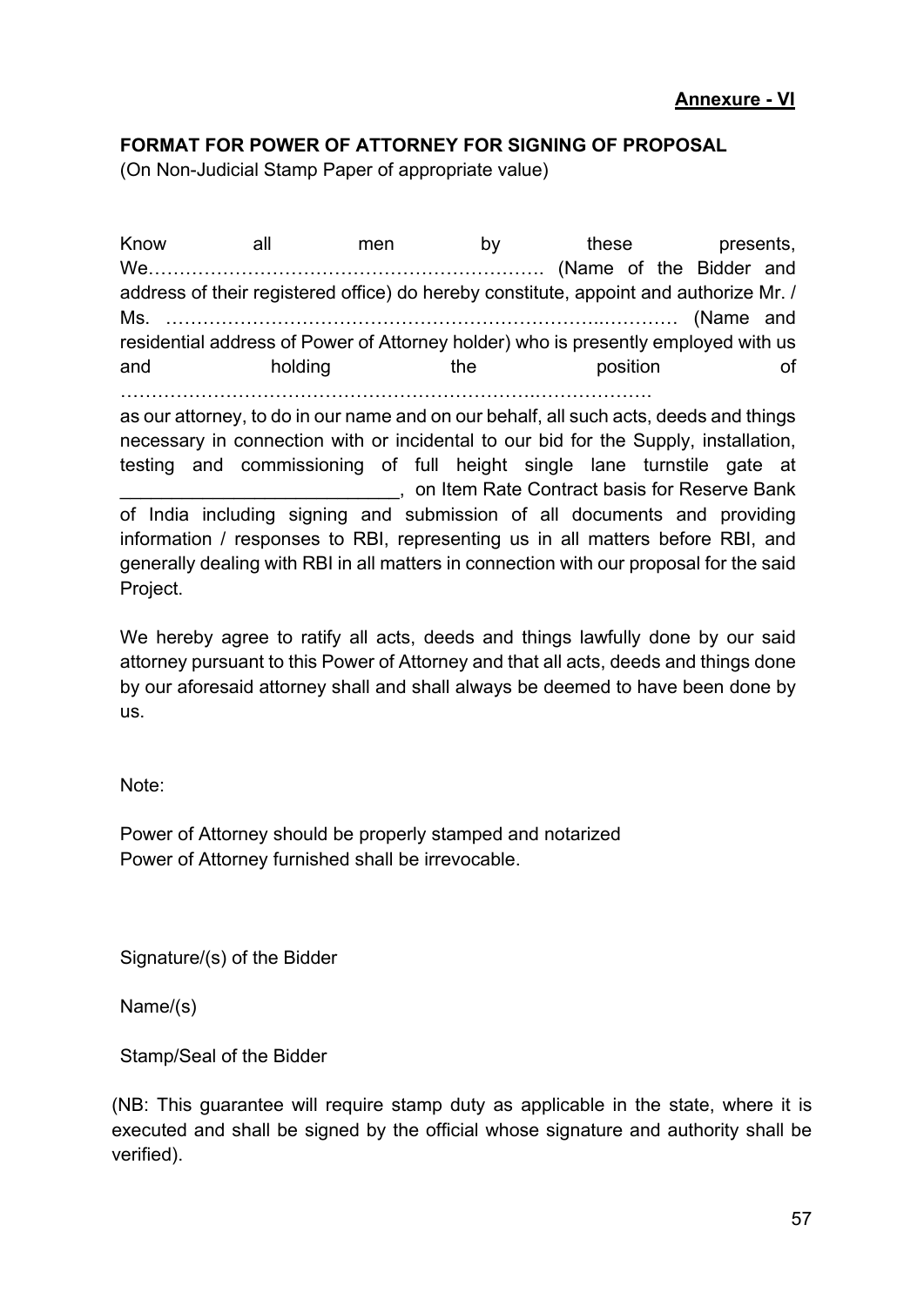**Annexure - VI**

**FORMAT FOR POWER OF ATTORNEY FOR SIGNING OF PROPOSAL**

(On Non-Judicial Stamp Paper of appropriate value)

Know all men by these presents, We………………………………………………………. (Name of the Bidder and address of their registered office) do hereby constitute, appoint and authorize Mr. / Ms. ………………………………………………………….………… (Name and residential address of Power of Attorney holder) who is presently employed with us and holding the position of ……………………………………………………….………………. as our attorney, to do in our name and on our behalf, all such acts, deeds and things necessary in connection with or incidental to our bid for the Supply, installation, testing and commissioning of full height single lane turnstile gate at __________________________, on Item Rate Contract basis for Reserve Bank of India including signing and submission of all documents and providing information / responses to RBI, representing us in all matters before RBI, and generally dealing with RBI in all matters in connection with our proposal for the said Project.

We hereby agree to ratify all acts, deeds and things lawfully done by our said attorney pursuant to this Power of Attorney and that all acts, deeds and things done by our aforesaid attorney shall and shall always be deemed to have been done by us.

Note:

Power of Attorney should be properly stamped and notarized
Power of Attorney furnished shall be irrevocable.

Signature/(s) of the Bidder

Name/(s)

Stamp/Seal of the Bidder

(NB: This guarantee will require stamp duty as applicable in the state, where it is executed and shall be signed by the official whose signature and authority shall be verified).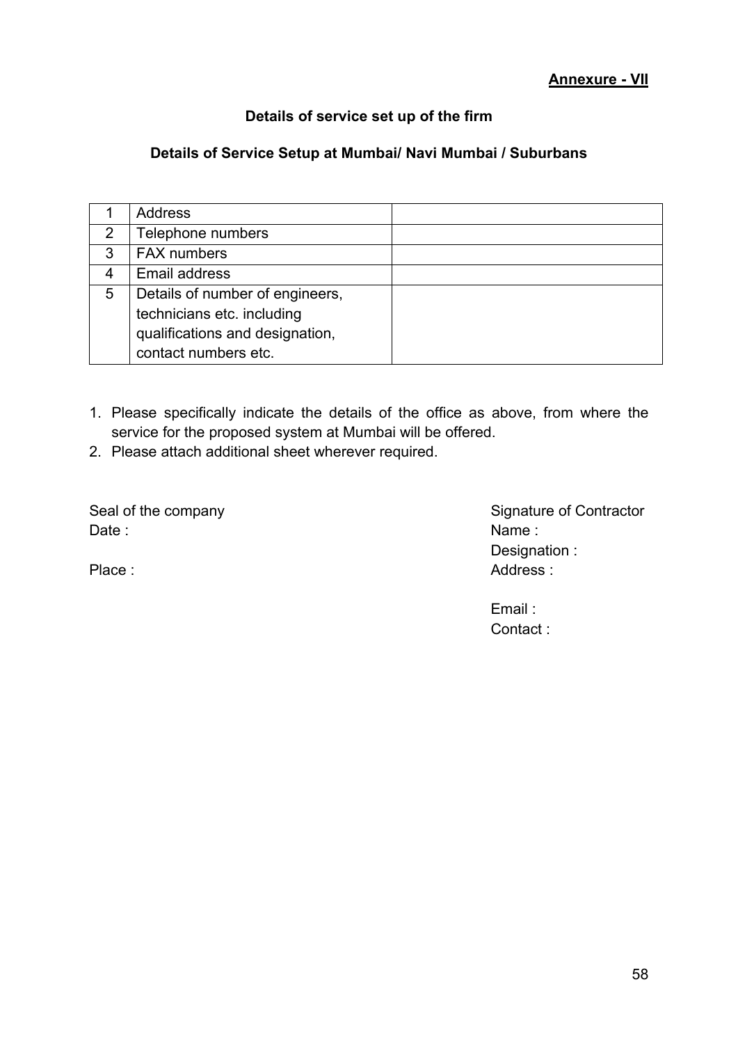**Annexure - VII**

**Details of service set up of the firm**

**Details of Service Setup at Mumbai/ Navi Mumbai / Suburbans**

| | | |
|---|---|---|
| 1 | Address | |
| 2 | Telephone numbers | |
| 3 | FAX numbers | |
| 4 | Email address | |
| 5 | Details of number of engineers, technicians etc. including qualifications and designation, contact numbers etc. | |

1. Please specifically indicate the details of the office as above, from where the service for the proposed system at Mumbai will be offered.
2. Please attach additional sheet wherever required.

Seal of the company

Date :

Place :

Signature of Contractor

Name :

Designation :

Address :

Email :

Contact :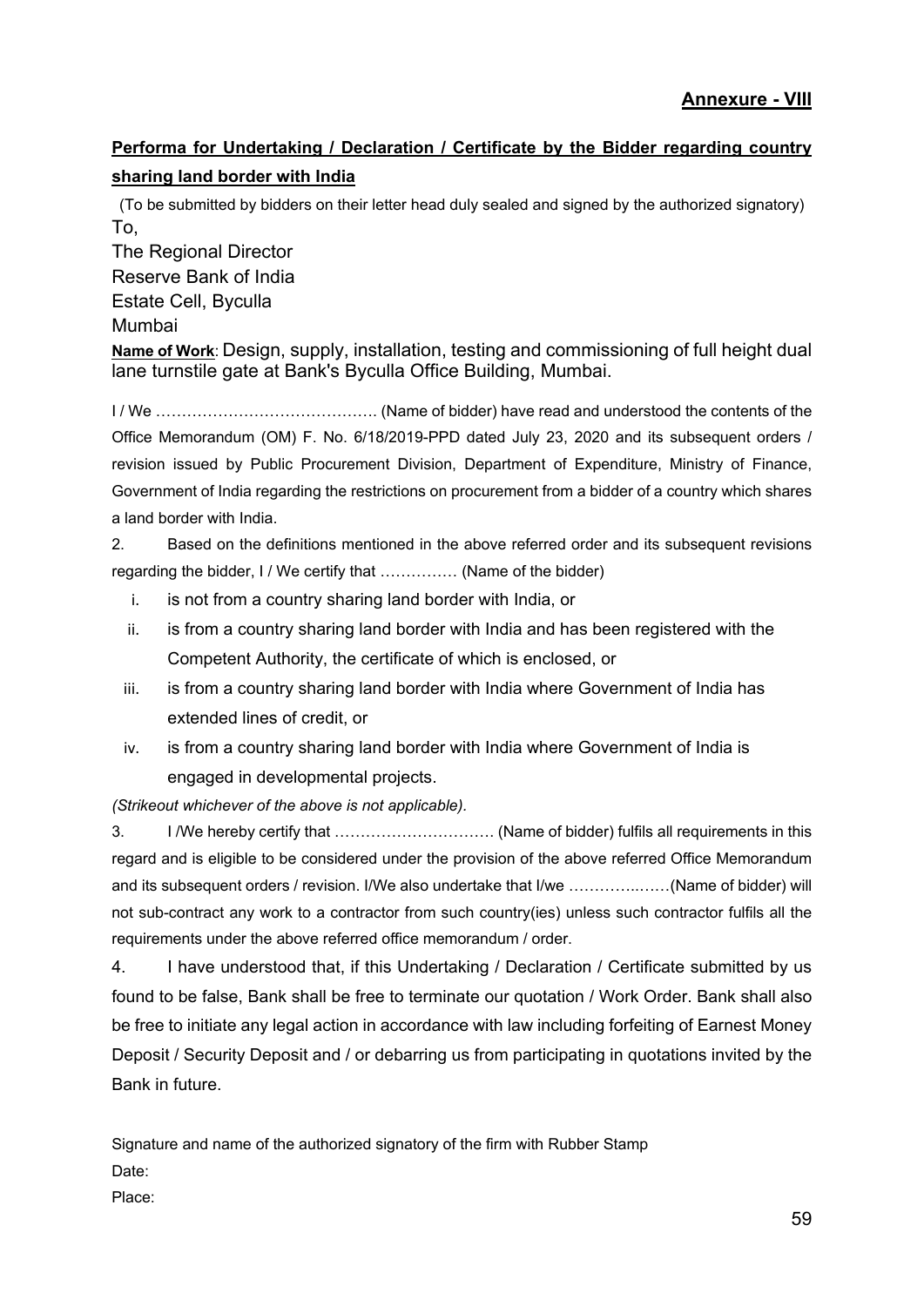**Annexure - VIII**

**Performa for Undertaking / Declaration / Certificate by the Bidder regarding country sharing land border with India**

(To be submitted by bidders on their letter head duly sealed and signed by the authorized signatory)

To,

The Regional Director

Reserve Bank of India

Estate Cell, Byculla

Mumbai

**Name of Work**: Design, supply, installation, testing and commissioning of full height dual lane turnstile gate at Bank's Byculla Office Building, Mumbai.

I / We ……………………………………. (Name of bidder) have read and understood the contents of the Office Memorandum (OM) F. No. 6/18/2019-PPD dated July 23, 2020 and its subsequent orders / revision issued by Public Procurement Division, Department of Expenditure, Ministry of Finance, Government of India regarding the restrictions on procurement from a bidder of a country which shares a land border with India.

2. Based on the definitions mentioned in the above referred order and its subsequent revisions regarding the bidder, I / We certify that …………… (Name of the bidder)

i. is not from a country sharing land border with India, or

ii. is from a country sharing land border with India and has been registered with the Competent Authority, the certificate of which is enclosed, or

iii. is from a country sharing land border with India where Government of India has extended lines of credit, or

iv. is from a country sharing land border with India where Government of India is engaged in developmental projects.

*(Strikeout whichever of the above is not applicable).*

3. I /We hereby certify that …………………………. (Name of bidder) fulfils all requirements in this regard and is eligible to be considered under the provision of the above referred Office Memorandum and its subsequent orders / revision. I/We also undertake that I/we ……………..……(Name of bidder) will not sub-contract any work to a contractor from such country(ies) unless such contractor fulfils all the requirements under the above referred office memorandum / order.

4. I have understood that, if this Undertaking / Declaration / Certificate submitted by us found to be false, Bank shall be free to terminate our quotation / Work Order. Bank shall also be free to initiate any legal action in accordance with law including forfeiting of Earnest Money Deposit / Security Deposit and / or debarring us from participating in quotations invited by the Bank in future.

Signature and name of the authorized signatory of the firm with Rubber Stamp

Date:

Place: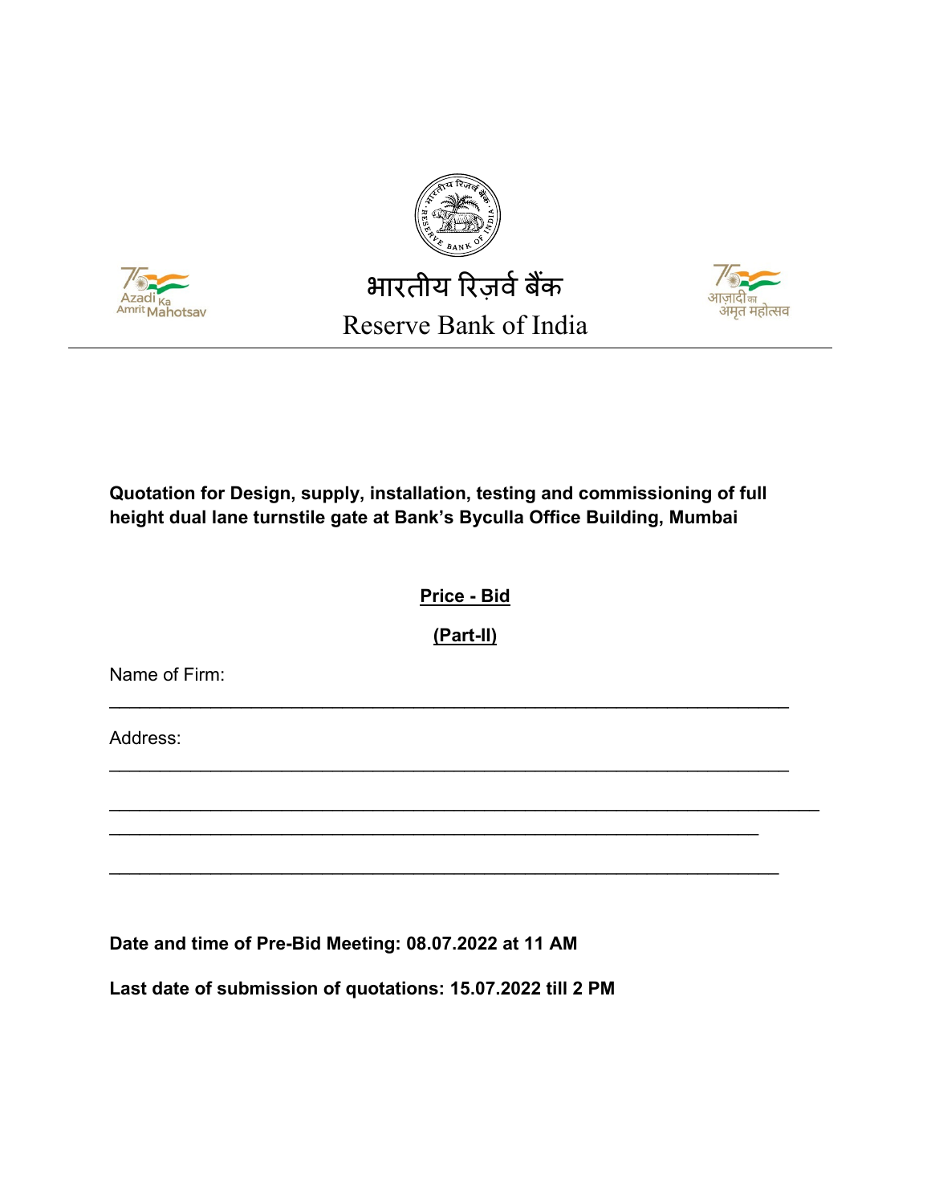भारतीय रिज़र्व बैंक

Reserve Bank of India

Azadi Ka Amrit Mahotsav

आज़ादी का अमृत महोत्सव

---

**Quotation for Design, supply, installation, testing and commissioning of full height dual lane turnstile gate at Bank's Byculla Office Building, Mumbai**

**Price - Bid**

**(Part-II)**

Name of Firm:

______________________________________________________________

Address:

______________________________________________________________

______________________________________________________________

______________________________________________________________

______________________________________________________________

**Date and time of Pre-Bid Meeting: 08.07.2022 at 11 AM**

**Last date of submission of quotations: 15.07.2022 till 2 PM**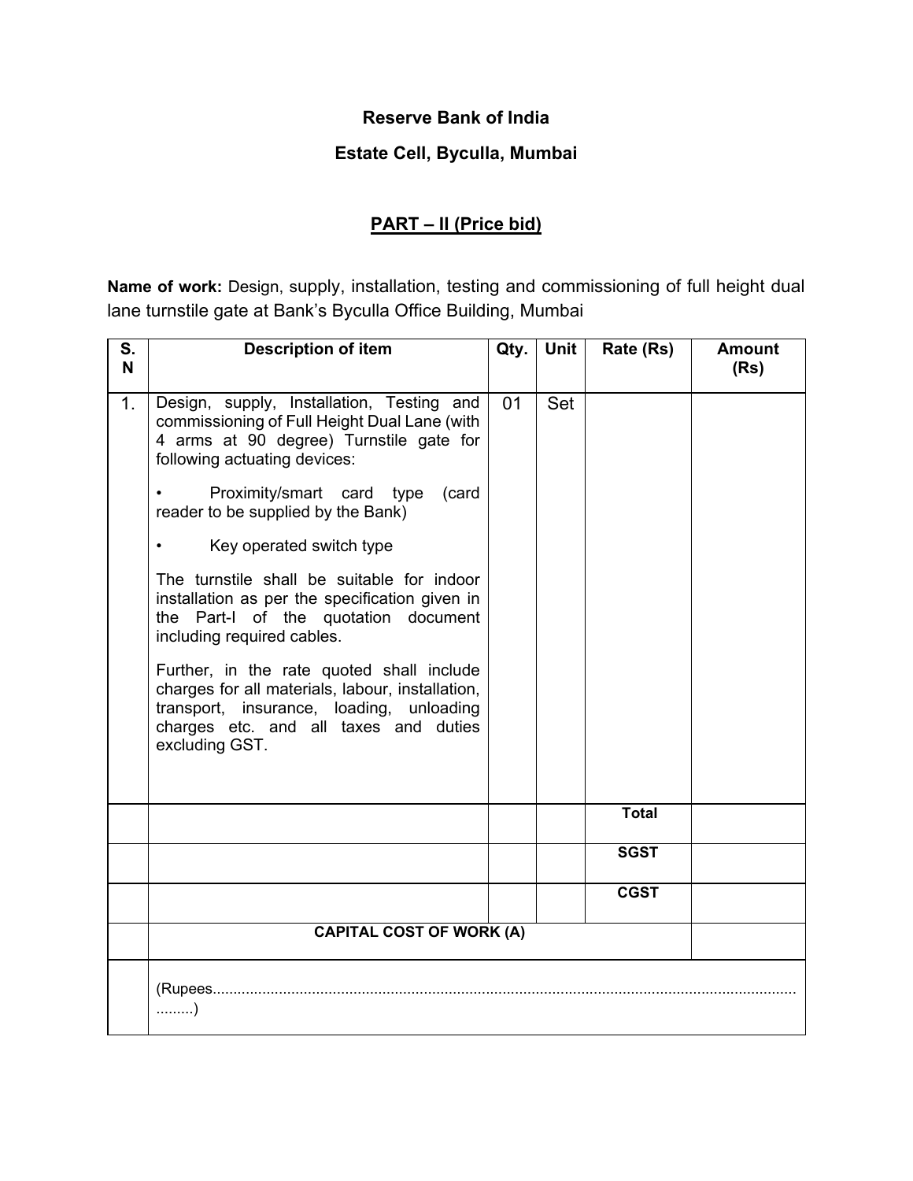**Reserve Bank of India**

**Estate Cell, Byculla, Mumbai**

## PART – II (Price bid)

**Name of work:** Design, supply, installation, testing and commissioning of full height dual lane turnstile gate at Bank's Byculla Office Building, Mumbai

| S. N | Description of item | Qty. | Unit | Rate (Rs) | Amount (Rs) |
|---|---|---|---|---|---|
| 1. | Design, supply, Installation, Testing and commissioning of Full Height Dual Lane (with 4 arms at 90 degree) Turnstile gate for following actuating devices:<br>• Proximity/smart card type (card reader to be supplied by the Bank)<br>• Key operated switch type<br>The turnstile shall be suitable for indoor installation as per the specification given in the Part-I of the quotation document including required cables.<br>Further, in the rate quoted shall include charges for all materials, labour, installation, transport, insurance, loading, unloading charges etc. and all taxes and duties excluding GST. | 01 | Set | | |
| | | | | **Total** | |
| | | | | **SGST** | |
| | | | | **CGST** | |
| | **CAPITAL COST OF WORK (A)** | | | | |
| | (Rupees.................................................................................................................................................................) | | | | |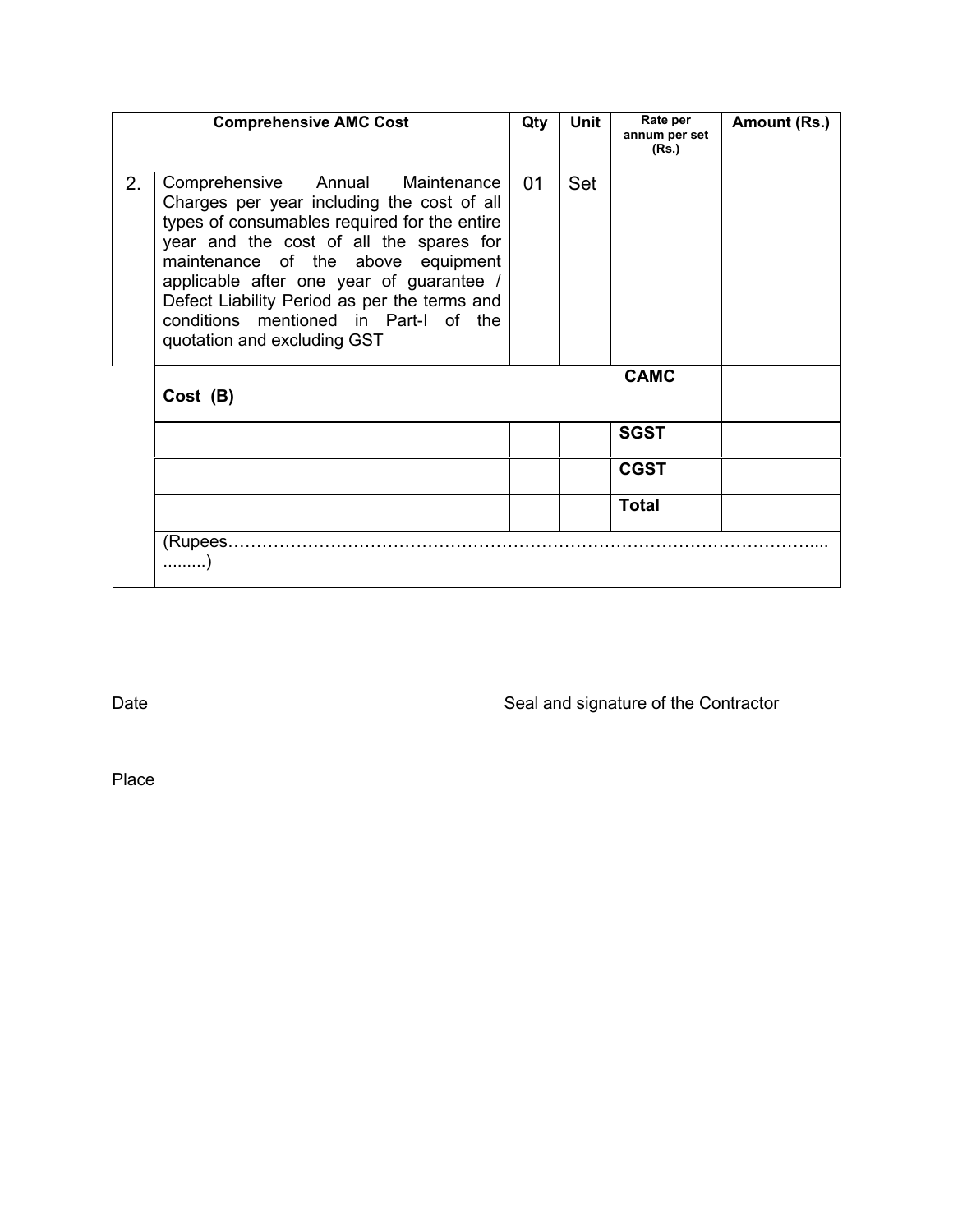| Comprehensive AMC Cost | | Qty | Unit | Rate per annum per set (Rs.) | Amount (Rs.) |
|---|---|---|---|---|---|
| 2. | Comprehensive Annual Maintenance Charges per year including the cost of all types of consumables required for the entire year and the cost of all the spares for maintenance of the above equipment applicable after one year of guarantee / Defect Liability Period as per the terms and conditions mentioned in Part-I of the quotation and excluding GST | 01 | Set | | |
| | **Cost (B)** | | | **CAMC** | |
| | | | | **SGST** | |
| | | | | **CGST** | |
| | | | | **Total** | |
| | (Rupees…………………………………………………………………………………………..... .........) | | | | |

Date

Seal and signature of the Contractor

Place